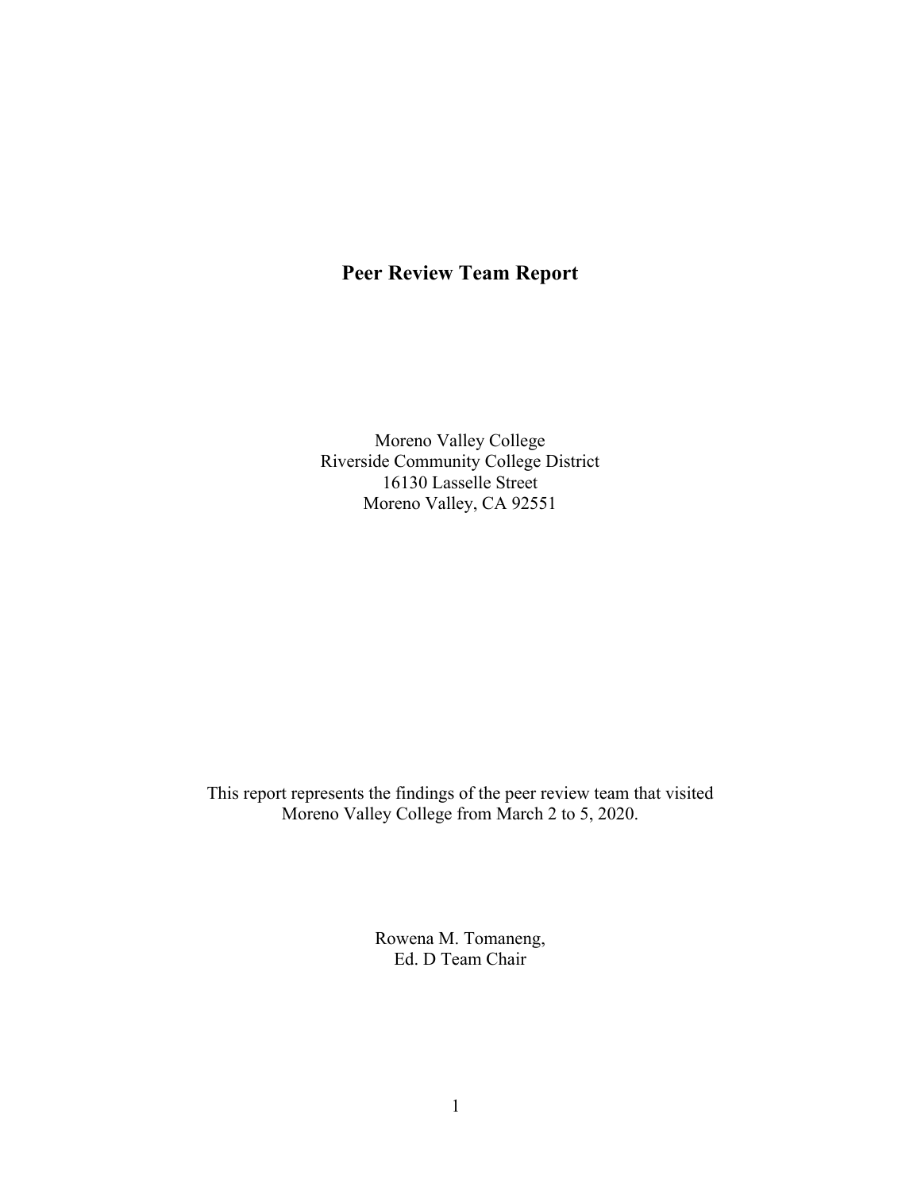# Peer Review Team Report

Moreno Valley College
Riverside Community College District
16130 Lasselle Street
Moreno Valley, CA 92551

This report represents the findings of the peer review team that visited Moreno Valley College from March 2 to 5, 2020.

Rowena M. Tomaneng,
Ed. D Team Chair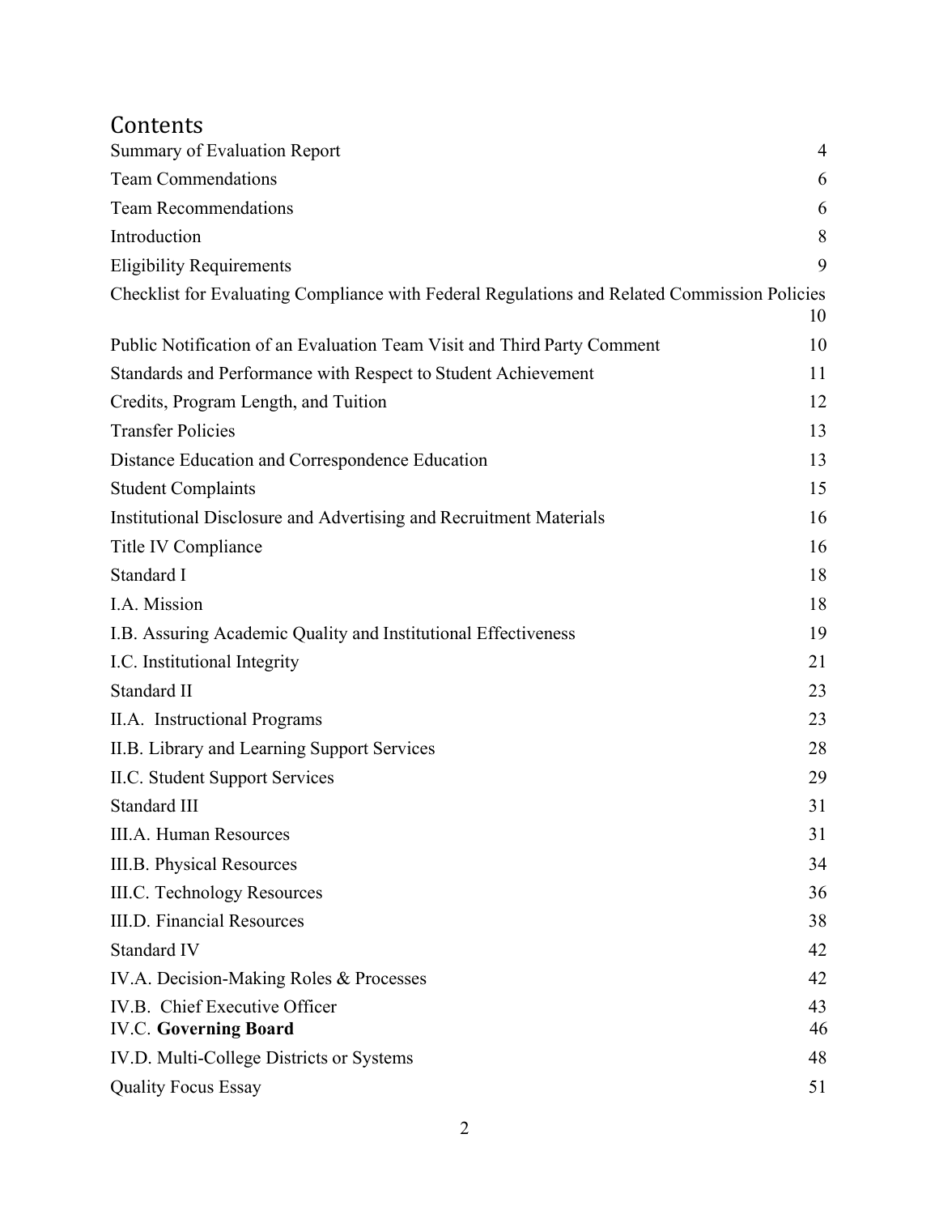# Contents

| | |
|---|---|
| Summary of Evaluation Report | 4 |
| Team Commendations | 6 |
| Team Recommendations | 6 |
| Introduction | 8 |
| Eligibility Requirements | 9 |
| Checklist for Evaluating Compliance with Federal Regulations and Related Commission Policies | 10 |
| Public Notification of an Evaluation Team Visit and Third Party Comment | 10 |
| Standards and Performance with Respect to Student Achievement | 11 |
| Credits, Program Length, and Tuition | 12 |
| Transfer Policies | 13 |
| Distance Education and Correspondence Education | 13 |
| Student Complaints | 15 |
| Institutional Disclosure and Advertising and Recruitment Materials | 16 |
| Title IV Compliance | 16 |
| Standard I | 18 |
| I.A. Mission | 18 |
| I.B. Assuring Academic Quality and Institutional Effectiveness | 19 |
| I.C. Institutional Integrity | 21 |
| Standard II | 23 |
| II.A. Instructional Programs | 23 |
| II.B. Library and Learning Support Services | 28 |
| II.C. Student Support Services | 29 |
| Standard III | 31 |
| III.A. Human Resources | 31 |
| III.B. Physical Resources | 34 |
| III.C. Technology Resources | 36 |
| III.D. Financial Resources | 38 |
| Standard IV | 42 |
| IV.A. Decision-Making Roles & Processes | 42 |
| IV.B. Chief Executive Officer | 43 |
| IV.C. **Governing Board** | 46 |
| IV.D. Multi-College Districts or Systems | 48 |
| Quality Focus Essay | 51 |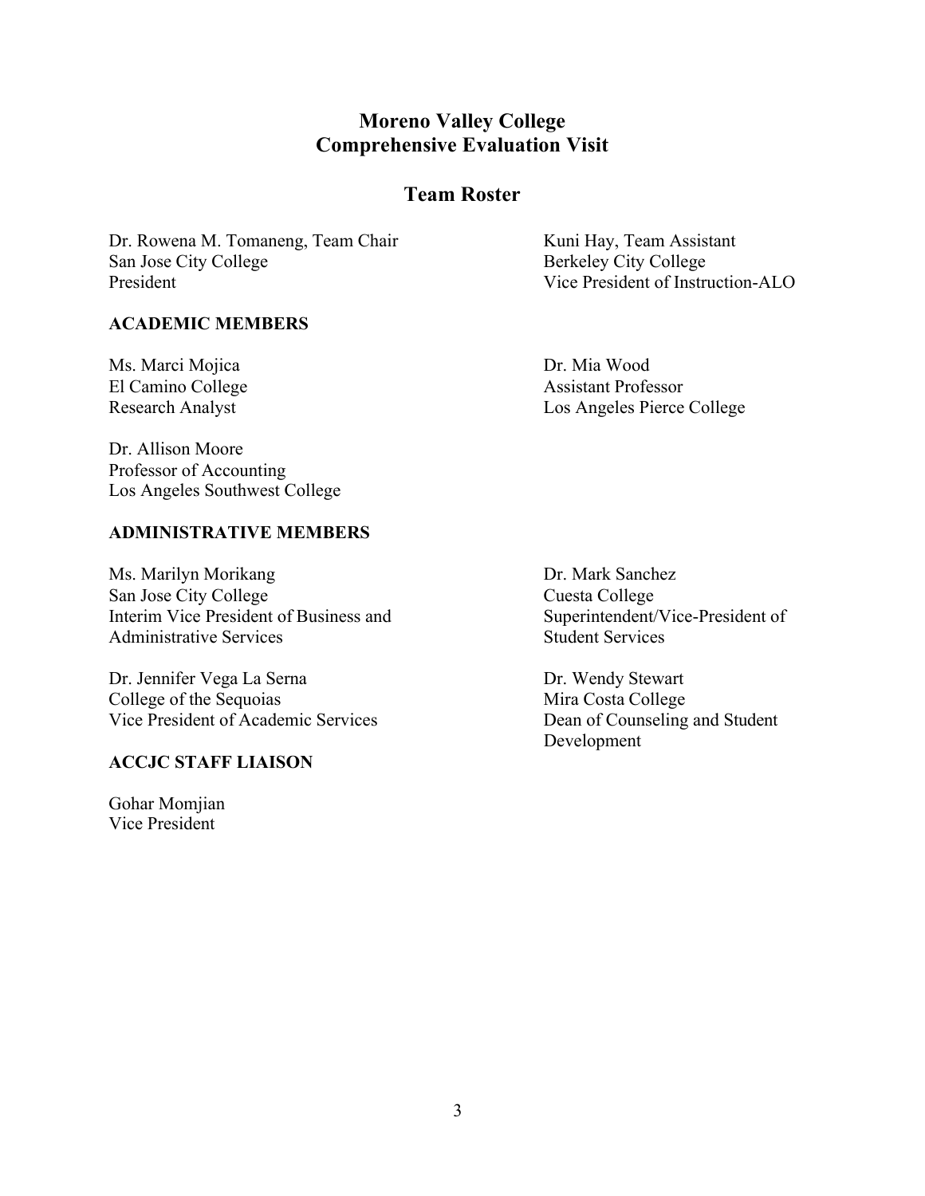# Moreno Valley College
# Comprehensive Evaluation Visit

## Team Roster

Dr. Rowena M. Tomaneng, Team Chair
San Jose City College
President

Kuni Hay, Team Assistant
Berkeley City College
Vice President of Instruction-ALO

### ACADEMIC MEMBERS

Ms. Marci Mojica
El Camino College
Research Analyst

Dr. Mia Wood
Assistant Professor
Los Angeles Pierce College

Dr. Allison Moore
Professor of Accounting
Los Angeles Southwest College

### ADMINISTRATIVE MEMBERS

Ms. Marilyn Morikang
San Jose City College
Interim Vice President of Business and Administrative Services

Dr. Mark Sanchez
Cuesta College
Superintendent/Vice-President of Student Services

Dr. Jennifer Vega La Serna
College of the Sequoias
Vice President of Academic Services

Dr. Wendy Stewart
Mira Costa College
Dean of Counseling and Student Development

### ACCJC STAFF LIAISON

Gohar Momjian
Vice President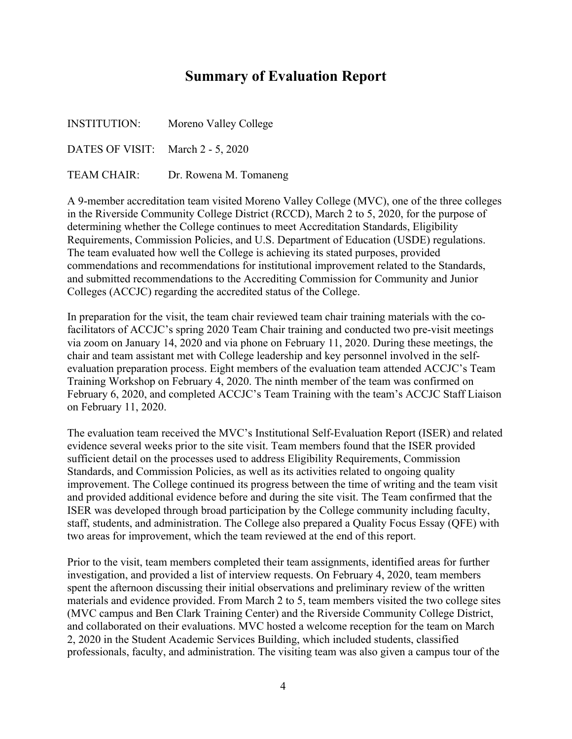# Summary of Evaluation Report

INSTITUTION: Moreno Valley College

DATES OF VISIT: March 2 - 5, 2020

TEAM CHAIR: Dr. Rowena M. Tomaneng

A 9-member accreditation team visited Moreno Valley College (MVC), one of the three colleges in the Riverside Community College District (RCCD), March 2 to 5, 2020, for the purpose of determining whether the College continues to meet Accreditation Standards, Eligibility Requirements, Commission Policies, and U.S. Department of Education (USDE) regulations. The team evaluated how well the College is achieving its stated purposes, provided commendations and recommendations for institutional improvement related to the Standards, and submitted recommendations to the Accrediting Commission for Community and Junior Colleges (ACCJC) regarding the accredited status of the College.

In preparation for the visit, the team chair reviewed team chair training materials with the co-facilitators of ACCJC's spring 2020 Team Chair training and conducted two pre-visit meetings via zoom on January 14, 2020 and via phone on February 11, 2020. During these meetings, the chair and team assistant met with College leadership and key personnel involved in the self-evaluation preparation process. Eight members of the evaluation team attended ACCJC's Team Training Workshop on February 4, 2020. The ninth member of the team was confirmed on February 6, 2020, and completed ACCJC's Team Training with the team's ACCJC Staff Liaison on February 11, 2020.

The evaluation team received the MVC's Institutional Self-Evaluation Report (ISER) and related evidence several weeks prior to the site visit. Team members found that the ISER provided sufficient detail on the processes used to address Eligibility Requirements, Commission Standards, and Commission Policies, as well as its activities related to ongoing quality improvement. The College continued its progress between the time of writing and the team visit and provided additional evidence before and during the site visit. The Team confirmed that the ISER was developed through broad participation by the College community including faculty, staff, students, and administration. The College also prepared a Quality Focus Essay (QFE) with two areas for improvement, which the team reviewed at the end of this report.

Prior to the visit, team members completed their team assignments, identified areas for further investigation, and provided a list of interview requests. On February 4, 2020, team members spent the afternoon discussing their initial observations and preliminary review of the written materials and evidence provided. From March 2 to 5, team members visited the two college sites (MVC campus and Ben Clark Training Center) and the Riverside Community College District, and collaborated on their evaluations. MVC hosted a welcome reception for the team on March 2, 2020 in the Student Academic Services Building, which included students, classified professionals, faculty, and administration. The visiting team was also given a campus tour of the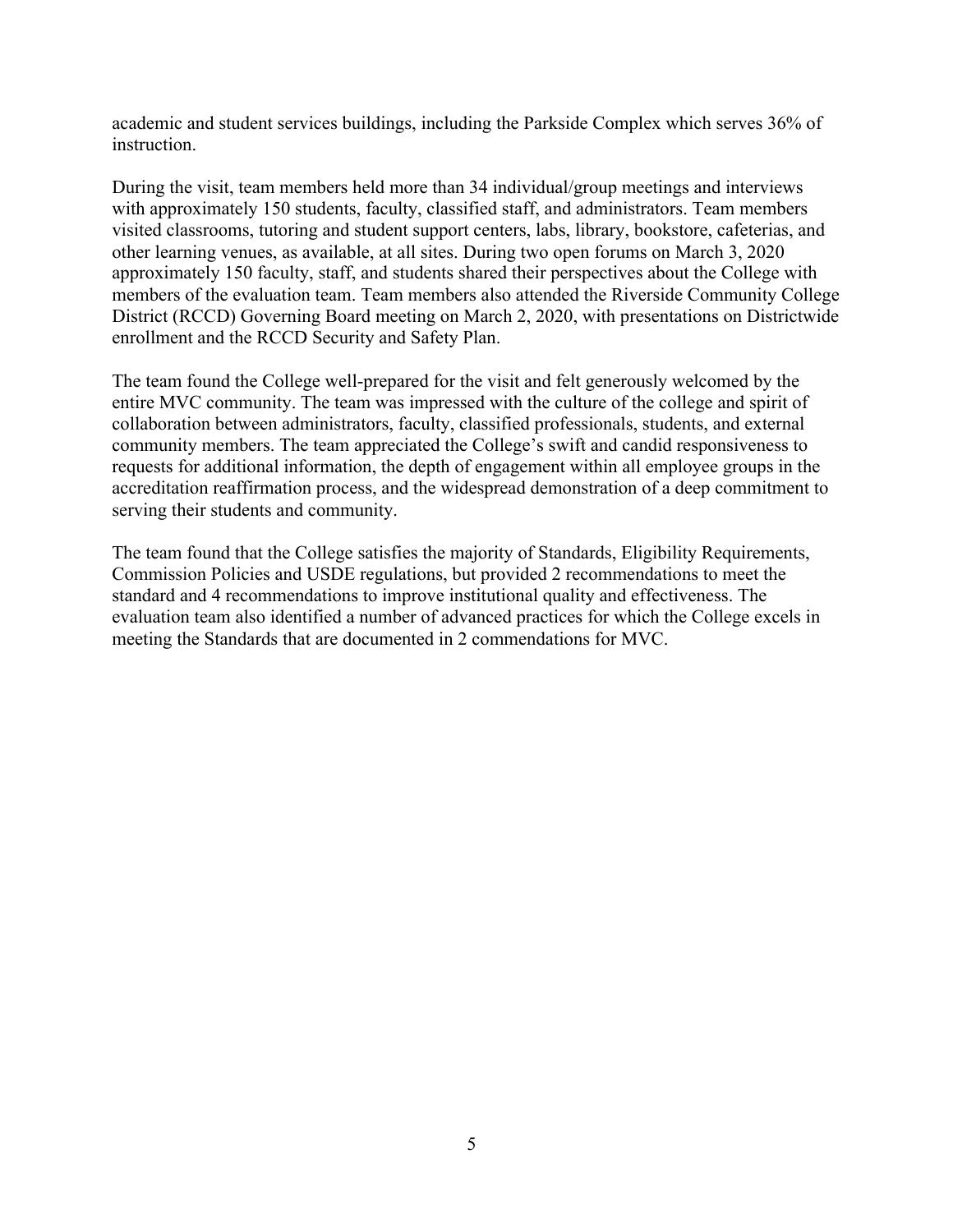academic and student services buildings, including the Parkside Complex which serves 36% of instruction.

During the visit, team members held more than 34 individual/group meetings and interviews with approximately 150 students, faculty, classified staff, and administrators. Team members visited classrooms, tutoring and student support centers, labs, library, bookstore, cafeterias, and other learning venues, as available, at all sites. During two open forums on March 3, 2020 approximately 150 faculty, staff, and students shared their perspectives about the College with members of the evaluation team. Team members also attended the Riverside Community College District (RCCD) Governing Board meeting on March 2, 2020, with presentations on Districtwide enrollment and the RCCD Security and Safety Plan.

The team found the College well-prepared for the visit and felt generously welcomed by the entire MVC community. The team was impressed with the culture of the college and spirit of collaboration between administrators, faculty, classified professionals, students, and external community members. The team appreciated the College's swift and candid responsiveness to requests for additional information, the depth of engagement within all employee groups in the accreditation reaffirmation process, and the widespread demonstration of a deep commitment to serving their students and community.

The team found that the College satisfies the majority of Standards, Eligibility Requirements, Commission Policies and USDE regulations, but provided 2 recommendations to meet the standard and 4 recommendations to improve institutional quality and effectiveness. The evaluation team also identified a number of advanced practices for which the College excels in meeting the Standards that are documented in 2 commendations for MVC.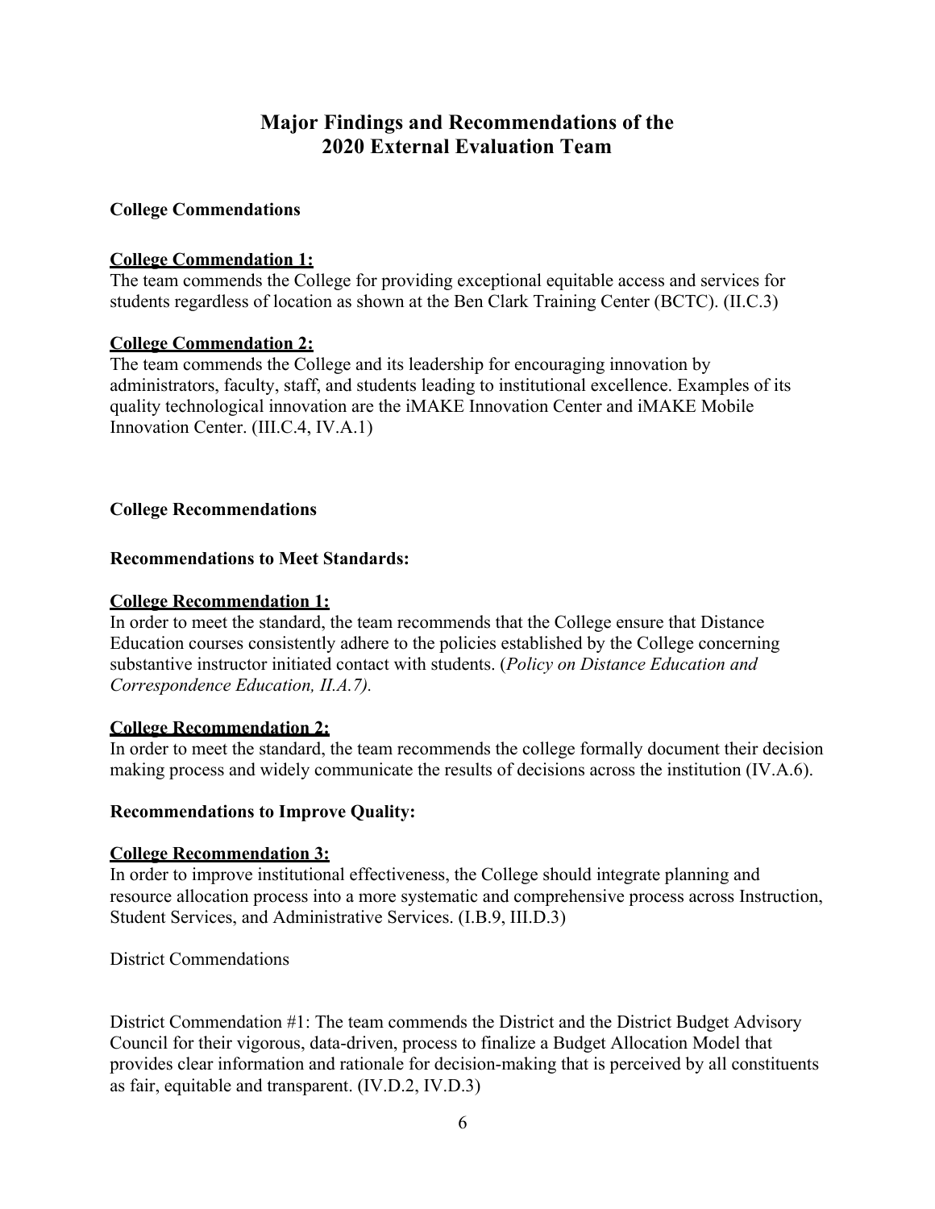# Major Findings and Recommendations of the 2020 External Evaluation Team

**College Commendations**

**College Commendation 1:**
The team commends the College for providing exceptional equitable access and services for students regardless of location as shown at the Ben Clark Training Center (BCTC). (II.C.3)

**College Commendation 2:**
The team commends the College and its leadership for encouraging innovation by administrators, faculty, staff, and students leading to institutional excellence. Examples of its quality technological innovation are the iMAKE Innovation Center and iMAKE Mobile Innovation Center. (III.C.4, IV.A.1)

**College Recommendations**

**Recommendations to Meet Standards:**

**College Recommendation 1:**
In order to meet the standard, the team recommends that the College ensure that Distance Education courses consistently adhere to the policies established by the College concerning substantive instructor initiated contact with students. (*Policy on Distance Education and Correspondence Education, II.A.7).*

**College Recommendation 2:**
In order to meet the standard, the team recommends the college formally document their decision making process and widely communicate the results of decisions across the institution (IV.A.6).

**Recommendations to Improve Quality:**

**College Recommendation 3:**
In order to improve institutional effectiveness, the College should integrate planning and resource allocation process into a more systematic and comprehensive process across Instruction, Student Services, and Administrative Services. (I.B.9, III.D.3)

District Commendations

District Commendation #1: The team commends the District and the District Budget Advisory Council for their vigorous, data-driven, process to finalize a Budget Allocation Model that provides clear information and rationale for decision-making that is perceived by all constituents as fair, equitable and transparent. (IV.D.2, IV.D.3)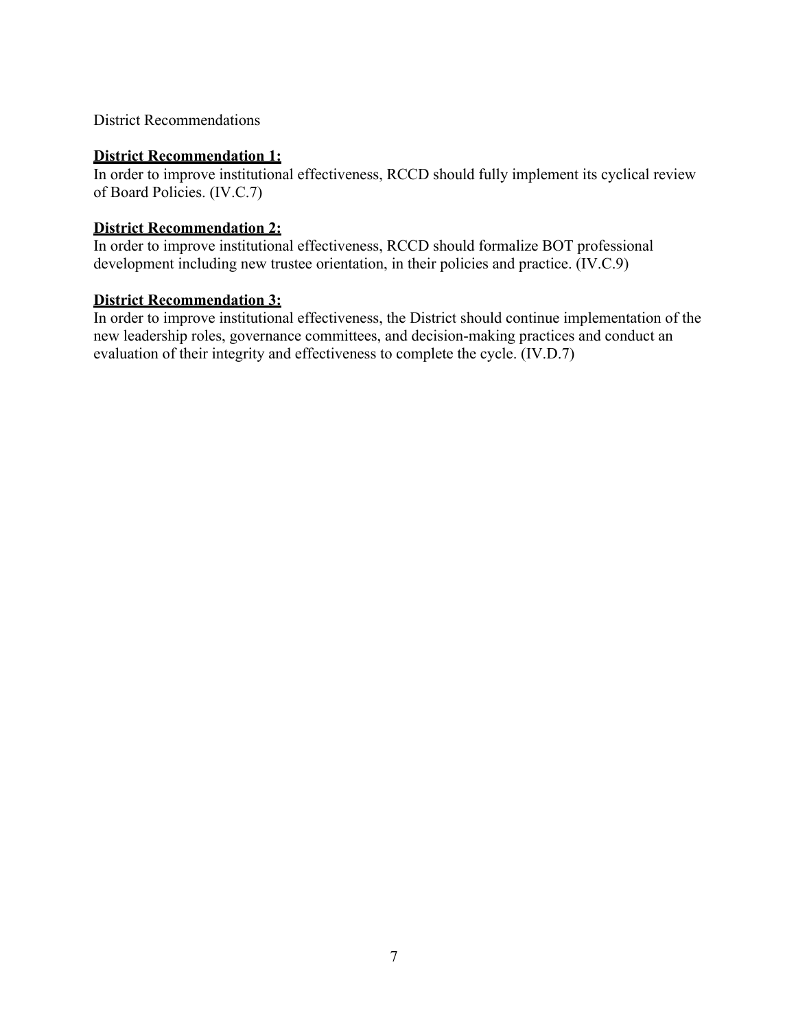District Recommendations

**District Recommendation 1:**

In order to improve institutional effectiveness, RCCD should fully implement its cyclical review of Board Policies. (IV.C.7)

**District Recommendation 2:**

In order to improve institutional effectiveness, RCCD should formalize BOT professional development including new trustee orientation, in their policies and practice. (IV.C.9)

**District Recommendation 3:**

In order to improve institutional effectiveness, the District should continue implementation of the new leadership roles, governance committees, and decision-making practices and conduct an evaluation of their integrity and effectiveness to complete the cycle. (IV.D.7)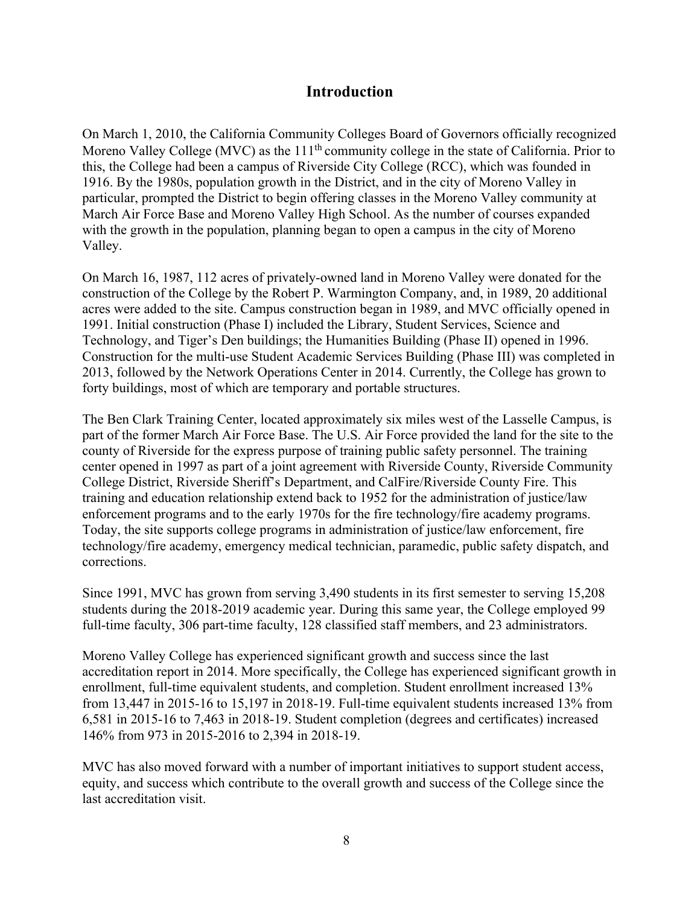# Introduction

On March 1, 2010, the California Community Colleges Board of Governors officially recognized Moreno Valley College (MVC) as the 111th community college in the state of California. Prior to this, the College had been a campus of Riverside City College (RCC), which was founded in 1916. By the 1980s, population growth in the District, and in the city of Moreno Valley in particular, prompted the District to begin offering classes in the Moreno Valley community at March Air Force Base and Moreno Valley High School. As the number of courses expanded with the growth in the population, planning began to open a campus in the city of Moreno Valley.

On March 16, 1987, 112 acres of privately-owned land in Moreno Valley were donated for the construction of the College by the Robert P. Warmington Company, and, in 1989, 20 additional acres were added to the site. Campus construction began in 1989, and MVC officially opened in 1991. Initial construction (Phase I) included the Library, Student Services, Science and Technology, and Tiger's Den buildings; the Humanities Building (Phase II) opened in 1996. Construction for the multi-use Student Academic Services Building (Phase III) was completed in 2013, followed by the Network Operations Center in 2014. Currently, the College has grown to forty buildings, most of which are temporary and portable structures.

The Ben Clark Training Center, located approximately six miles west of the Lasselle Campus, is part of the former March Air Force Base. The U.S. Air Force provided the land for the site to the county of Riverside for the express purpose of training public safety personnel. The training center opened in 1997 as part of a joint agreement with Riverside County, Riverside Community College District, Riverside Sheriff's Department, and CalFire/Riverside County Fire. This training and education relationship extend back to 1952 for the administration of justice/law enforcement programs and to the early 1970s for the fire technology/fire academy programs. Today, the site supports college programs in administration of justice/law enforcement, fire technology/fire academy, emergency medical technician, paramedic, public safety dispatch, and corrections.

Since 1991, MVC has grown from serving 3,490 students in its first semester to serving 15,208 students during the 2018-2019 academic year. During this same year, the College employed 99 full-time faculty, 306 part-time faculty, 128 classified staff members, and 23 administrators.

Moreno Valley College has experienced significant growth and success since the last accreditation report in 2014. More specifically, the College has experienced significant growth in enrollment, full-time equivalent students, and completion. Student enrollment increased 13% from 13,447 in 2015-16 to 15,197 in 2018-19. Full-time equivalent students increased 13% from 6,581 in 2015-16 to 7,463 in 2018-19. Student completion (degrees and certificates) increased 146% from 973 in 2015-2016 to 2,394 in 2018-19.

MVC has also moved forward with a number of important initiatives to support student access, equity, and success which contribute to the overall growth and success of the College since the last accreditation visit.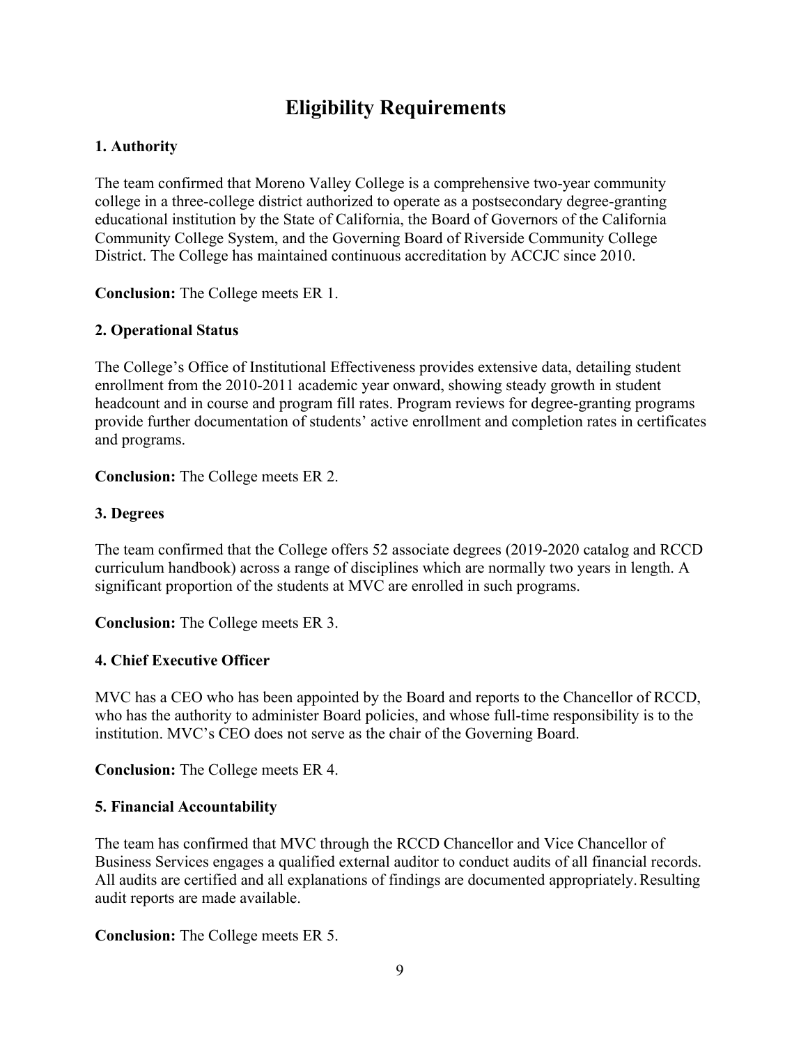# Eligibility Requirements

### 1. Authority

The team confirmed that Moreno Valley College is a comprehensive two-year community college in a three-college district authorized to operate as a postsecondary degree-granting educational institution by the State of California, the Board of Governors of the California Community College System, and the Governing Board of Riverside Community College District. The College has maintained continuous accreditation by ACCJC since 2010.

**Conclusion:** The College meets ER 1.

### 2. Operational Status

The College's Office of Institutional Effectiveness provides extensive data, detailing student enrollment from the 2010-2011 academic year onward, showing steady growth in student headcount and in course and program fill rates. Program reviews for degree-granting programs provide further documentation of students' active enrollment and completion rates in certificates and programs.

**Conclusion:** The College meets ER 2.

### 3. Degrees

The team confirmed that the College offers 52 associate degrees (2019-2020 catalog and RCCD curriculum handbook) across a range of disciplines which are normally two years in length. A significant proportion of the students at MVC are enrolled in such programs.

**Conclusion:** The College meets ER 3.

### 4. Chief Executive Officer

MVC has a CEO who has been appointed by the Board and reports to the Chancellor of RCCD, who has the authority to administer Board policies, and whose full-time responsibility is to the institution. MVC's CEO does not serve as the chair of the Governing Board.

**Conclusion:** The College meets ER 4.

### 5. Financial Accountability

The team has confirmed that MVC through the RCCD Chancellor and Vice Chancellor of Business Services engages a qualified external auditor to conduct audits of all financial records. All audits are certified and all explanations of findings are documented appropriately. Resulting audit reports are made available.

**Conclusion:** The College meets ER 5.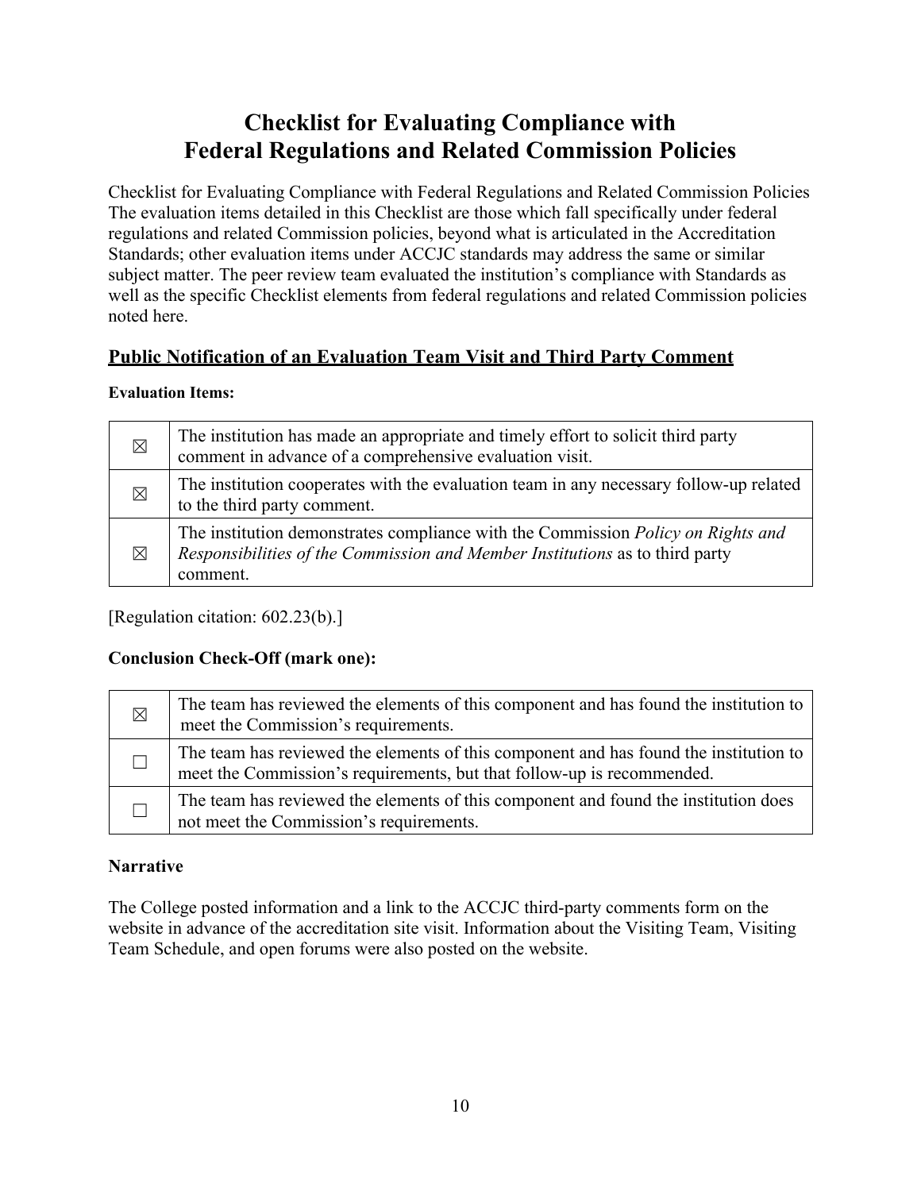# Checklist for Evaluating Compliance with Federal Regulations and Related Commission Policies

Checklist for Evaluating Compliance with Federal Regulations and Related Commission Policies The evaluation items detailed in this Checklist are those which fall specifically under federal regulations and related Commission policies, beyond what is articulated in the Accreditation Standards; other evaluation items under ACCJC standards may address the same or similar subject matter. The peer review team evaluated the institution's compliance with Standards as well as the specific Checklist elements from federal regulations and related Commission policies noted here.

## Public Notification of an Evaluation Team Visit and Third Party Comment

**Evaluation Items:**

| | |
|---|---|
| ☒ | The institution has made an appropriate and timely effort to solicit third party comment in advance of a comprehensive evaluation visit. |
| ☒ | The institution cooperates with the evaluation team in any necessary follow-up related to the third party comment. |
| ☒ | The institution demonstrates compliance with the Commission *Policy on Rights and Responsibilities of the Commission and Member Institutions* as to third party comment. |

[Regulation citation: 602.23(b).]

**Conclusion Check-Off (mark one):**

| | |
|---|---|
| ☒ | The team has reviewed the elements of this component and has found the institution to meet the Commission's requirements. |
| ☐ | The team has reviewed the elements of this component and has found the institution to meet the Commission's requirements, but that follow-up is recommended. |
| ☐ | The team has reviewed the elements of this component and found the institution does not meet the Commission's requirements. |

**Narrative**

The College posted information and a link to the ACCJC third-party comments form on the website in advance of the accreditation site visit. Information about the Visiting Team, Visiting Team Schedule, and open forums were also posted on the website.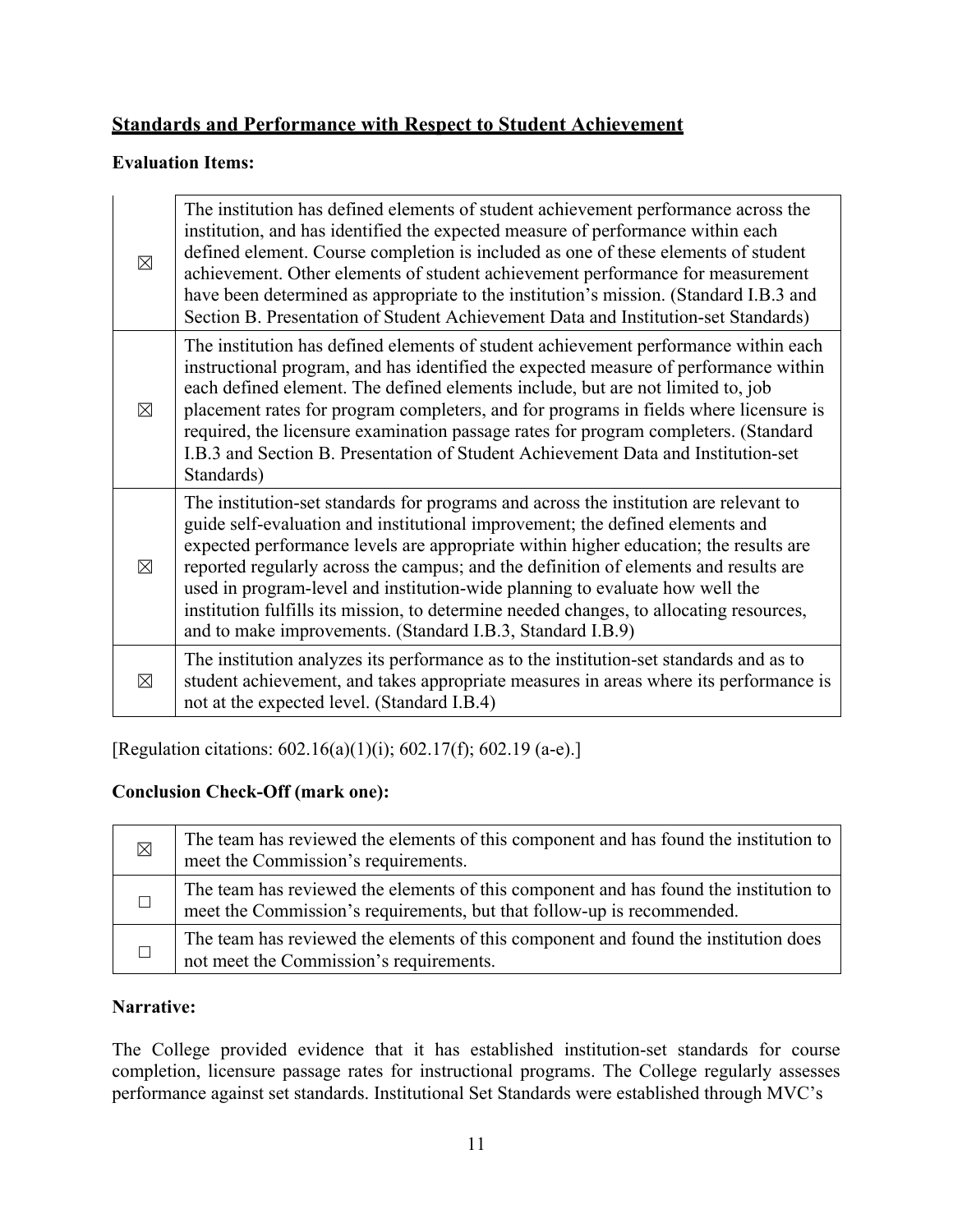## Standards and Performance with Respect to Student Achievement

**Evaluation Items:**

| | |
|---|---|
| ☒ | The institution has defined elements of student achievement performance across the institution, and has identified the expected measure of performance within each defined element. Course completion is included as one of these elements of student achievement. Other elements of student achievement performance for measurement have been determined as appropriate to the institution's mission. (Standard I.B.3 and Section B. Presentation of Student Achievement Data and Institution-set Standards) |
| ☒ | The institution has defined elements of student achievement performance within each instructional program, and has identified the expected measure of performance within each defined element. The defined elements include, but are not limited to, job placement rates for program completers, and for programs in fields where licensure is required, the licensure examination passage rates for program completers. (Standard I.B.3 and Section B. Presentation of Student Achievement Data and Institution-set Standards) |
| ☒ | The institution-set standards for programs and across the institution are relevant to guide self-evaluation and institutional improvement; the defined elements and expected performance levels are appropriate within higher education; the results are reported regularly across the campus; and the definition of elements and results are used in program-level and institution-wide planning to evaluate how well the institution fulfills its mission, to determine needed changes, to allocating resources, and to make improvements. (Standard I.B.3, Standard I.B.9) |
| ☒ | The institution analyzes its performance as to the institution-set standards and as to student achievement, and takes appropriate measures in areas where its performance is not at the expected level. (Standard I.B.4) |

[Regulation citations: 602.16(a)(1)(i); 602.17(f); 602.19 (a-e).]

**Conclusion Check-Off (mark one):**

| | |
|---|---|
| ☒ | The team has reviewed the elements of this component and has found the institution to meet the Commission's requirements. |
| ☐ | The team has reviewed the elements of this component and has found the institution to meet the Commission's requirements, but that follow-up is recommended. |
| ☐ | The team has reviewed the elements of this component and found the institution does not meet the Commission's requirements. |

**Narrative:**

The College provided evidence that it has established institution-set standards for course completion, licensure passage rates for instructional programs. The College regularly assesses performance against set standards. Institutional Set Standards were established through MVC's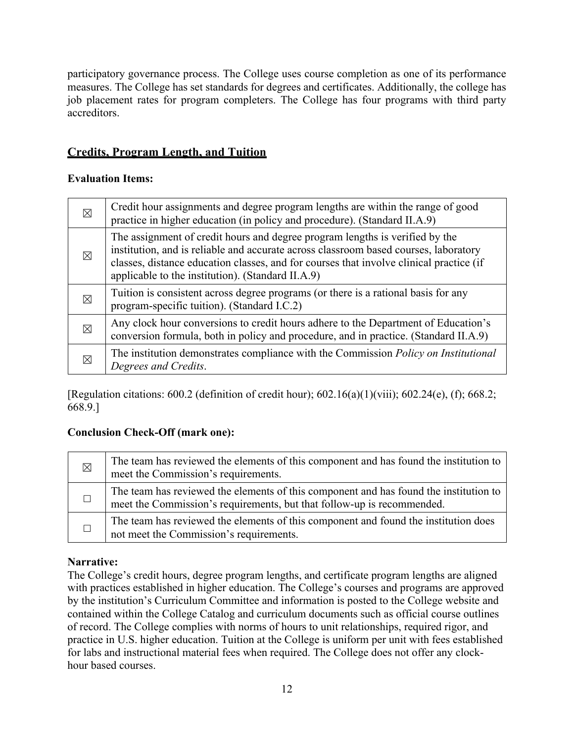participatory governance process. The College uses course completion as one of its performance measures. The College has set standards for degrees and certificates. Additionally, the college has job placement rates for program completers. The College has four programs with third party accreditors.

## Credits, Program Length, and Tuition

**Evaluation Items:**

| | |
|---|---|
| ☒ | Credit hour assignments and degree program lengths are within the range of good practice in higher education (in policy and procedure). (Standard II.A.9) |
| ☒ | The assignment of credit hours and degree program lengths is verified by the institution, and is reliable and accurate across classroom based courses, laboratory classes, distance education classes, and for courses that involve clinical practice (if applicable to the institution). (Standard II.A.9) |
| ☒ | Tuition is consistent across degree programs (or there is a rational basis for any program-specific tuition). (Standard I.C.2) |
| ☒ | Any clock hour conversions to credit hours adhere to the Department of Education's conversion formula, both in policy and procedure, and in practice. (Standard II.A.9) |
| ☒ | The institution demonstrates compliance with the Commission *Policy on Institutional Degrees and Credits*. |

[Regulation citations: 600.2 (definition of credit hour); 602.16(a)(1)(viii); 602.24(e), (f); 668.2; 668.9.]

**Conclusion Check-Off (mark one):**

| | |
|---|---|
| ☒ | The team has reviewed the elements of this component and has found the institution to meet the Commission's requirements. |
| ☐ | The team has reviewed the elements of this component and has found the institution to meet the Commission's requirements, but that follow-up is recommended. |
| ☐ | The team has reviewed the elements of this component and found the institution does not meet the Commission's requirements. |

**Narrative:**

The College's credit hours, degree program lengths, and certificate program lengths are aligned with practices established in higher education. The College's courses and programs are approved by the institution's Curriculum Committee and information is posted to the College website and contained within the College Catalog and curriculum documents such as official course outlines of record. The College complies with norms of hours to unit relationships, required rigor, and practice in U.S. higher education. Tuition at the College is uniform per unit with fees established for labs and instructional material fees when required. The College does not offer any clock-hour based courses.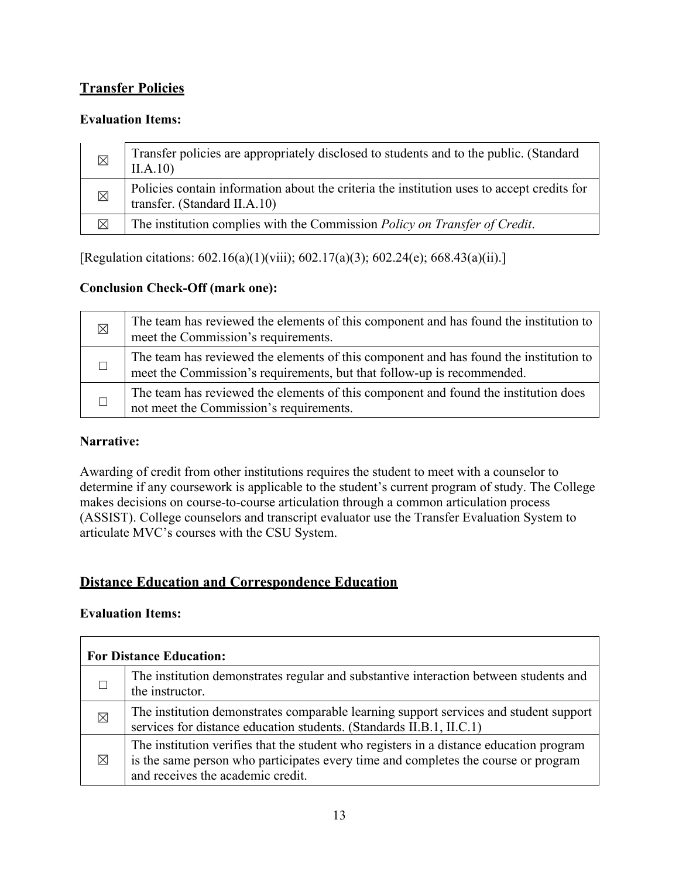## Transfer Policies

**Evaluation Items:**

| | |
|---|---|
| ☒ | Transfer policies are appropriately disclosed to students and to the public. (Standard II.A.10) |
| ☒ | Policies contain information about the criteria the institution uses to accept credits for transfer. (Standard II.A.10) |
| ☒ | The institution complies with the Commission *Policy on Transfer of Credit*. |

[Regulation citations: 602.16(a)(1)(viii); 602.17(a)(3); 602.24(e); 668.43(a)(ii).]

**Conclusion Check-Off (mark one):**

| | |
|---|---|
| ☒ | The team has reviewed the elements of this component and has found the institution to meet the Commission's requirements. |
| ☐ | The team has reviewed the elements of this component and has found the institution to meet the Commission's requirements, but that follow-up is recommended. |
| ☐ | The team has reviewed the elements of this component and found the institution does not meet the Commission's requirements. |

**Narrative:**

Awarding of credit from other institutions requires the student to meet with a counselor to determine if any coursework is applicable to the student's current program of study. The College makes decisions on course-to-course articulation through a common articulation process (ASSIST). College counselors and transcript evaluator use the Transfer Evaluation System to articulate MVC's courses with the CSU System.

## Distance Education and Correspondence Education

**Evaluation Items:**

| **For Distance Education:** | |
|---|---|
| ☐ | The institution demonstrates regular and substantive interaction between students and the instructor. |
| ☒ | The institution demonstrates comparable learning support services and student support services for distance education students. (Standards II.B.1, II.C.1) |
| ☒ | The institution verifies that the student who registers in a distance education program is the same person who participates every time and completes the course or program and receives the academic credit. |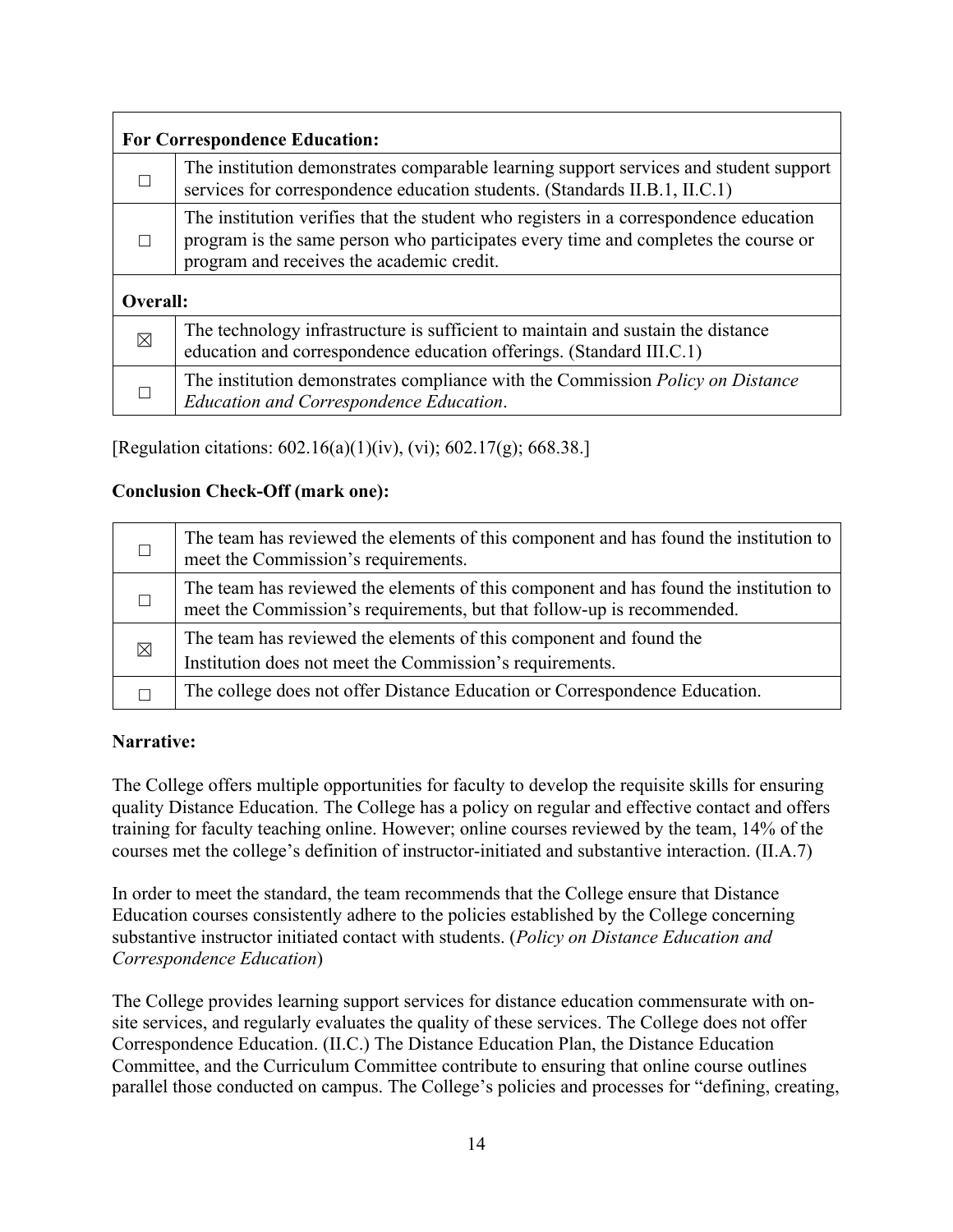| **For Correspondence Education:** | |
|---|---|
| ☐ | The institution demonstrates comparable learning support services and student support services for correspondence education students. (Standards II.B.1, II.C.1) |
| ☐ | The institution verifies that the student who registers in a correspondence education program is the same person who participates every time and completes the course or program and receives the academic credit. |
| **Overall:** | |
| ☒ | The technology infrastructure is sufficient to maintain and sustain the distance education and correspondence education offerings. (Standard III.C.1) |
| ☐ | The institution demonstrates compliance with the Commission *Policy on Distance Education and Correspondence Education*. |

[Regulation citations: 602.16(a)(1)(iv), (vi); 602.17(g); 668.38.]

**Conclusion Check-Off (mark one):**

| | |
|---|---|
| ☐ | The team has reviewed the elements of this component and has found the institution to meet the Commission's requirements. |
| ☐ | The team has reviewed the elements of this component and has found the institution to meet the Commission's requirements, but that follow-up is recommended. |
| ☒ | The team has reviewed the elements of this component and found the Institution does not meet the Commission's requirements. |
| ☐ | The college does not offer Distance Education or Correspondence Education. |

**Narrative:**

The College offers multiple opportunities for faculty to develop the requisite skills for ensuring quality Distance Education. The College has a policy on regular and effective contact and offers training for faculty teaching online. However; online courses reviewed by the team, 14% of the courses met the college's definition of instructor-initiated and substantive interaction. (II.A.7)

In order to meet the standard, the team recommends that the College ensure that Distance Education courses consistently adhere to the policies established by the College concerning substantive instructor initiated contact with students. (*Policy on Distance Education and Correspondence Education*)

The College provides learning support services for distance education commensurate with on-site services, and regularly evaluates the quality of these services. The College does not offer Correspondence Education. (II.C.) The Distance Education Plan, the Distance Education Committee, and the Curriculum Committee contribute to ensuring that online course outlines parallel those conducted on campus. The College's policies and processes for "defining, creating,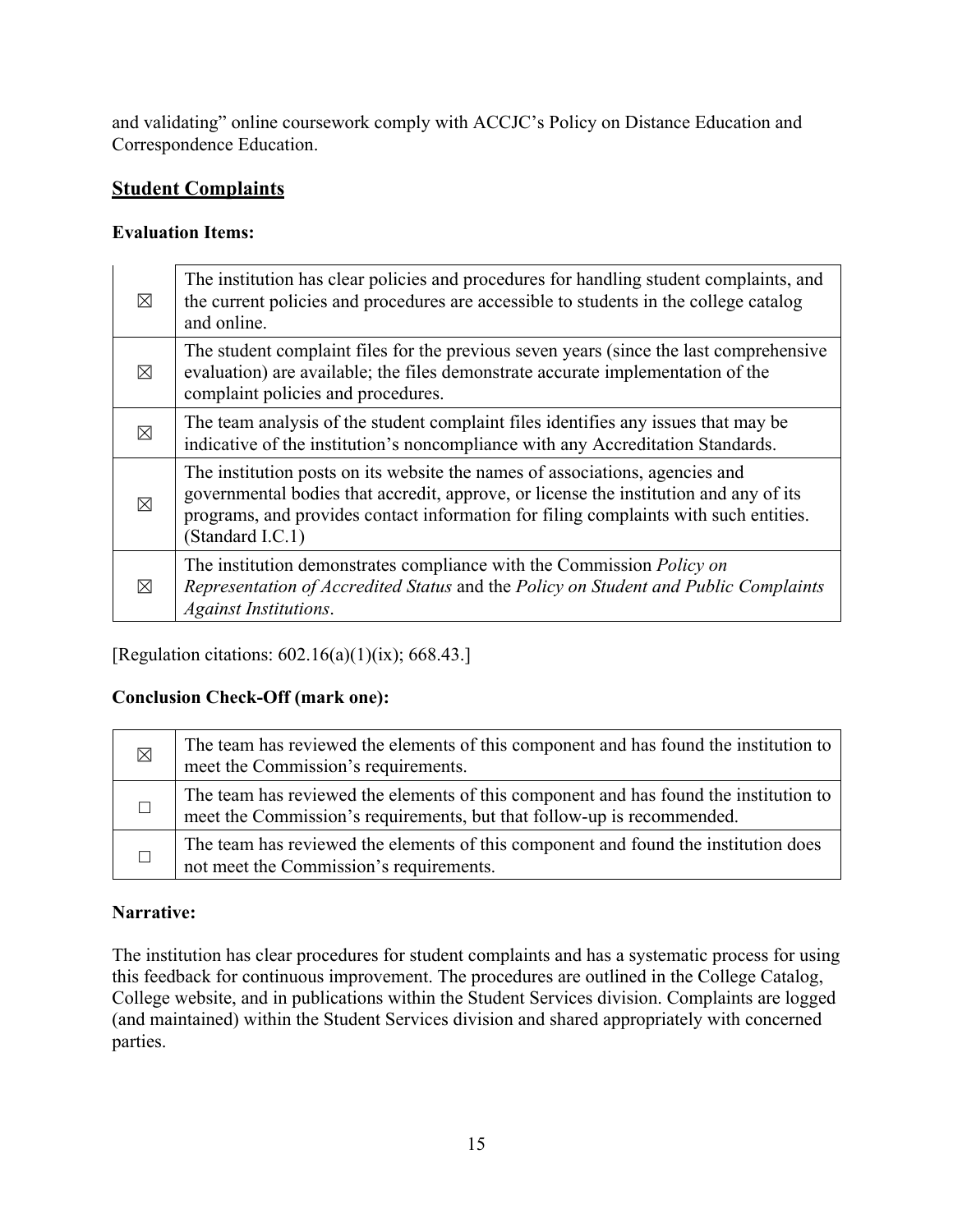and validating" online coursework comply with ACCJC's Policy on Distance Education and Correspondence Education.

## Student Complaints

**Evaluation Items:**

| | |
|---|---|
| ☒ | The institution has clear policies and procedures for handling student complaints, and the current policies and procedures are accessible to students in the college catalog and online. |
| ☒ | The student complaint files for the previous seven years (since the last comprehensive evaluation) are available; the files demonstrate accurate implementation of the complaint policies and procedures. |
| ☒ | The team analysis of the student complaint files identifies any issues that may be indicative of the institution's noncompliance with any Accreditation Standards. |
| ☒ | The institution posts on its website the names of associations, agencies and governmental bodies that accredit, approve, or license the institution and any of its programs, and provides contact information for filing complaints with such entities. (Standard I.C.1) |
| ☒ | The institution demonstrates compliance with the Commission *Policy on Representation of Accredited Status* and the *Policy on Student and Public Complaints Against Institutions*. |

[Regulation citations: 602.16(a)(1)(ix); 668.43.]

**Conclusion Check-Off (mark one):**

| | |
|---|---|
| ☒ | The team has reviewed the elements of this component and has found the institution to meet the Commission's requirements. |
| ☐ | The team has reviewed the elements of this component and has found the institution to meet the Commission's requirements, but that follow-up is recommended. |
| ☐ | The team has reviewed the elements of this component and found the institution does not meet the Commission's requirements. |

**Narrative:**

The institution has clear procedures for student complaints and has a systematic process for using this feedback for continuous improvement. The procedures are outlined in the College Catalog, College website, and in publications within the Student Services division. Complaints are logged (and maintained) within the Student Services division and shared appropriately with concerned parties.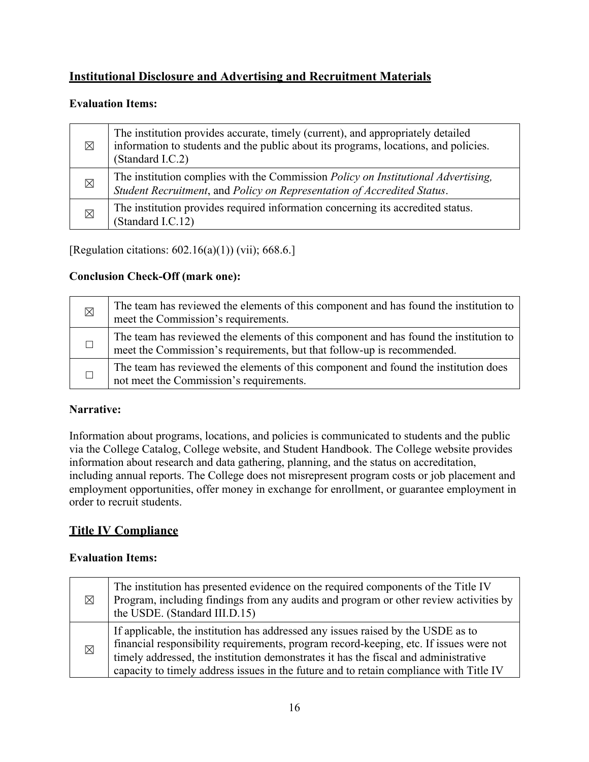## Institutional Disclosure and Advertising and Recruitment Materials

**Evaluation Items:**

| | |
|---|---|
| ☒ | The institution provides accurate, timely (current), and appropriately detailed information to students and the public about its programs, locations, and policies. (Standard I.C.2) |
| ☒ | The institution complies with the Commission *Policy on Institutional Advertising, Student Recruitment*, and *Policy on Representation of Accredited Status*. |
| ☒ | The institution provides required information concerning its accredited status. (Standard I.C.12) |

[Regulation citations: 602.16(a)(1)) (vii); 668.6.]

**Conclusion Check-Off (mark one):**

| | |
|---|---|
| ☒ | The team has reviewed the elements of this component and has found the institution to meet the Commission's requirements. |
| ☐ | The team has reviewed the elements of this component and has found the institution to meet the Commission's requirements, but that follow-up is recommended. |
| ☐ | The team has reviewed the elements of this component and found the institution does not meet the Commission's requirements. |

**Narrative:**

Information about programs, locations, and policies is communicated to students and the public via the College Catalog, College website, and Student Handbook. The College website provides information about research and data gathering, planning, and the status on accreditation, including annual reports. The College does not misrepresent program costs or job placement and employment opportunities, offer money in exchange for enrollment, or guarantee employment in order to recruit students.

## Title IV Compliance

**Evaluation Items:**

| | |
|---|---|
| ☒ | The institution has presented evidence on the required components of the Title IV Program, including findings from any audits and program or other review activities by the USDE. (Standard III.D.15) |
| ☒ | If applicable, the institution has addressed any issues raised by the USDE as to financial responsibility requirements, program record-keeping, etc. If issues were not timely addressed, the institution demonstrates it has the fiscal and administrative capacity to timely address issues in the future and to retain compliance with Title IV |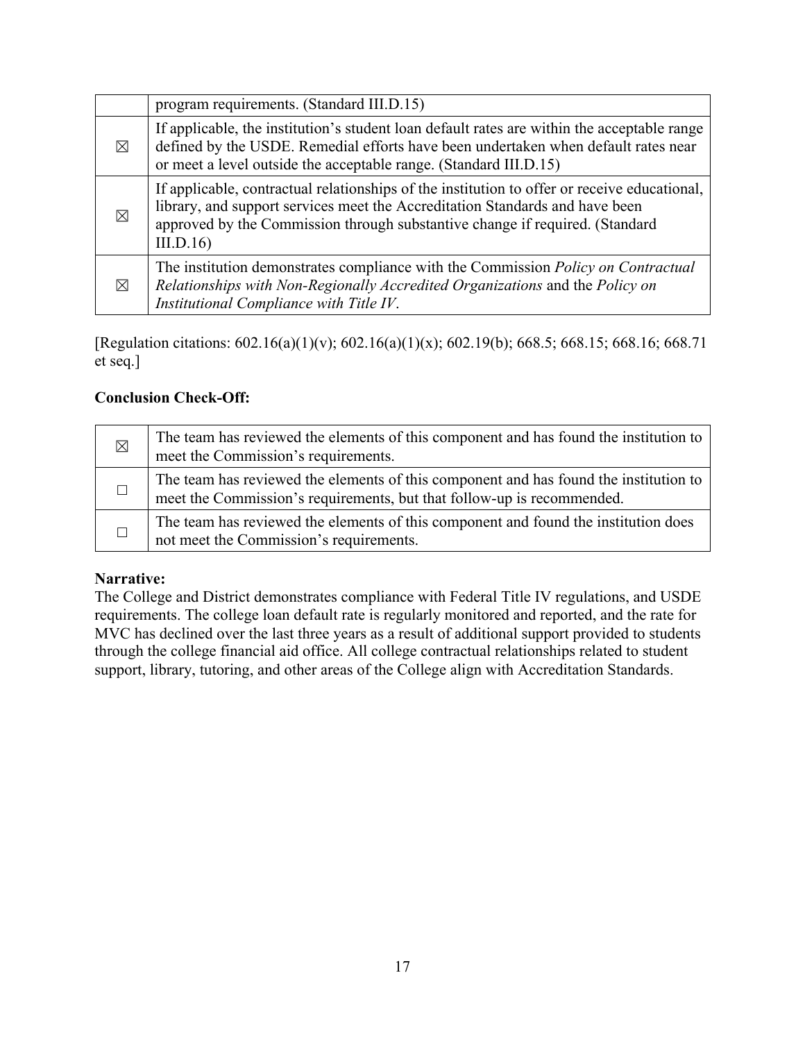|  | program requirements. (Standard III.D.15) |
| --- | --- |
| ☒ | If applicable, the institution's student loan default rates are within the acceptable range defined by the USDE. Remedial efforts have been undertaken when default rates near or meet a level outside the acceptable range. (Standard III.D.15) |
| ☒ | If applicable, contractual relationships of the institution to offer or receive educational, library, and support services meet the Accreditation Standards and have been approved by the Commission through substantive change if required. (Standard III.D.16) |
| ☒ | The institution demonstrates compliance with the Commission *Policy on Contractual Relationships with Non-Regionally Accredited Organizations* and the *Policy on Institutional Compliance with Title IV*. |

[Regulation citations: 602.16(a)(1)(v); 602.16(a)(1)(x); 602.19(b); 668.5; 668.15; 668.16; 668.71 et seq.]

**Conclusion Check-Off:**

|  |  |
| --- | --- |
| ☒ | The team has reviewed the elements of this component and has found the institution to meet the Commission's requirements. |
| ☐ | The team has reviewed the elements of this component and has found the institution to meet the Commission's requirements, but that follow-up is recommended. |
| ☐ | The team has reviewed the elements of this component and found the institution does not meet the Commission's requirements. |

**Narrative:**

The College and District demonstrates compliance with Federal Title IV regulations, and USDE requirements. The college loan default rate is regularly monitored and reported, and the rate for MVC has declined over the last three years as a result of additional support provided to students through the college financial aid office. All college contractual relationships related to student support, library, tutoring, and other areas of the College align with Accreditation Standards.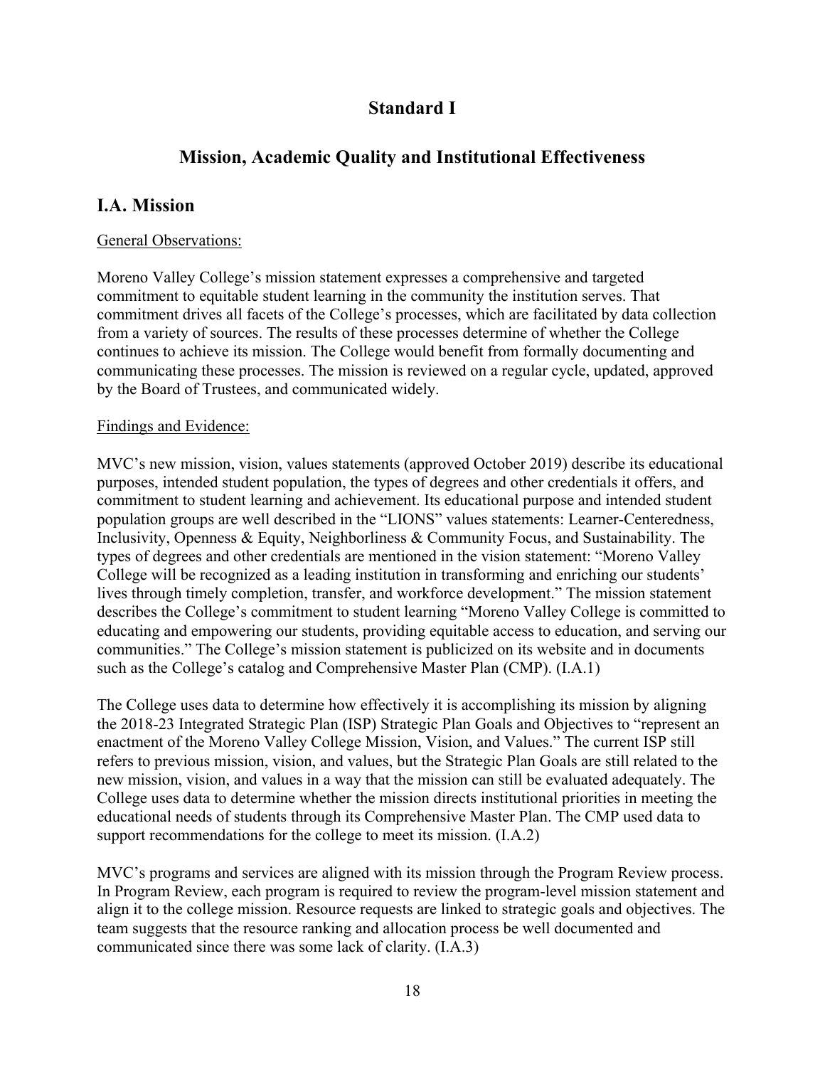# Standard I

## Mission, Academic Quality and Institutional Effectiveness

## I.A. Mission

General Observations:

Moreno Valley College's mission statement expresses a comprehensive and targeted commitment to equitable student learning in the community the institution serves. That commitment drives all facets of the College's processes, which are facilitated by data collection from a variety of sources. The results of these processes determine of whether the College continues to achieve its mission. The College would benefit from formally documenting and communicating these processes. The mission is reviewed on a regular cycle, updated, approved by the Board of Trustees, and communicated widely.

Findings and Evidence:

MVC's new mission, vision, values statements (approved October 2019) describe its educational purposes, intended student population, the types of degrees and other credentials it offers, and commitment to student learning and achievement. Its educational purpose and intended student population groups are well described in the "LIONS" values statements: Learner-Centeredness, Inclusivity, Openness & Equity, Neighborliness & Community Focus, and Sustainability. The types of degrees and other credentials are mentioned in the vision statement: "Moreno Valley College will be recognized as a leading institution in transforming and enriching our students' lives through timely completion, transfer, and workforce development." The mission statement describes the College's commitment to student learning "Moreno Valley College is committed to educating and empowering our students, providing equitable access to education, and serving our communities." The College's mission statement is publicized on its website and in documents such as the College's catalog and Comprehensive Master Plan (CMP). (I.A.1)

The College uses data to determine how effectively it is accomplishing its mission by aligning the 2018-23 Integrated Strategic Plan (ISP) Strategic Plan Goals and Objectives to "represent an enactment of the Moreno Valley College Mission, Vision, and Values." The current ISP still refers to previous mission, vision, and values, but the Strategic Plan Goals are still related to the new mission, vision, and values in a way that the mission can still be evaluated adequately. The College uses data to determine whether the mission directs institutional priorities in meeting the educational needs of students through its Comprehensive Master Plan. The CMP used data to support recommendations for the college to meet its mission. (I.A.2)

MVC's programs and services are aligned with its mission through the Program Review process. In Program Review, each program is required to review the program-level mission statement and align it to the college mission. Resource requests are linked to strategic goals and objectives. The team suggests that the resource ranking and allocation process be well documented and communicated since there was some lack of clarity. (I.A.3)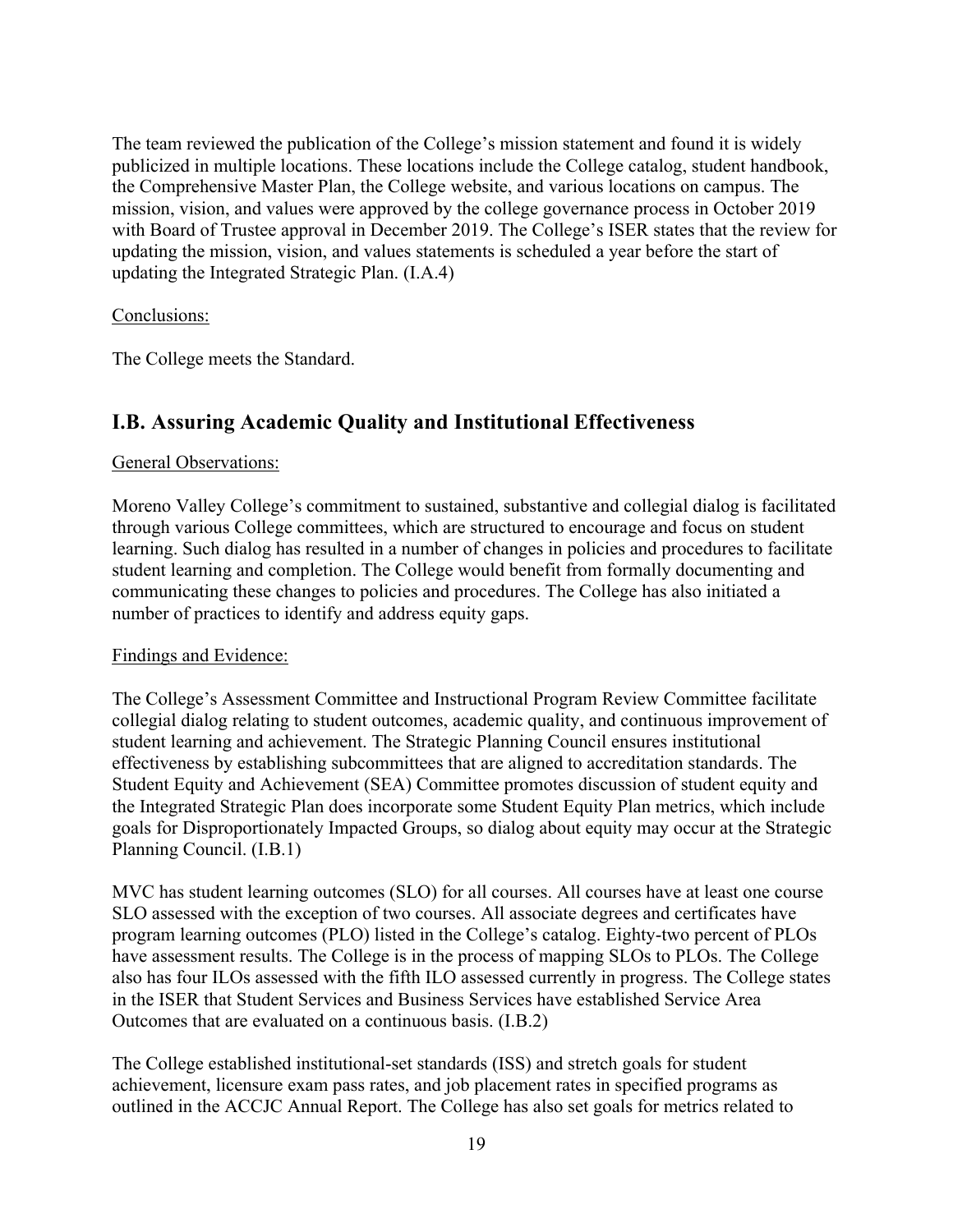The team reviewed the publication of the College's mission statement and found it is widely publicized in multiple locations. These locations include the College catalog, student handbook, the Comprehensive Master Plan, the College website, and various locations on campus. The mission, vision, and values were approved by the college governance process in October 2019 with Board of Trustee approval in December 2019. The College's ISER states that the review for updating the mission, vision, and values statements is scheduled a year before the start of updating the Integrated Strategic Plan. (I.A.4)

Conclusions:

The College meets the Standard.

## I.B. Assuring Academic Quality and Institutional Effectiveness

General Observations:

Moreno Valley College's commitment to sustained, substantive and collegial dialog is facilitated through various College committees, which are structured to encourage and focus on student learning. Such dialog has resulted in a number of changes in policies and procedures to facilitate student learning and completion. The College would benefit from formally documenting and communicating these changes to policies and procedures. The College has also initiated a number of practices to identify and address equity gaps.

Findings and Evidence:

The College's Assessment Committee and Instructional Program Review Committee facilitate collegial dialog relating to student outcomes, academic quality, and continuous improvement of student learning and achievement. The Strategic Planning Council ensures institutional effectiveness by establishing subcommittees that are aligned to accreditation standards. The Student Equity and Achievement (SEA) Committee promotes discussion of student equity and the Integrated Strategic Plan does incorporate some Student Equity Plan metrics, which include goals for Disproportionately Impacted Groups, so dialog about equity may occur at the Strategic Planning Council. (I.B.1)

MVC has student learning outcomes (SLO) for all courses. All courses have at least one course SLO assessed with the exception of two courses. All associate degrees and certificates have program learning outcomes (PLO) listed in the College's catalog. Eighty-two percent of PLOs have assessment results. The College is in the process of mapping SLOs to PLOs. The College also has four ILOs assessed with the fifth ILO assessed currently in progress. The College states in the ISER that Student Services and Business Services have established Service Area Outcomes that are evaluated on a continuous basis. (I.B.2)

The College established institutional-set standards (ISS) and stretch goals for student achievement, licensure exam pass rates, and job placement rates in specified programs as outlined in the ACCJC Annual Report. The College has also set goals for metrics related to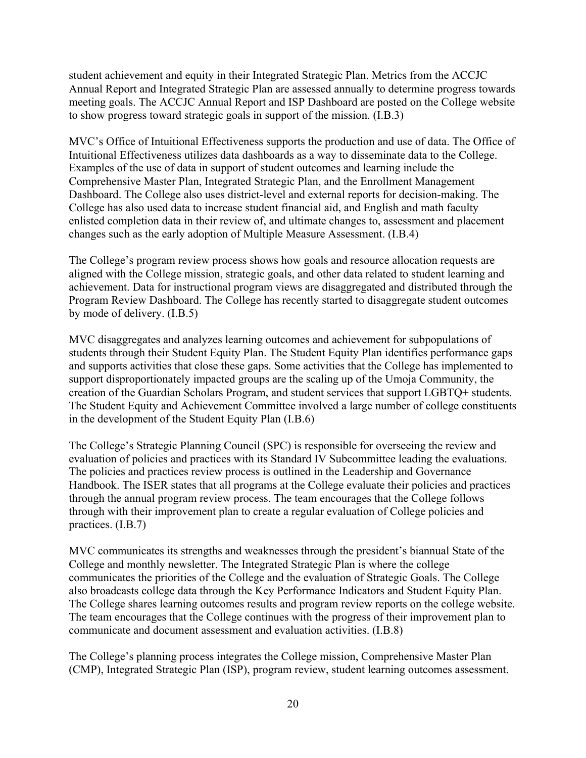student achievement and equity in their Integrated Strategic Plan. Metrics from the ACCJC Annual Report and Integrated Strategic Plan are assessed annually to determine progress towards meeting goals. The ACCJC Annual Report and ISP Dashboard are posted on the College website to show progress toward strategic goals in support of the mission. (I.B.3)

MVC's Office of Intuitional Effectiveness supports the production and use of data. The Office of Intuitional Effectiveness utilizes data dashboards as a way to disseminate data to the College. Examples of the use of data in support of student outcomes and learning include the Comprehensive Master Plan, Integrated Strategic Plan, and the Enrollment Management Dashboard. The College also uses district-level and external reports for decision-making. The College has also used data to increase student financial aid, and English and math faculty enlisted completion data in their review of, and ultimate changes to, assessment and placement changes such as the early adoption of Multiple Measure Assessment. (I.B.4)

The College's program review process shows how goals and resource allocation requests are aligned with the College mission, strategic goals, and other data related to student learning and achievement. Data for instructional program views are disaggregated and distributed through the Program Review Dashboard. The College has recently started to disaggregate student outcomes by mode of delivery. (I.B.5)

MVC disaggregates and analyzes learning outcomes and achievement for subpopulations of students through their Student Equity Plan. The Student Equity Plan identifies performance gaps and supports activities that close these gaps. Some activities that the College has implemented to support disproportionately impacted groups are the scaling up of the Umoja Community, the creation of the Guardian Scholars Program, and student services that support LGBTQ+ students. The Student Equity and Achievement Committee involved a large number of college constituents in the development of the Student Equity Plan (I.B.6)

The College's Strategic Planning Council (SPC) is responsible for overseeing the review and evaluation of policies and practices with its Standard IV Subcommittee leading the evaluations. The policies and practices review process is outlined in the Leadership and Governance Handbook. The ISER states that all programs at the College evaluate their policies and practices through the annual program review process. The team encourages that the College follows through with their improvement plan to create a regular evaluation of College policies and practices. (I.B.7)

MVC communicates its strengths and weaknesses through the president's biannual State of the College and monthly newsletter. The Integrated Strategic Plan is where the college communicates the priorities of the College and the evaluation of Strategic Goals. The College also broadcasts college data through the Key Performance Indicators and Student Equity Plan. The College shares learning outcomes results and program review reports on the college website. The team encourages that the College continues with the progress of their improvement plan to communicate and document assessment and evaluation activities. (I.B.8)

The College's planning process integrates the College mission, Comprehensive Master Plan (CMP), Integrated Strategic Plan (ISP), program review, student learning outcomes assessment.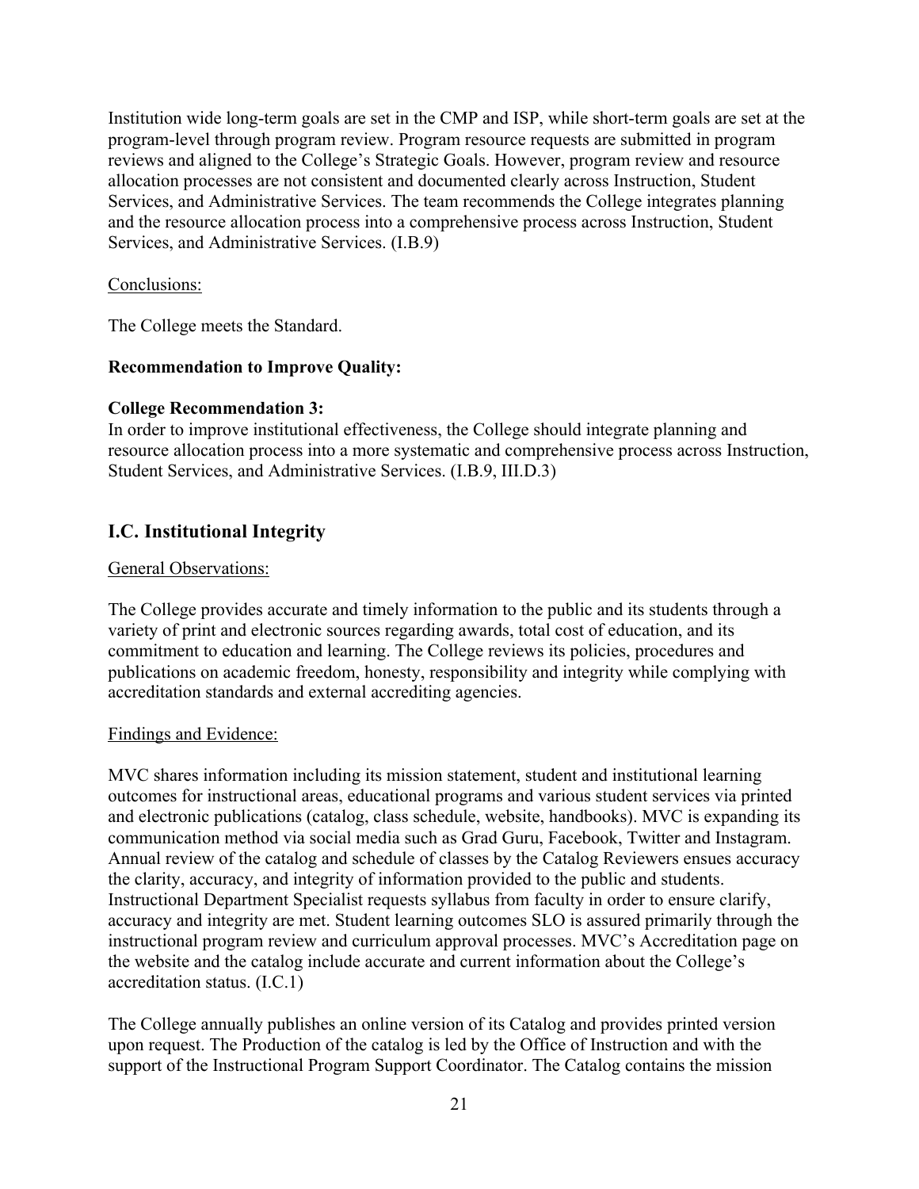Institution wide long-term goals are set in the CMP and ISP, while short-term goals are set at the program-level through program review. Program resource requests are submitted in program reviews and aligned to the College's Strategic Goals. However, program review and resource allocation processes are not consistent and documented clearly across Instruction, Student Services, and Administrative Services. The team recommends the College integrates planning and the resource allocation process into a comprehensive process across Instruction, Student Services, and Administrative Services. (I.B.9)

Conclusions:

The College meets the Standard.

**Recommendation to Improve Quality:**

**College Recommendation 3:**
In order to improve institutional effectiveness, the College should integrate planning and resource allocation process into a more systematic and comprehensive process across Instruction, Student Services, and Administrative Services. (I.B.9, III.D.3)

## I.C. Institutional Integrity

General Observations:

The College provides accurate and timely information to the public and its students through a variety of print and electronic sources regarding awards, total cost of education, and its commitment to education and learning. The College reviews its policies, procedures and publications on academic freedom, honesty, responsibility and integrity while complying with accreditation standards and external accrediting agencies.

Findings and Evidence:

MVC shares information including its mission statement, student and institutional learning outcomes for instructional areas, educational programs and various student services via printed and electronic publications (catalog, class schedule, website, handbooks). MVC is expanding its communication method via social media such as Grad Guru, Facebook, Twitter and Instagram. Annual review of the catalog and schedule of classes by the Catalog Reviewers ensues accuracy the clarity, accuracy, and integrity of information provided to the public and students. Instructional Department Specialist requests syllabus from faculty in order to ensure clarify, accuracy and integrity are met. Student learning outcomes SLO is assured primarily through the instructional program review and curriculum approval processes. MVC's Accreditation page on the website and the catalog include accurate and current information about the College's accreditation status. (I.C.1)

The College annually publishes an online version of its Catalog and provides printed version upon request. The Production of the catalog is led by the Office of Instruction and with the support of the Instructional Program Support Coordinator. The Catalog contains the mission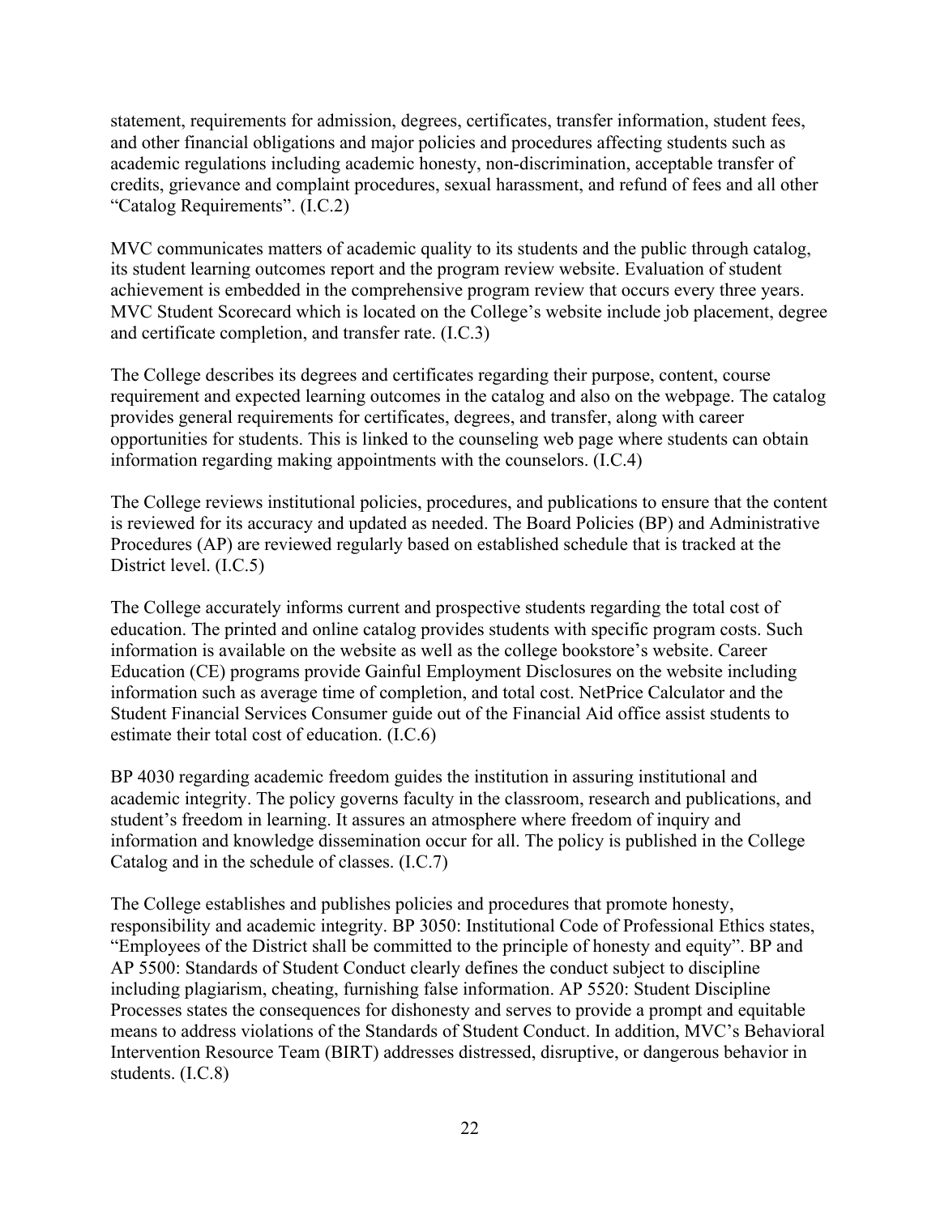statement, requirements for admission, degrees, certificates, transfer information, student fees, and other financial obligations and major policies and procedures affecting students such as academic regulations including academic honesty, non-discrimination, acceptable transfer of credits, grievance and complaint procedures, sexual harassment, and refund of fees and all other "Catalog Requirements". (I.C.2)

MVC communicates matters of academic quality to its students and the public through catalog, its student learning outcomes report and the program review website. Evaluation of student achievement is embedded in the comprehensive program review that occurs every three years. MVC Student Scorecard which is located on the College's website include job placement, degree and certificate completion, and transfer rate. (I.C.3)

The College describes its degrees and certificates regarding their purpose, content, course requirement and expected learning outcomes in the catalog and also on the webpage. The catalog provides general requirements for certificates, degrees, and transfer, along with career opportunities for students. This is linked to the counseling web page where students can obtain information regarding making appointments with the counselors. (I.C.4)

The College reviews institutional policies, procedures, and publications to ensure that the content is reviewed for its accuracy and updated as needed. The Board Policies (BP) and Administrative Procedures (AP) are reviewed regularly based on established schedule that is tracked at the District level. (I.C.5)

The College accurately informs current and prospective students regarding the total cost of education. The printed and online catalog provides students with specific program costs. Such information is available on the website as well as the college bookstore's website. Career Education (CE) programs provide Gainful Employment Disclosures on the website including information such as average time of completion, and total cost. NetPrice Calculator and the Student Financial Services Consumer guide out of the Financial Aid office assist students to estimate their total cost of education. (I.C.6)

BP 4030 regarding academic freedom guides the institution in assuring institutional and academic integrity. The policy governs faculty in the classroom, research and publications, and student's freedom in learning. It assures an atmosphere where freedom of inquiry and information and knowledge dissemination occur for all. The policy is published in the College Catalog and in the schedule of classes. (I.C.7)

The College establishes and publishes policies and procedures that promote honesty, responsibility and academic integrity. BP 3050: Institutional Code of Professional Ethics states, "Employees of the District shall be committed to the principle of honesty and equity". BP and AP 5500: Standards of Student Conduct clearly defines the conduct subject to discipline including plagiarism, cheating, furnishing false information. AP 5520: Student Discipline Processes states the consequences for dishonesty and serves to provide a prompt and equitable means to address violations of the Standards of Student Conduct. In addition, MVC's Behavioral Intervention Resource Team (BIRT) addresses distressed, disruptive, or dangerous behavior in students. (I.C.8)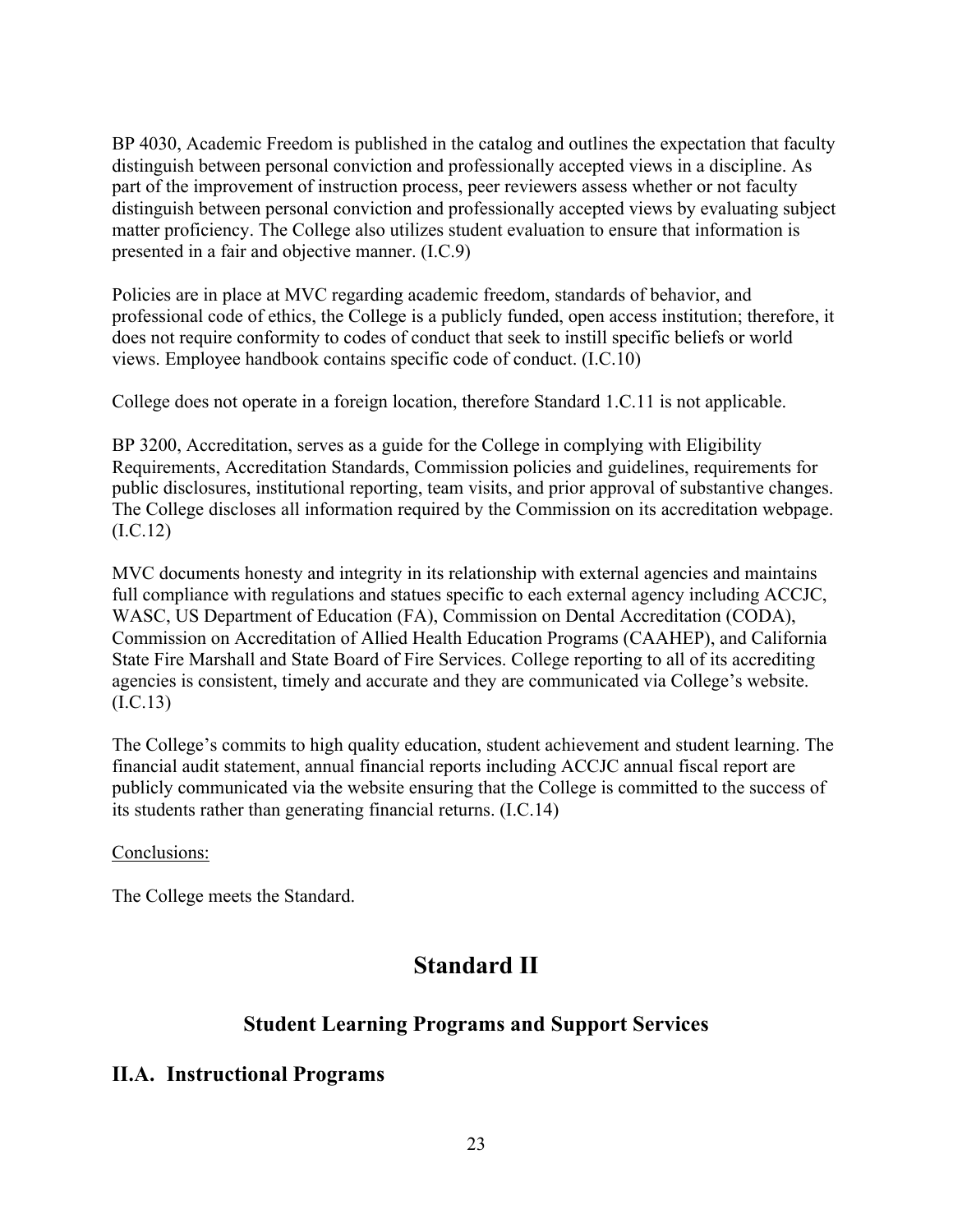BP 4030, Academic Freedom is published in the catalog and outlines the expectation that faculty distinguish between personal conviction and professionally accepted views in a discipline. As part of the improvement of instruction process, peer reviewers assess whether or not faculty distinguish between personal conviction and professionally accepted views by evaluating subject matter proficiency. The College also utilizes student evaluation to ensure that information is presented in a fair and objective manner. (I.C.9)

Policies are in place at MVC regarding academic freedom, standards of behavior, and professional code of ethics, the College is a publicly funded, open access institution; therefore, it does not require conformity to codes of conduct that seek to instill specific beliefs or world views. Employee handbook contains specific code of conduct. (I.C.10)

College does not operate in a foreign location, therefore Standard 1.C.11 is not applicable.

BP 3200, Accreditation, serves as a guide for the College in complying with Eligibility Requirements, Accreditation Standards, Commission policies and guidelines, requirements for public disclosures, institutional reporting, team visits, and prior approval of substantive changes. The College discloses all information required by the Commission on its accreditation webpage. (I.C.12)

MVC documents honesty and integrity in its relationship with external agencies and maintains full compliance with regulations and statues specific to each external agency including ACCJC, WASC, US Department of Education (FA), Commission on Dental Accreditation (CODA), Commission on Accreditation of Allied Health Education Programs (CAAHEP), and California State Fire Marshall and State Board of Fire Services. College reporting to all of its accrediting agencies is consistent, timely and accurate and they are communicated via College's website. (I.C.13)

The College's commits to high quality education, student achievement and student learning. The financial audit statement, annual financial reports including ACCJC annual fiscal report are publicly communicated via the website ensuring that the College is committed to the success of its students rather than generating financial returns. (I.C.14)

<u>Conclusions:</u>

The College meets the Standard.

# Standard II

## Student Learning Programs and Support Services

## II.A. Instructional Programs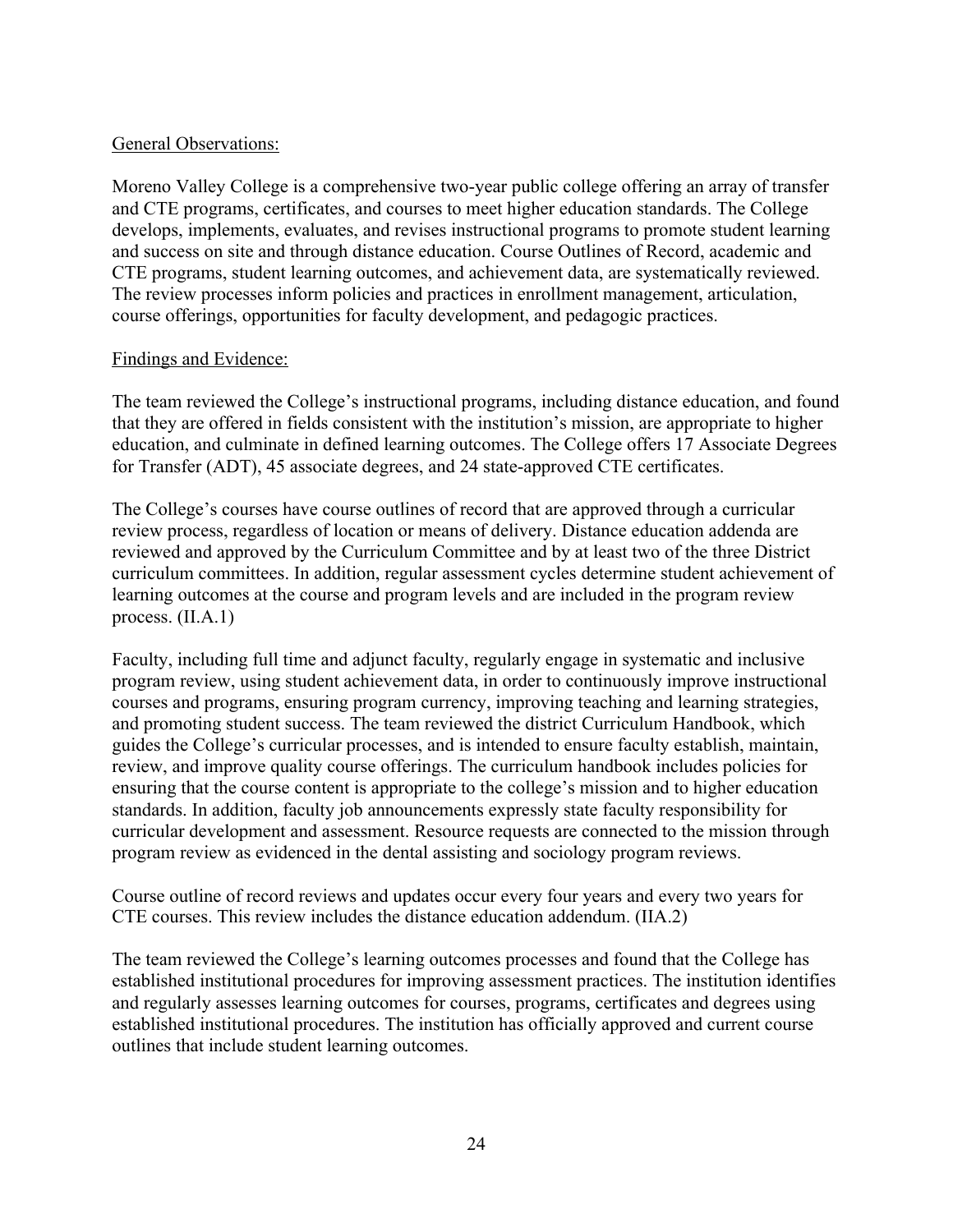<u>General Observations:</u>

Moreno Valley College is a comprehensive two-year public college offering an array of transfer and CTE programs, certificates, and courses to meet higher education standards. The College develops, implements, evaluates, and revises instructional programs to promote student learning and success on site and through distance education. Course Outlines of Record, academic and CTE programs, student learning outcomes, and achievement data, are systematically reviewed. The review processes inform policies and practices in enrollment management, articulation, course offerings, opportunities for faculty development, and pedagogic practices.

<u>Findings and Evidence:</u>

The team reviewed the College's instructional programs, including distance education, and found that they are offered in fields consistent with the institution's mission, are appropriate to higher education, and culminate in defined learning outcomes. The College offers 17 Associate Degrees for Transfer (ADT), 45 associate degrees, and 24 state-approved CTE certificates.

The College's courses have course outlines of record that are approved through a curricular review process, regardless of location or means of delivery. Distance education addenda are reviewed and approved by the Curriculum Committee and by at least two of the three District curriculum committees. In addition, regular assessment cycles determine student achievement of learning outcomes at the course and program levels and are included in the program review process. (II.A.1)

Faculty, including full time and adjunct faculty, regularly engage in systematic and inclusive program review, using student achievement data, in order to continuously improve instructional courses and programs, ensuring program currency, improving teaching and learning strategies, and promoting student success. The team reviewed the district Curriculum Handbook, which guides the College's curricular processes, and is intended to ensure faculty establish, maintain, review, and improve quality course offerings. The curriculum handbook includes policies for ensuring that the course content is appropriate to the college's mission and to higher education standards. In addition, faculty job announcements expressly state faculty responsibility for curricular development and assessment. Resource requests are connected to the mission through program review as evidenced in the dental assisting and sociology program reviews.

Course outline of record reviews and updates occur every four years and every two years for CTE courses. This review includes the distance education addendum. (IIA.2)

The team reviewed the College's learning outcomes processes and found that the College has established institutional procedures for improving assessment practices. The institution identifies and regularly assesses learning outcomes for courses, programs, certificates and degrees using established institutional procedures. The institution has officially approved and current course outlines that include student learning outcomes.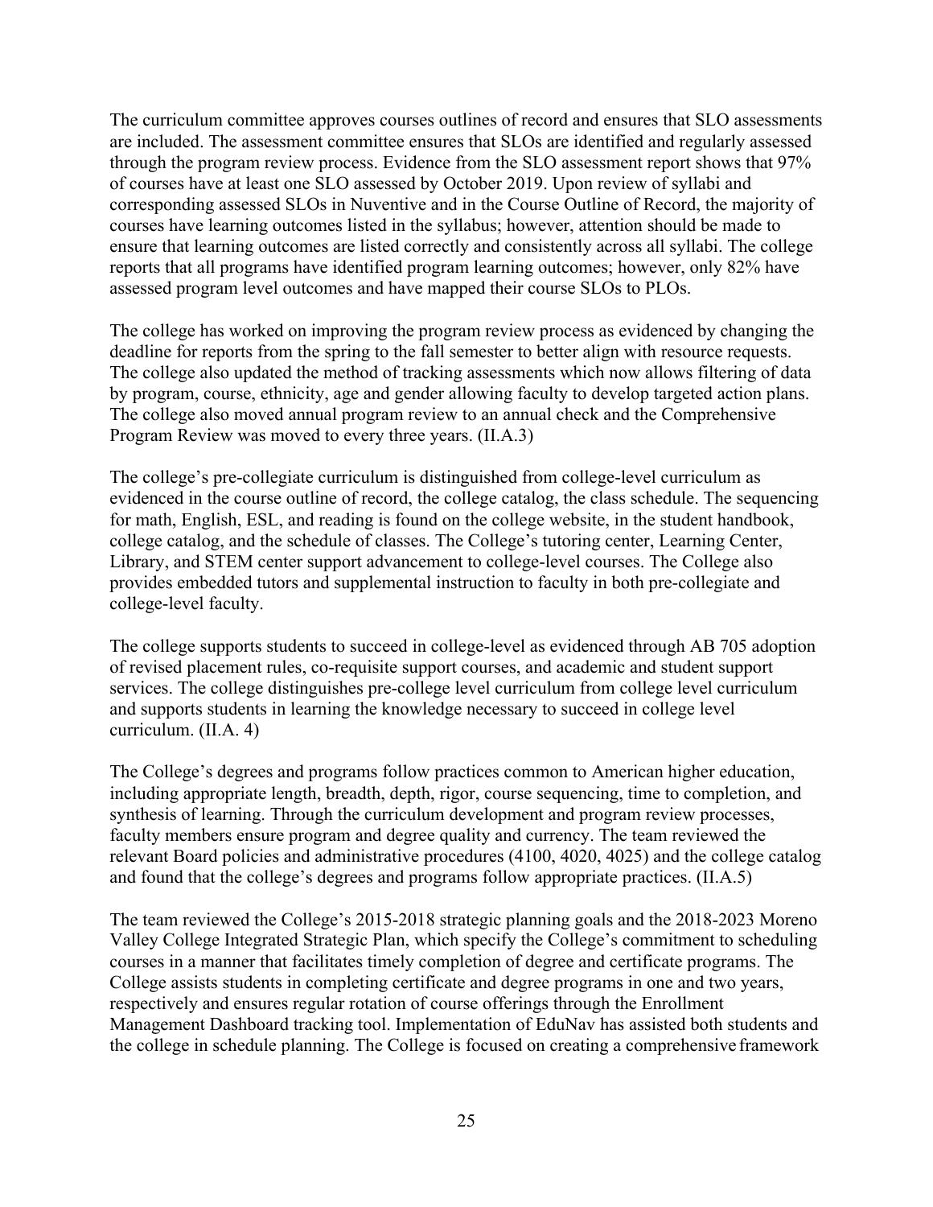The curriculum committee approves courses outlines of record and ensures that SLO assessments are included. The assessment committee ensures that SLOs are identified and regularly assessed through the program review process. Evidence from the SLO assessment report shows that 97% of courses have at least one SLO assessed by October 2019. Upon review of syllabi and corresponding assessed SLOs in Nuventive and in the Course Outline of Record, the majority of courses have learning outcomes listed in the syllabus; however, attention should be made to ensure that learning outcomes are listed correctly and consistently across all syllabi. The college reports that all programs have identified program learning outcomes; however, only 82% have assessed program level outcomes and have mapped their course SLOs to PLOs.

The college has worked on improving the program review process as evidenced by changing the deadline for reports from the spring to the fall semester to better align with resource requests. The college also updated the method of tracking assessments which now allows filtering of data by program, course, ethnicity, age and gender allowing faculty to develop targeted action plans. The college also moved annual program review to an annual check and the Comprehensive Program Review was moved to every three years. (II.A.3)

The college's pre-collegiate curriculum is distinguished from college-level curriculum as evidenced in the course outline of record, the college catalog, the class schedule. The sequencing for math, English, ESL, and reading is found on the college website, in the student handbook, college catalog, and the schedule of classes. The College's tutoring center, Learning Center, Library, and STEM center support advancement to college-level courses. The College also provides embedded tutors and supplemental instruction to faculty in both pre-collegiate and college-level faculty.

The college supports students to succeed in college-level as evidenced through AB 705 adoption of revised placement rules, co-requisite support courses, and academic and student support services. The college distinguishes pre-college level curriculum from college level curriculum and supports students in learning the knowledge necessary to succeed in college level curriculum. (II.A. 4)

The College's degrees and programs follow practices common to American higher education, including appropriate length, breadth, depth, rigor, course sequencing, time to completion, and synthesis of learning. Through the curriculum development and program review processes, faculty members ensure program and degree quality and currency. The team reviewed the relevant Board policies and administrative procedures (4100, 4020, 4025) and the college catalog and found that the college's degrees and programs follow appropriate practices. (II.A.5)

The team reviewed the College's 2015-2018 strategic planning goals and the 2018-2023 Moreno Valley College Integrated Strategic Plan, which specify the College's commitment to scheduling courses in a manner that facilitates timely completion of degree and certificate programs. The College assists students in completing certificate and degree programs in one and two years, respectively and ensures regular rotation of course offerings through the Enrollment Management Dashboard tracking tool. Implementation of EduNav has assisted both students and the college in schedule planning. The College is focused on creating a comprehensive framework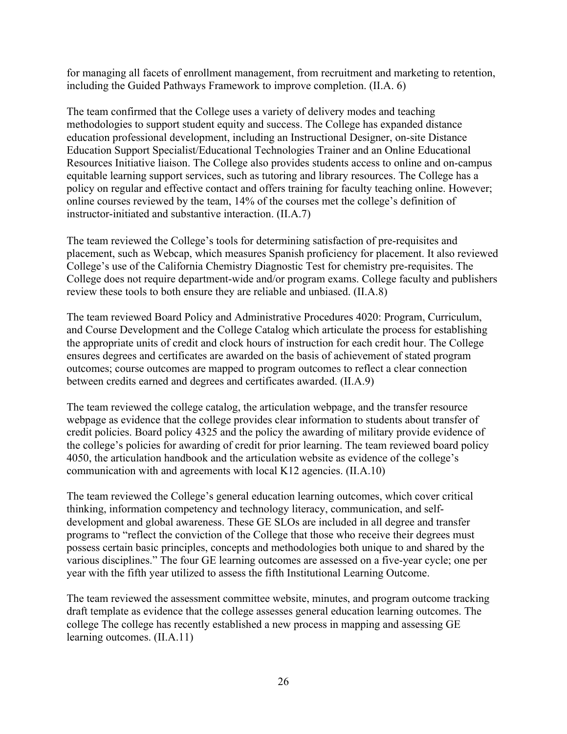for managing all facets of enrollment management, from recruitment and marketing to retention, including the Guided Pathways Framework to improve completion. (II.A. 6)

The team confirmed that the College uses a variety of delivery modes and teaching methodologies to support student equity and success. The College has expanded distance education professional development, including an Instructional Designer, on-site Distance Education Support Specialist/Educational Technologies Trainer and an Online Educational Resources Initiative liaison. The College also provides students access to online and on-campus equitable learning support services, such as tutoring and library resources. The College has a policy on regular and effective contact and offers training for faculty teaching online. However; online courses reviewed by the team, 14% of the courses met the college's definition of instructor-initiated and substantive interaction. (II.A.7)

The team reviewed the College's tools for determining satisfaction of pre-requisites and placement, such as Webcap, which measures Spanish proficiency for placement. It also reviewed College's use of the California Chemistry Diagnostic Test for chemistry pre-requisites. The College does not require department-wide and/or program exams. College faculty and publishers review these tools to both ensure they are reliable and unbiased. (II.A.8)

The team reviewed Board Policy and Administrative Procedures 4020: Program, Curriculum, and Course Development and the College Catalog which articulate the process for establishing the appropriate units of credit and clock hours of instruction for each credit hour. The College ensures degrees and certificates are awarded on the basis of achievement of stated program outcomes; course outcomes are mapped to program outcomes to reflect a clear connection between credits earned and degrees and certificates awarded. (II.A.9)

The team reviewed the college catalog, the articulation webpage, and the transfer resource webpage as evidence that the college provides clear information to students about transfer of credit policies. Board policy 4325 and the policy the awarding of military provide evidence of the college's policies for awarding of credit for prior learning. The team reviewed board policy 4050, the articulation handbook and the articulation website as evidence of the college's communication with and agreements with local K12 agencies. (II.A.10)

The team reviewed the College's general education learning outcomes, which cover critical thinking, information competency and technology literacy, communication, and self-development and global awareness. These GE SLOs are included in all degree and transfer programs to "reflect the conviction of the College that those who receive their degrees must possess certain basic principles, concepts and methodologies both unique to and shared by the various disciplines." The four GE learning outcomes are assessed on a five-year cycle; one per year with the fifth year utilized to assess the fifth Institutional Learning Outcome.

The team reviewed the assessment committee website, minutes, and program outcome tracking draft template as evidence that the college assesses general education learning outcomes. The college The college has recently established a new process in mapping and assessing GE learning outcomes. (II.A.11)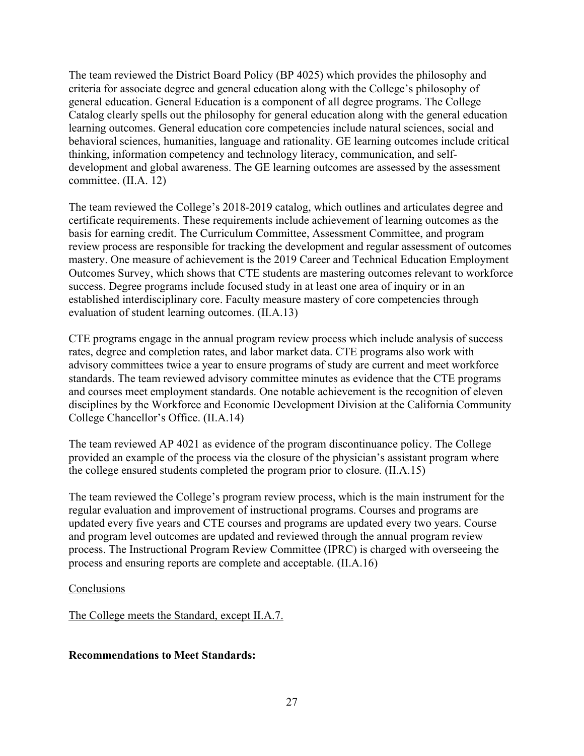The team reviewed the District Board Policy (BP 4025) which provides the philosophy and criteria for associate degree and general education along with the College's philosophy of general education. General Education is a component of all degree programs. The College Catalog clearly spells out the philosophy for general education along with the general education learning outcomes. General education core competencies include natural sciences, social and behavioral sciences, humanities, language and rationality. GE learning outcomes include critical thinking, information competency and technology literacy, communication, and self-development and global awareness. The GE learning outcomes are assessed by the assessment committee. (II.A. 12)

The team reviewed the College's 2018-2019 catalog, which outlines and articulates degree and certificate requirements. These requirements include achievement of learning outcomes as the basis for earning credit. The Curriculum Committee, Assessment Committee, and program review process are responsible for tracking the development and regular assessment of outcomes mastery. One measure of achievement is the 2019 Career and Technical Education Employment Outcomes Survey, which shows that CTE students are mastering outcomes relevant to workforce success. Degree programs include focused study in at least one area of inquiry or in an established interdisciplinary core. Faculty measure mastery of core competencies through evaluation of student learning outcomes. (II.A.13)

CTE programs engage in the annual program review process which include analysis of success rates, degree and completion rates, and labor market data. CTE programs also work with advisory committees twice a year to ensure programs of study are current and meet workforce standards. The team reviewed advisory committee minutes as evidence that the CTE programs and courses meet employment standards. One notable achievement is the recognition of eleven disciplines by the Workforce and Economic Development Division at the California Community College Chancellor's Office. (II.A.14)

The team reviewed AP 4021 as evidence of the program discontinuance policy. The College provided an example of the process via the closure of the physician's assistant program where the college ensured students completed the program prior to closure. (II.A.15)

The team reviewed the College's program review process, which is the main instrument for the regular evaluation and improvement of instructional programs. Courses and programs are updated every five years and CTE courses and programs are updated every two years. Course and program level outcomes are updated and reviewed through the annual program review process. The Instructional Program Review Committee (IPRC) is charged with overseeing the process and ensuring reports are complete and acceptable. (II.A.16)

Conclusions

The College meets the Standard, except II.A.7.

**Recommendations to Meet Standards:**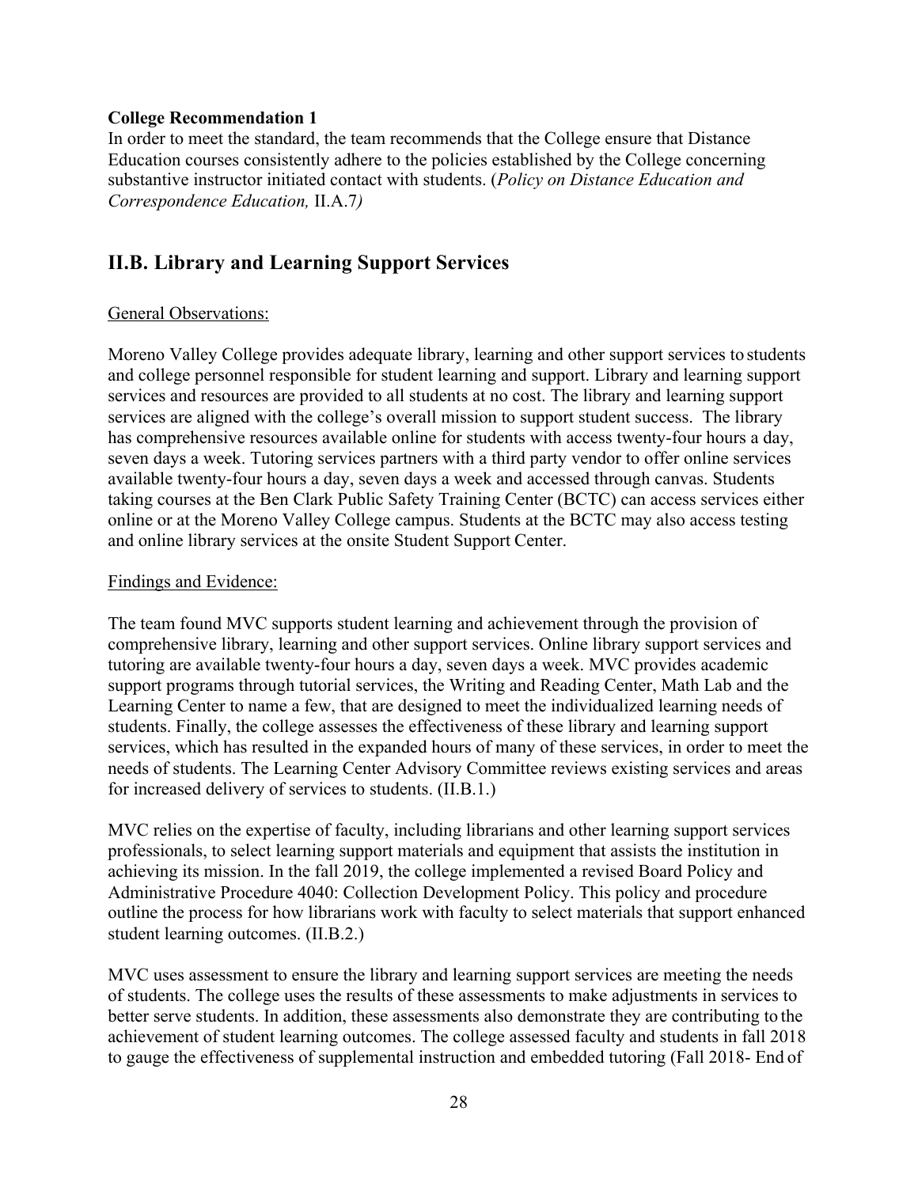**College Recommendation 1**

In order to meet the standard, the team recommends that the College ensure that Distance Education courses consistently adhere to the policies established by the College concerning substantive instructor initiated contact with students. (*Policy on Distance Education and Correspondence Education,* II.A.7*)*

## II.B. Library and Learning Support Services

General Observations:

Moreno Valley College provides adequate library, learning and other support services to students and college personnel responsible for student learning and support. Library and learning support services and resources are provided to all students at no cost. The library and learning support services are aligned with the college's overall mission to support student success. The library has comprehensive resources available online for students with access twenty-four hours a day, seven days a week. Tutoring services partners with a third party vendor to offer online services available twenty-four hours a day, seven days a week and accessed through canvas. Students taking courses at the Ben Clark Public Safety Training Center (BCTC) can access services either online or at the Moreno Valley College campus. Students at the BCTC may also access testing and online library services at the onsite Student Support Center.

Findings and Evidence:

The team found MVC supports student learning and achievement through the provision of comprehensive library, learning and other support services. Online library support services and tutoring are available twenty-four hours a day, seven days a week. MVC provides academic support programs through tutorial services, the Writing and Reading Center, Math Lab and the Learning Center to name a few, that are designed to meet the individualized learning needs of students. Finally, the college assesses the effectiveness of these library and learning support services, which has resulted in the expanded hours of many of these services, in order to meet the needs of students. The Learning Center Advisory Committee reviews existing services and areas for increased delivery of services to students. (II.B.1.)

MVC relies on the expertise of faculty, including librarians and other learning support services professionals, to select learning support materials and equipment that assists the institution in achieving its mission. In the fall 2019, the college implemented a revised Board Policy and Administrative Procedure 4040: Collection Development Policy. This policy and procedure outline the process for how librarians work with faculty to select materials that support enhanced student learning outcomes. (II.B.2.)

MVC uses assessment to ensure the library and learning support services are meeting the needs of students. The college uses the results of these assessments to make adjustments in services to better serve students. In addition, these assessments also demonstrate they are contributing to the achievement of student learning outcomes. The college assessed faculty and students in fall 2018 to gauge the effectiveness of supplemental instruction and embedded tutoring (Fall 2018- End of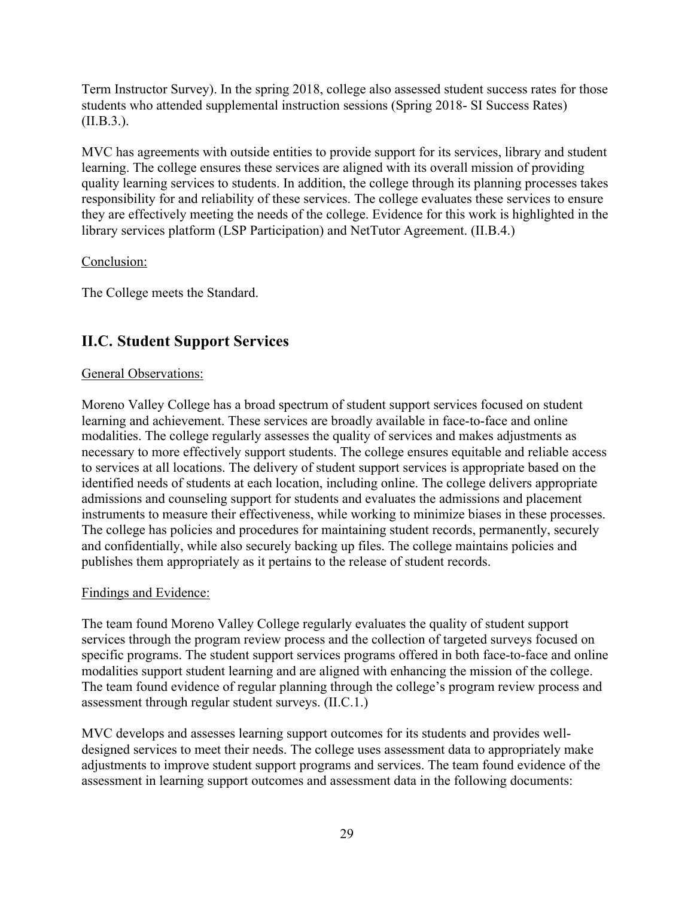Term Instructor Survey). In the spring 2018, college also assessed student success rates for those students who attended supplemental instruction sessions (Spring 2018- SI Success Rates) (II.B.3.).

MVC has agreements with outside entities to provide support for its services, library and student learning. The college ensures these services are aligned with its overall mission of providing quality learning services to students. In addition, the college through its planning processes takes responsibility for and reliability of these services. The college evaluates these services to ensure they are effectively meeting the needs of the college. Evidence for this work is highlighted in the library services platform (LSP Participation) and NetTutor Agreement. (II.B.4.)

Conclusion:

The College meets the Standard.

## II.C. Student Support Services

General Observations:

Moreno Valley College has a broad spectrum of student support services focused on student learning and achievement. These services are broadly available in face-to-face and online modalities. The college regularly assesses the quality of services and makes adjustments as necessary to more effectively support students. The college ensures equitable and reliable access to services at all locations. The delivery of student support services is appropriate based on the identified needs of students at each location, including online. The college delivers appropriate admissions and counseling support for students and evaluates the admissions and placement instruments to measure their effectiveness, while working to minimize biases in these processes. The college has policies and procedures for maintaining student records, permanently, securely and confidentially, while also securely backing up files. The college maintains policies and publishes them appropriately as it pertains to the release of student records.

Findings and Evidence:

The team found Moreno Valley College regularly evaluates the quality of student support services through the program review process and the collection of targeted surveys focused on specific programs. The student support services programs offered in both face-to-face and online modalities support student learning and are aligned with enhancing the mission of the college. The team found evidence of regular planning through the college's program review process and assessment through regular student surveys. (II.C.1.)

MVC develops and assesses learning support outcomes for its students and provides well-designed services to meet their needs. The college uses assessment data to appropriately make adjustments to improve student support programs and services. The team found evidence of the assessment in learning support outcomes and assessment data in the following documents: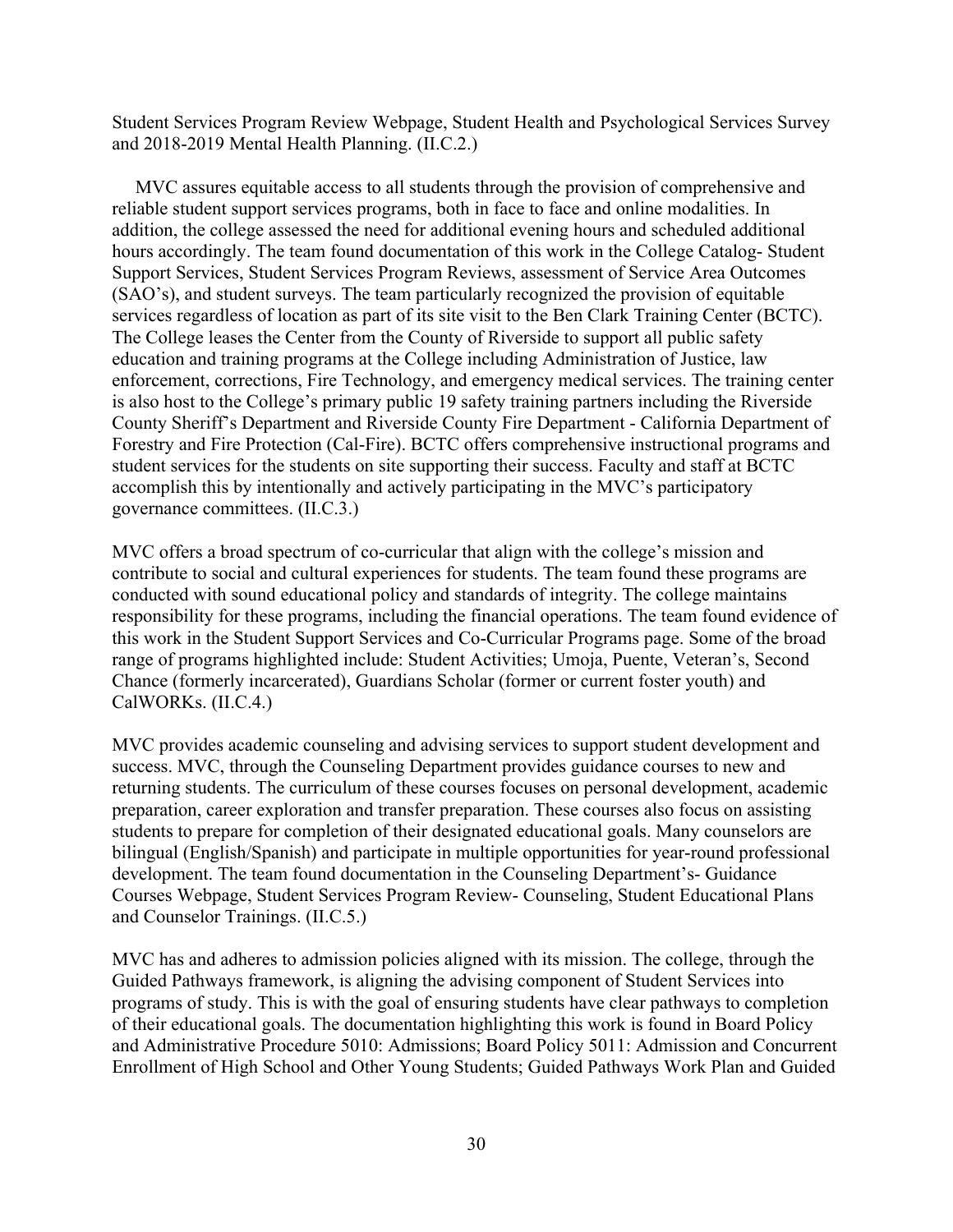Student Services Program Review Webpage, Student Health and Psychological Services Survey and 2018-2019 Mental Health Planning. (II.C.2.)

MVC assures equitable access to all students through the provision of comprehensive and reliable student support services programs, both in face to face and online modalities. In addition, the college assessed the need for additional evening hours and scheduled additional hours accordingly. The team found documentation of this work in the College Catalog- Student Support Services, Student Services Program Reviews, assessment of Service Area Outcomes (SAO's), and student surveys. The team particularly recognized the provision of equitable services regardless of location as part of its site visit to the Ben Clark Training Center (BCTC). The College leases the Center from the County of Riverside to support all public safety education and training programs at the College including Administration of Justice, law enforcement, corrections, Fire Technology, and emergency medical services. The training center is also host to the College's primary public 19 safety training partners including the Riverside County Sheriff's Department and Riverside County Fire Department - California Department of Forestry and Fire Protection (Cal-Fire). BCTC offers comprehensive instructional programs and student services for the students on site supporting their success. Faculty and staff at BCTC accomplish this by intentionally and actively participating in the MVC's participatory governance committees. (II.C.3.)

MVC offers a broad spectrum of co-curricular that align with the college's mission and contribute to social and cultural experiences for students. The team found these programs are conducted with sound educational policy and standards of integrity. The college maintains responsibility for these programs, including the financial operations. The team found evidence of this work in the Student Support Services and Co-Curricular Programs page. Some of the broad range of programs highlighted include: Student Activities; Umoja, Puente, Veteran's, Second Chance (formerly incarcerated), Guardians Scholar (former or current foster youth) and CalWORKs. (II.C.4.)

MVC provides academic counseling and advising services to support student development and success. MVC, through the Counseling Department provides guidance courses to new and returning students. The curriculum of these courses focuses on personal development, academic preparation, career exploration and transfer preparation. These courses also focus on assisting students to prepare for completion of their designated educational goals. Many counselors are bilingual (English/Spanish) and participate in multiple opportunities for year-round professional development. The team found documentation in the Counseling Department's- Guidance Courses Webpage, Student Services Program Review- Counseling, Student Educational Plans and Counselor Trainings. (II.C.5.)

MVC has and adheres to admission policies aligned with its mission. The college, through the Guided Pathways framework, is aligning the advising component of Student Services into programs of study. This is with the goal of ensuring students have clear pathways to completion of their educational goals. The documentation highlighting this work is found in Board Policy and Administrative Procedure 5010: Admissions; Board Policy 5011: Admission and Concurrent Enrollment of High School and Other Young Students; Guided Pathways Work Plan and Guided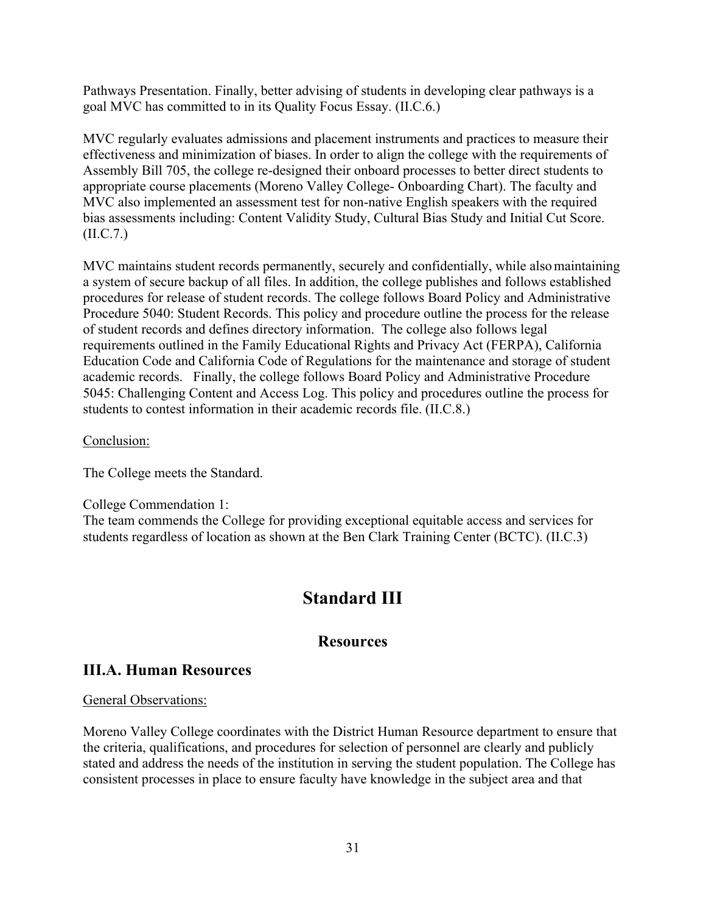Pathways Presentation. Finally, better advising of students in developing clear pathways is a goal MVC has committed to in its Quality Focus Essay. (II.C.6.)

MVC regularly evaluates admissions and placement instruments and practices to measure their effectiveness and minimization of biases. In order to align the college with the requirements of Assembly Bill 705, the college re-designed their onboard processes to better direct students to appropriate course placements (Moreno Valley College- Onboarding Chart). The faculty and MVC also implemented an assessment test for non-native English speakers with the required bias assessments including: Content Validity Study, Cultural Bias Study and Initial Cut Score. (II.C.7.)

MVC maintains student records permanently, securely and confidentially, while also maintaining a system of secure backup of all files. In addition, the college publishes and follows established procedures for release of student records. The college follows Board Policy and Administrative Procedure 5040: Student Records. This policy and procedure outline the process for the release of student records and defines directory information. The college also follows legal requirements outlined in the Family Educational Rights and Privacy Act (FERPA), California Education Code and California Code of Regulations for the maintenance and storage of student academic records. Finally, the college follows Board Policy and Administrative Procedure 5045: Challenging Content and Access Log. This policy and procedures outline the process for students to contest information in their academic records file. (II.C.8.)

Conclusion:

The College meets the Standard.

College Commendation 1:
The team commends the College for providing exceptional equitable access and services for students regardless of location as shown at the Ben Clark Training Center (BCTC). (II.C.3)

# Standard III

## Resources

## III.A. Human Resources

General Observations:

Moreno Valley College coordinates with the District Human Resource department to ensure that the criteria, qualifications, and procedures for selection of personnel are clearly and publicly stated and address the needs of the institution in serving the student population. The College has consistent processes in place to ensure faculty have knowledge in the subject area and that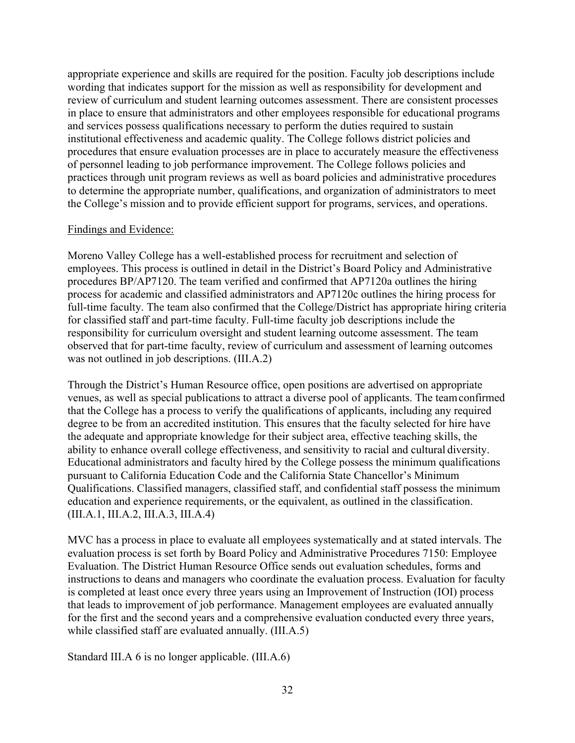appropriate experience and skills are required for the position. Faculty job descriptions include wording that indicates support for the mission as well as responsibility for development and review of curriculum and student learning outcomes assessment. There are consistent processes in place to ensure that administrators and other employees responsible for educational programs and services possess qualifications necessary to perform the duties required to sustain institutional effectiveness and academic quality. The College follows district policies and procedures that ensure evaluation processes are in place to accurately measure the effectiveness of personnel leading to job performance improvement. The College follows policies and practices through unit program reviews as well as board policies and administrative procedures to determine the appropriate number, qualifications, and organization of administrators to meet the College's mission and to provide efficient support for programs, services, and operations.

Findings and Evidence:

Moreno Valley College has a well-established process for recruitment and selection of employees. This process is outlined in detail in the District's Board Policy and Administrative procedures BP/AP7120. The team verified and confirmed that AP7120a outlines the hiring process for academic and classified administrators and AP7120c outlines the hiring process for full-time faculty. The team also confirmed that the College/District has appropriate hiring criteria for classified staff and part-time faculty. Full-time faculty job descriptions include the responsibility for curriculum oversight and student learning outcome assessment. The team observed that for part-time faculty, review of curriculum and assessment of learning outcomes was not outlined in job descriptions. (III.A.2)

Through the District's Human Resource office, open positions are advertised on appropriate venues, as well as special publications to attract a diverse pool of applicants. The team confirmed that the College has a process to verify the qualifications of applicants, including any required degree to be from an accredited institution. This ensures that the faculty selected for hire have the adequate and appropriate knowledge for their subject area, effective teaching skills, the ability to enhance overall college effectiveness, and sensitivity to racial and cultural diversity. Educational administrators and faculty hired by the College possess the minimum qualifications pursuant to California Education Code and the California State Chancellor's Minimum Qualifications. Classified managers, classified staff, and confidential staff possess the minimum education and experience requirements, or the equivalent, as outlined in the classification. (III.A.1, III.A.2, III.A.3, III.A.4)

MVC has a process in place to evaluate all employees systematically and at stated intervals. The evaluation process is set forth by Board Policy and Administrative Procedures 7150: Employee Evaluation. The District Human Resource Office sends out evaluation schedules, forms and instructions to deans and managers who coordinate the evaluation process. Evaluation for faculty is completed at least once every three years using an Improvement of Instruction (IOI) process that leads to improvement of job performance. Management employees are evaluated annually for the first and the second years and a comprehensive evaluation conducted every three years, while classified staff are evaluated annually. (III.A.5)

Standard III.A 6 is no longer applicable. (III.A.6)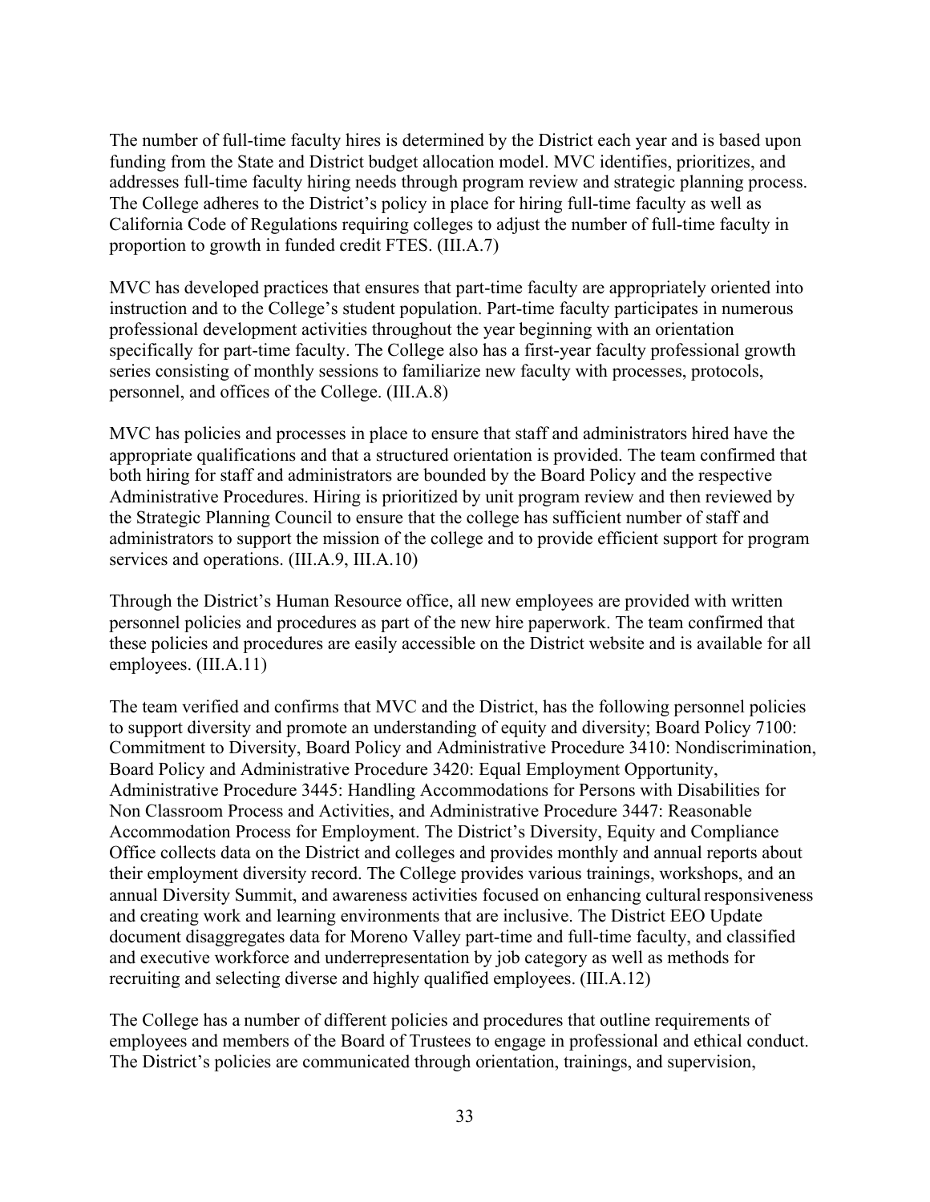The number of full-time faculty hires is determined by the District each year and is based upon funding from the State and District budget allocation model. MVC identifies, prioritizes, and addresses full-time faculty hiring needs through program review and strategic planning process. The College adheres to the District's policy in place for hiring full-time faculty as well as California Code of Regulations requiring colleges to adjust the number of full-time faculty in proportion to growth in funded credit FTES. (III.A.7)

MVC has developed practices that ensures that part-time faculty are appropriately oriented into instruction and to the College's student population. Part-time faculty participates in numerous professional development activities throughout the year beginning with an orientation specifically for part-time faculty. The College also has a first-year faculty professional growth series consisting of monthly sessions to familiarize new faculty with processes, protocols, personnel, and offices of the College. (III.A.8)

MVC has policies and processes in place to ensure that staff and administrators hired have the appropriate qualifications and that a structured orientation is provided. The team confirmed that both hiring for staff and administrators are bounded by the Board Policy and the respective Administrative Procedures. Hiring is prioritized by unit program review and then reviewed by the Strategic Planning Council to ensure that the college has sufficient number of staff and administrators to support the mission of the college and to provide efficient support for program services and operations. (III.A.9, III.A.10)

Through the District's Human Resource office, all new employees are provided with written personnel policies and procedures as part of the new hire paperwork. The team confirmed that these policies and procedures are easily accessible on the District website and is available for all employees. (III.A.11)

The team verified and confirms that MVC and the District, has the following personnel policies to support diversity and promote an understanding of equity and diversity; Board Policy 7100: Commitment to Diversity, Board Policy and Administrative Procedure 3410: Nondiscrimination, Board Policy and Administrative Procedure 3420: Equal Employment Opportunity, Administrative Procedure 3445: Handling Accommodations for Persons with Disabilities for Non Classroom Process and Activities, and Administrative Procedure 3447: Reasonable Accommodation Process for Employment. The District's Diversity, Equity and Compliance Office collects data on the District and colleges and provides monthly and annual reports about their employment diversity record. The College provides various trainings, workshops, and an annual Diversity Summit, and awareness activities focused on enhancing cultural responsiveness and creating work and learning environments that are inclusive. The District EEO Update document disaggregates data for Moreno Valley part-time and full-time faculty, and classified and executive workforce and underrepresentation by job category as well as methods for recruiting and selecting diverse and highly qualified employees. (III.A.12)

The College has a number of different policies and procedures that outline requirements of employees and members of the Board of Trustees to engage in professional and ethical conduct. The District's policies are communicated through orientation, trainings, and supervision,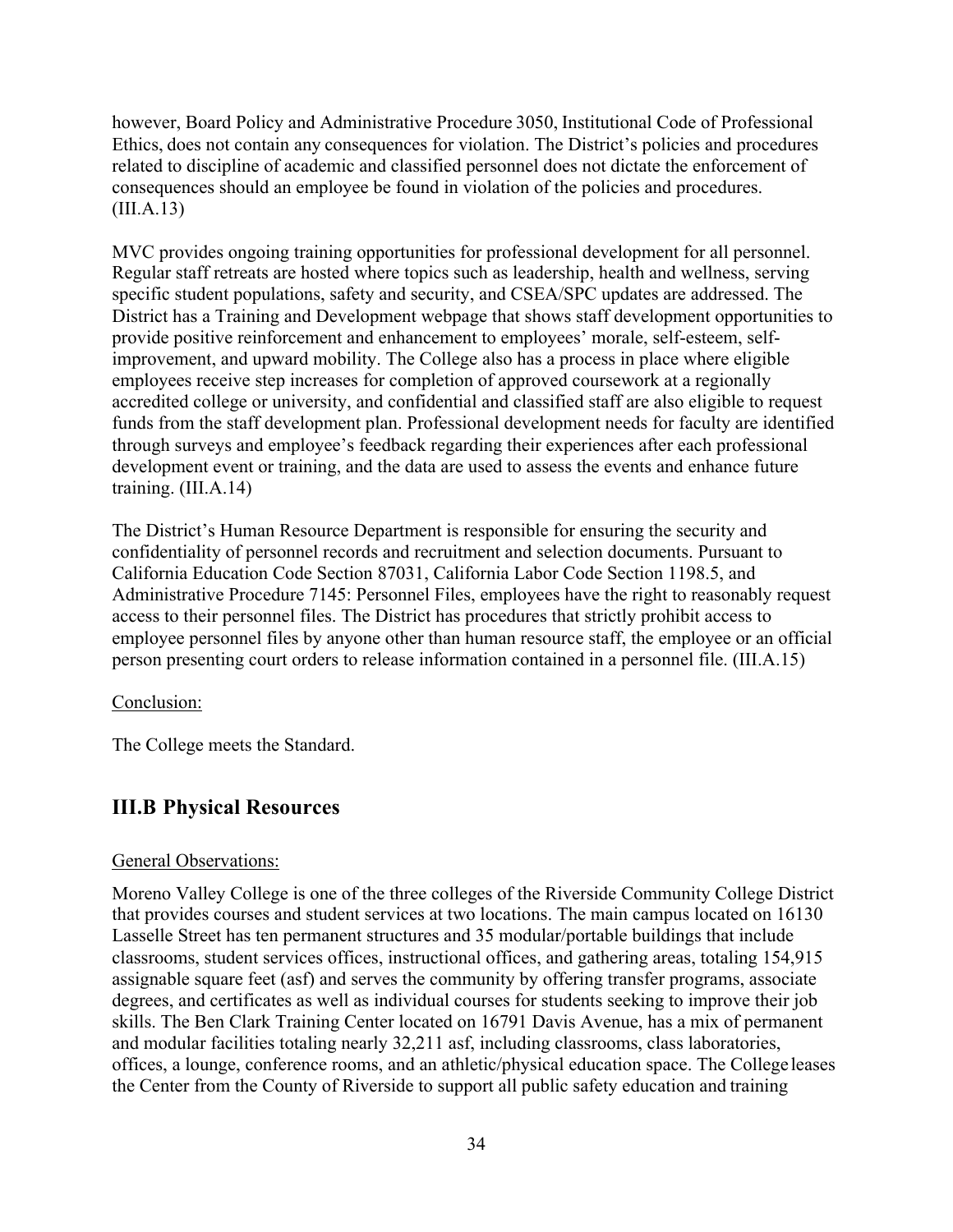however, Board Policy and Administrative Procedure 3050, Institutional Code of Professional Ethics, does not contain any consequences for violation. The District's policies and procedures related to discipline of academic and classified personnel does not dictate the enforcement of consequences should an employee be found in violation of the policies and procedures. (III.A.13)

MVC provides ongoing training opportunities for professional development for all personnel. Regular staff retreats are hosted where topics such as leadership, health and wellness, serving specific student populations, safety and security, and CSEA/SPC updates are addressed. The District has a Training and Development webpage that shows staff development opportunities to provide positive reinforcement and enhancement to employees' morale, self-esteem, self-improvement, and upward mobility. The College also has a process in place where eligible employees receive step increases for completion of approved coursework at a regionally accredited college or university, and confidential and classified staff are also eligible to request funds from the staff development plan. Professional development needs for faculty are identified through surveys and employee's feedback regarding their experiences after each professional development event or training, and the data are used to assess the events and enhance future training. (III.A.14)

The District's Human Resource Department is responsible for ensuring the security and confidentiality of personnel records and recruitment and selection documents. Pursuant to California Education Code Section 87031, California Labor Code Section 1198.5, and Administrative Procedure 7145: Personnel Files, employees have the right to reasonably request access to their personnel files. The District has procedures that strictly prohibit access to employee personnel files by anyone other than human resource staff, the employee or an official person presenting court orders to release information contained in a personnel file. (III.A.15)

Conclusion:

The College meets the Standard.

## III.B Physical Resources

General Observations:

Moreno Valley College is one of the three colleges of the Riverside Community College District that provides courses and student services at two locations. The main campus located on 16130 Lasselle Street has ten permanent structures and 35 modular/portable buildings that include classrooms, student services offices, instructional offices, and gathering areas, totaling 154,915 assignable square feet (asf) and serves the community by offering transfer programs, associate degrees, and certificates as well as individual courses for students seeking to improve their job skills. The Ben Clark Training Center located on 16791 Davis Avenue, has a mix of permanent and modular facilities totaling nearly 32,211 asf, including classrooms, class laboratories, offices, a lounge, conference rooms, and an athletic/physical education space. The College leases the Center from the County of Riverside to support all public safety education and training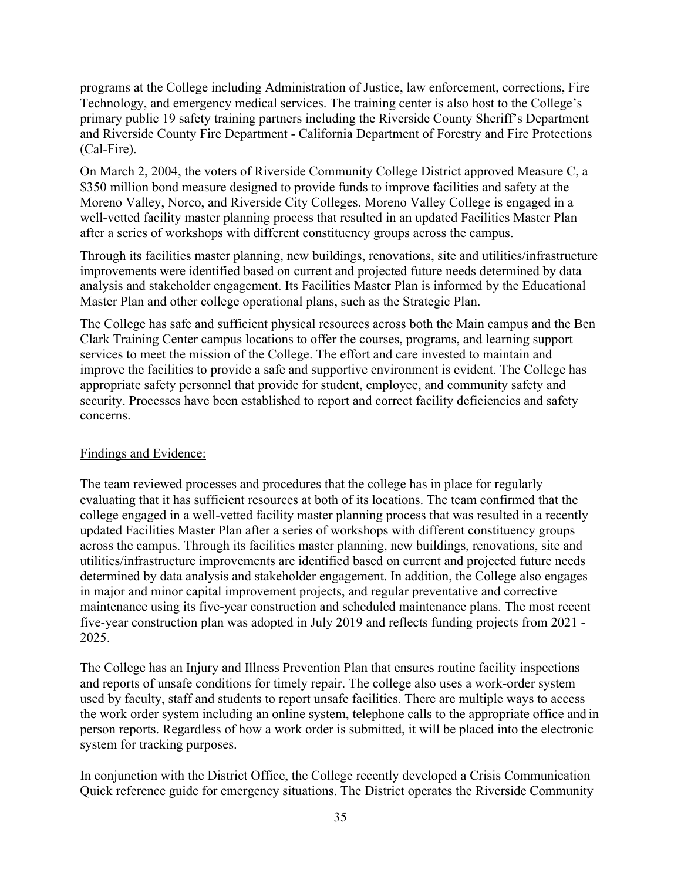programs at the College including Administration of Justice, law enforcement, corrections, Fire Technology, and emergency medical services. The training center is also host to the College's primary public 19 safety training partners including the Riverside County Sheriff's Department and Riverside County Fire Department - California Department of Forestry and Fire Protections (Cal-Fire).

On March 2, 2004, the voters of Riverside Community College District approved Measure C, a $350 million bond measure designed to provide funds to improve facilities and safety at the Moreno Valley, Norco, and Riverside City Colleges. Moreno Valley College is engaged in a well-vetted facility master planning process that resulted in an updated Facilities Master Plan after a series of workshops with different constituency groups across the campus.

Through its facilities master planning, new buildings, renovations, site and utilities/infrastructure improvements were identified based on current and projected future needs determined by data analysis and stakeholder engagement. Its Facilities Master Plan is informed by the Educational Master Plan and other college operational plans, such as the Strategic Plan.

The College has safe and sufficient physical resources across both the Main campus and the Ben Clark Training Center campus locations to offer the courses, programs, and learning support services to meet the mission of the College. The effort and care invested to maintain and improve the facilities to provide a safe and supportive environment is evident. The College has appropriate safety personnel that provide for student, employee, and community safety and security. Processes have been established to report and correct facility deficiencies and safety concerns.

<u>Findings and Evidence:</u>

The team reviewed processes and procedures that the college has in place for regularly evaluating that it has sufficient resources at both of its locations. The team confirmed that the college engaged in a well-vetted facility master planning process that ~~was~~ resulted in a recently updated Facilities Master Plan after a series of workshops with different constituency groups across the campus. Through its facilities master planning, new buildings, renovations, site and utilities/infrastructure improvements are identified based on current and projected future needs determined by data analysis and stakeholder engagement. In addition, the College also engages in major and minor capital improvement projects, and regular preventative and corrective maintenance using its five-year construction and scheduled maintenance plans. The most recent five-year construction plan was adopted in July 2019 and reflects funding projects from 2021 - 2025.

The College has an Injury and Illness Prevention Plan that ensures routine facility inspections and reports of unsafe conditions for timely repair. The college also uses a work-order system used by faculty, staff and students to report unsafe facilities. There are multiple ways to access the work order system including an online system, telephone calls to the appropriate office and in person reports. Regardless of how a work order is submitted, it will be placed into the electronic system for tracking purposes.

In conjunction with the District Office, the College recently developed a Crisis Communication Quick reference guide for emergency situations. The District operates the Riverside Community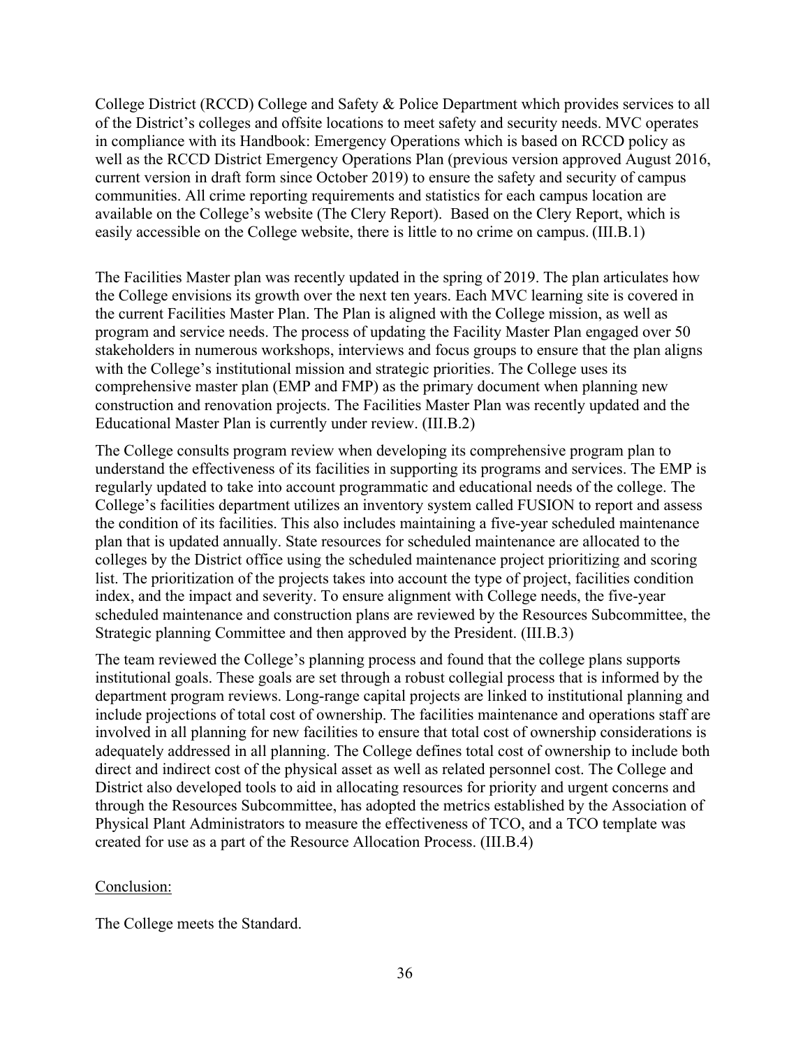College District (RCCD) College and Safety & Police Department which provides services to all of the District's colleges and offsite locations to meet safety and security needs. MVC operates in compliance with its Handbook: Emergency Operations which is based on RCCD policy as well as the RCCD District Emergency Operations Plan (previous version approved August 2016, current version in draft form since October 2019) to ensure the safety and security of campus communities. All crime reporting requirements and statistics for each campus location are available on the College's website (The Clery Report). Based on the Clery Report, which is easily accessible on the College website, there is little to no crime on campus. (III.B.1)

The Facilities Master plan was recently updated in the spring of 2019. The plan articulates how the College envisions its growth over the next ten years. Each MVC learning site is covered in the current Facilities Master Plan. The Plan is aligned with the College mission, as well as program and service needs. The process of updating the Facility Master Plan engaged over 50 stakeholders in numerous workshops, interviews and focus groups to ensure that the plan aligns with the College's institutional mission and strategic priorities. The College uses its comprehensive master plan (EMP and FMP) as the primary document when planning new construction and renovation projects. The Facilities Master Plan was recently updated and the Educational Master Plan is currently under review. (III.B.2)

The College consults program review when developing its comprehensive program plan to understand the effectiveness of its facilities in supporting its programs and services. The EMP is regularly updated to take into account programmatic and educational needs of the college. The College's facilities department utilizes an inventory system called FUSION to report and assess the condition of its facilities. This also includes maintaining a five-year scheduled maintenance plan that is updated annually. State resources for scheduled maintenance are allocated to the colleges by the District office using the scheduled maintenance project prioritizing and scoring list. The prioritization of the projects takes into account the type of project, facilities condition index, and the impact and severity. To ensure alignment with College needs, the five-year scheduled maintenance and construction plans are reviewed by the Resources Subcommittee, the Strategic planning Committee and then approved by the President. (III.B.3)

The team reviewed the College's planning process and found that the college plans supports institutional goals. These goals are set through a robust collegial process that is informed by the department program reviews. Long-range capital projects are linked to institutional planning and include projections of total cost of ownership. The facilities maintenance and operations staff are involved in all planning for new facilities to ensure that total cost of ownership considerations is adequately addressed in all planning. The College defines total cost of ownership to include both direct and indirect cost of the physical asset as well as related personnel cost. The College and District also developed tools to aid in allocating resources for priority and urgent concerns and through the Resources Subcommittee, has adopted the metrics established by the Association of Physical Plant Administrators to measure the effectiveness of TCO, and a TCO template was created for use as a part of the Resource Allocation Process. (III.B.4)

Conclusion:

The College meets the Standard.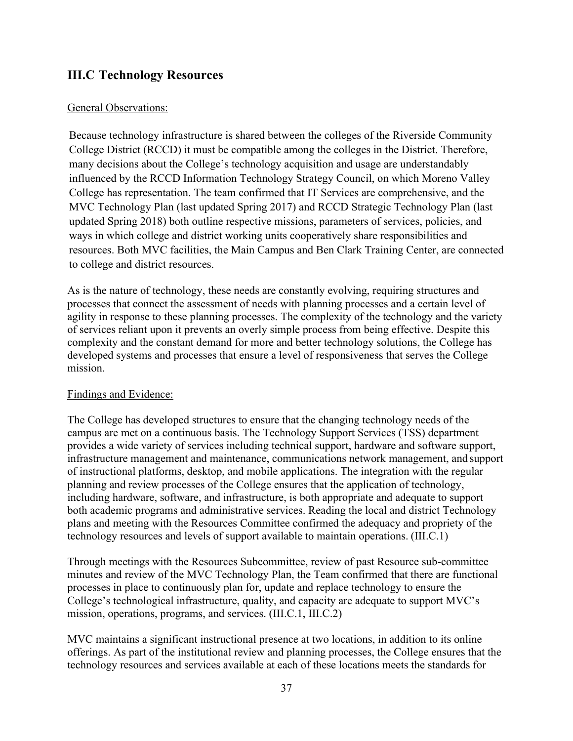## III.C Technology Resources

General Observations:

Because technology infrastructure is shared between the colleges of the Riverside Community College District (RCCD) it must be compatible among the colleges in the District. Therefore, many decisions about the College's technology acquisition and usage are understandably influenced by the RCCD Information Technology Strategy Council, on which Moreno Valley College has representation. The team confirmed that IT Services are comprehensive, and the MVC Technology Plan (last updated Spring 2017) and RCCD Strategic Technology Plan (last updated Spring 2018) both outline respective missions, parameters of services, policies, and ways in which college and district working units cooperatively share responsibilities and resources. Both MVC facilities, the Main Campus and Ben Clark Training Center, are connected to college and district resources.

As is the nature of technology, these needs are constantly evolving, requiring structures and processes that connect the assessment of needs with planning processes and a certain level of agility in response to these planning processes. The complexity of the technology and the variety of services reliant upon it prevents an overly simple process from being effective. Despite this complexity and the constant demand for more and better technology solutions, the College has developed systems and processes that ensure a level of responsiveness that serves the College mission.

Findings and Evidence:

The College has developed structures to ensure that the changing technology needs of the campus are met on a continuous basis. The Technology Support Services (TSS) department provides a wide variety of services including technical support, hardware and software support, infrastructure management and maintenance, communications network management, and support of instructional platforms, desktop, and mobile applications. The integration with the regular planning and review processes of the College ensures that the application of technology, including hardware, software, and infrastructure, is both appropriate and adequate to support both academic programs and administrative services. Reading the local and district Technology plans and meeting with the Resources Committee confirmed the adequacy and propriety of the technology resources and levels of support available to maintain operations. (III.C.1)

Through meetings with the Resources Subcommittee, review of past Resource sub-committee minutes and review of the MVC Technology Plan, the Team confirmed that there are functional processes in place to continuously plan for, update and replace technology to ensure the College's technological infrastructure, quality, and capacity are adequate to support MVC's mission, operations, programs, and services. (III.C.1, III.C.2)

MVC maintains a significant instructional presence at two locations, in addition to its online offerings. As part of the institutional review and planning processes, the College ensures that the technology resources and services available at each of these locations meets the standards for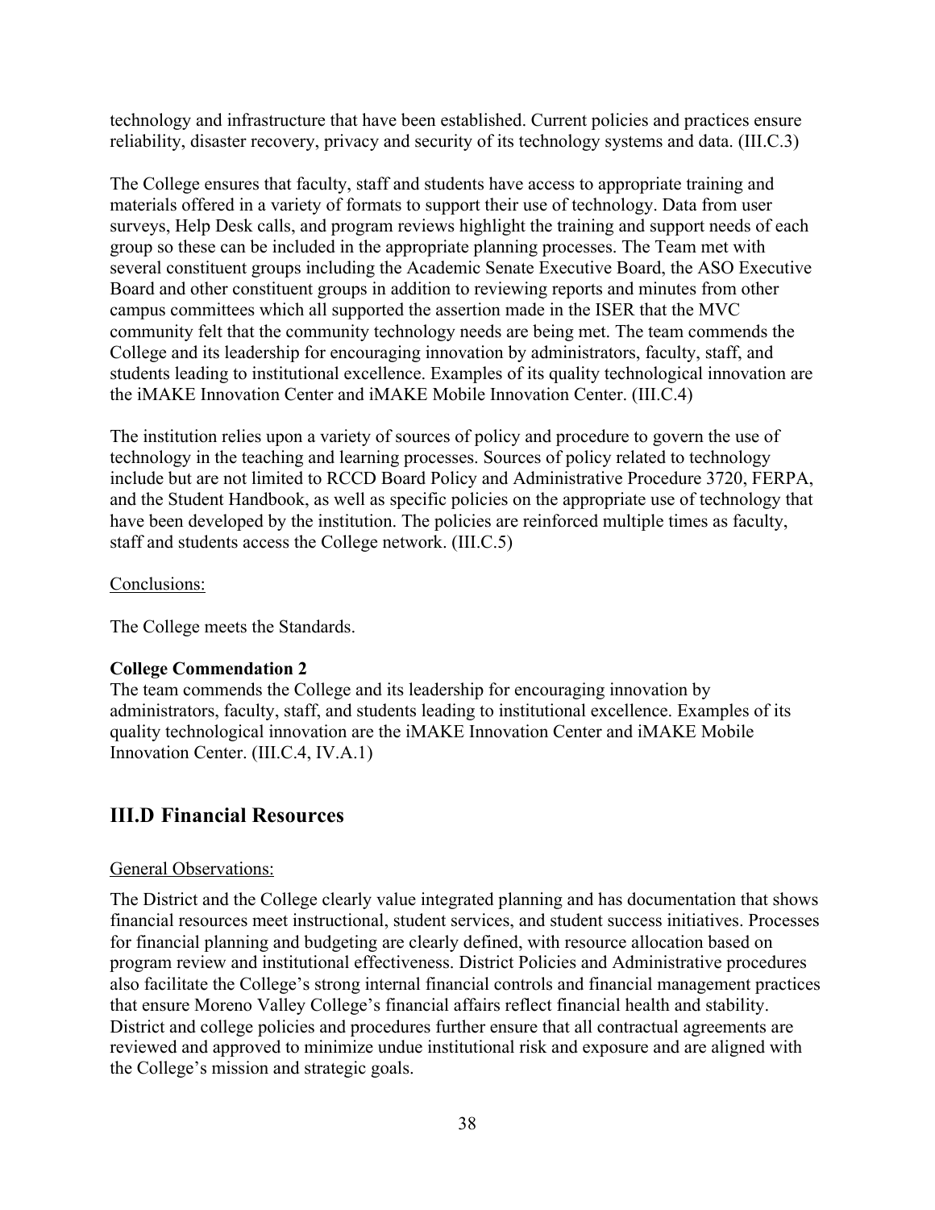technology and infrastructure that have been established. Current policies and practices ensure reliability, disaster recovery, privacy and security of its technology systems and data. (III.C.3)

The College ensures that faculty, staff and students have access to appropriate training and materials offered in a variety of formats to support their use of technology. Data from user surveys, Help Desk calls, and program reviews highlight the training and support needs of each group so these can be included in the appropriate planning processes. The Team met with several constituent groups including the Academic Senate Executive Board, the ASO Executive Board and other constituent groups in addition to reviewing reports and minutes from other campus committees which all supported the assertion made in the ISER that the MVC community felt that the community technology needs are being met. The team commends the College and its leadership for encouraging innovation by administrators, faculty, staff, and students leading to institutional excellence. Examples of its quality technological innovation are the iMAKE Innovation Center and iMAKE Mobile Innovation Center. (III.C.4)

The institution relies upon a variety of sources of policy and procedure to govern the use of technology in the teaching and learning processes. Sources of policy related to technology include but are not limited to RCCD Board Policy and Administrative Procedure 3720, FERPA, and the Student Handbook, as well as specific policies on the appropriate use of technology that have been developed by the institution. The policies are reinforced multiple times as faculty, staff and students access the College network. (III.C.5)

Conclusions:

The College meets the Standards.

**College Commendation 2**
The team commends the College and its leadership for encouraging innovation by administrators, faculty, staff, and students leading to institutional excellence. Examples of its quality technological innovation are the iMAKE Innovation Center and iMAKE Mobile Innovation Center. (III.C.4, IV.A.1)

## III.D Financial Resources

General Observations:

The District and the College clearly value integrated planning and has documentation that shows financial resources meet instructional, student services, and student success initiatives. Processes for financial planning and budgeting are clearly defined, with resource allocation based on program review and institutional effectiveness. District Policies and Administrative procedures also facilitate the College's strong internal financial controls and financial management practices that ensure Moreno Valley College's financial affairs reflect financial health and stability. District and college policies and procedures further ensure that all contractual agreements are reviewed and approved to minimize undue institutional risk and exposure and are aligned with the College's mission and strategic goals.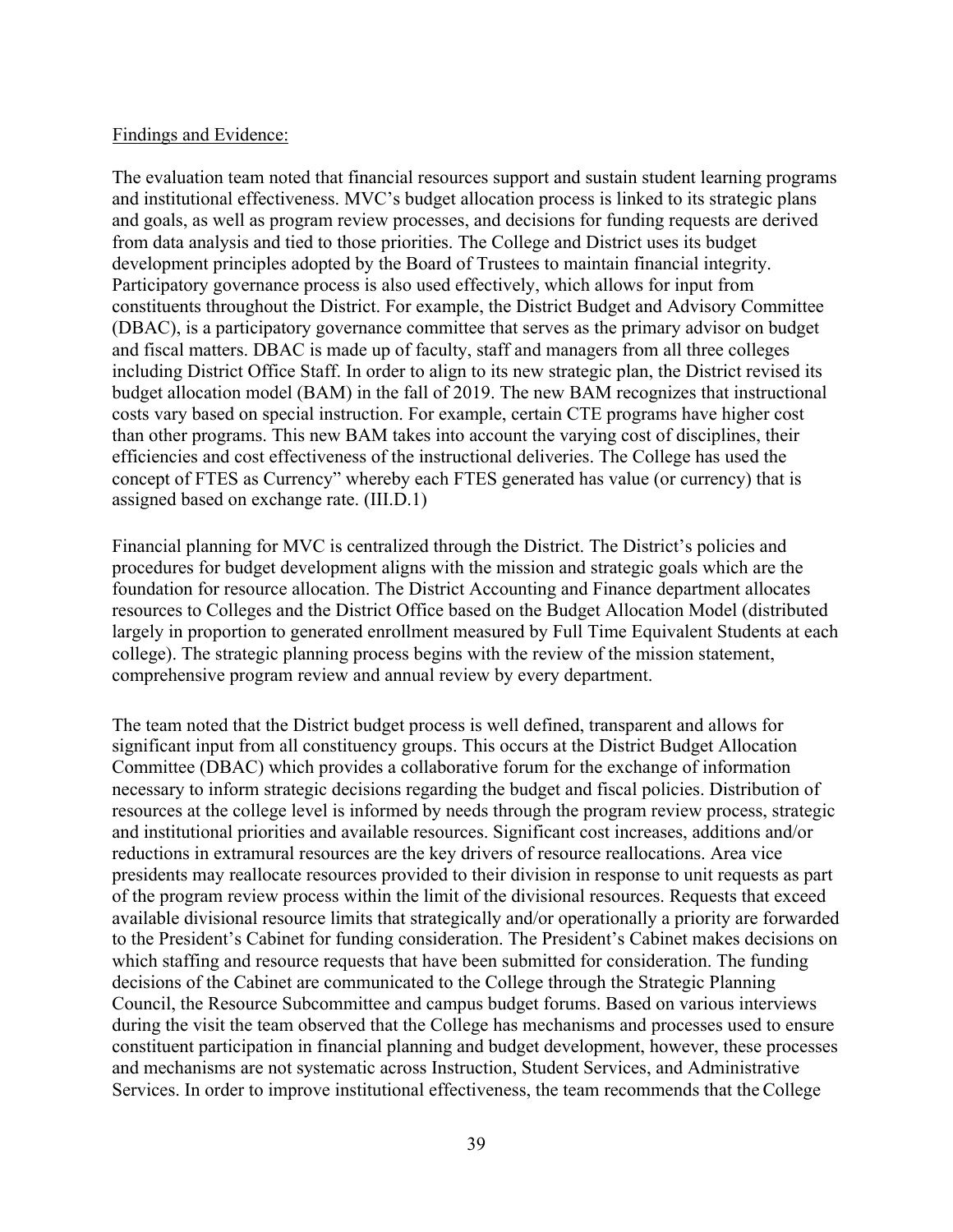Findings and Evidence:

The evaluation team noted that financial resources support and sustain student learning programs and institutional effectiveness. MVC's budget allocation process is linked to its strategic plans and goals, as well as program review processes, and decisions for funding requests are derived from data analysis and tied to those priorities. The College and District uses its budget development principles adopted by the Board of Trustees to maintain financial integrity. Participatory governance process is also used effectively, which allows for input from constituents throughout the District. For example, the District Budget and Advisory Committee (DBAC), is a participatory governance committee that serves as the primary advisor on budget and fiscal matters. DBAC is made up of faculty, staff and managers from all three colleges including District Office Staff. In order to align to its new strategic plan, the District revised its budget allocation model (BAM) in the fall of 2019. The new BAM recognizes that instructional costs vary based on special instruction. For example, certain CTE programs have higher cost than other programs. This new BAM takes into account the varying cost of disciplines, their efficiencies and cost effectiveness of the instructional deliveries. The College has used the concept of FTES as Currency" whereby each FTES generated has value (or currency) that is assigned based on exchange rate. (III.D.1)

Financial planning for MVC is centralized through the District. The District's policies and procedures for budget development aligns with the mission and strategic goals which are the foundation for resource allocation. The District Accounting and Finance department allocates resources to Colleges and the District Office based on the Budget Allocation Model (distributed largely in proportion to generated enrollment measured by Full Time Equivalent Students at each college). The strategic planning process begins with the review of the mission statement, comprehensive program review and annual review by every department.

The team noted that the District budget process is well defined, transparent and allows for significant input from all constituency groups. This occurs at the District Budget Allocation Committee (DBAC) which provides a collaborative forum for the exchange of information necessary to inform strategic decisions regarding the budget and fiscal policies. Distribution of resources at the college level is informed by needs through the program review process, strategic and institutional priorities and available resources. Significant cost increases, additions and/or reductions in extramural resources are the key drivers of resource reallocations. Area vice presidents may reallocate resources provided to their division in response to unit requests as part of the program review process within the limit of the divisional resources. Requests that exceed available divisional resource limits that strategically and/or operationally a priority are forwarded to the President's Cabinet for funding consideration. The President's Cabinet makes decisions on which staffing and resource requests that have been submitted for consideration. The funding decisions of the Cabinet are communicated to the College through the Strategic Planning Council, the Resource Subcommittee and campus budget forums. Based on various interviews during the visit the team observed that the College has mechanisms and processes used to ensure constituent participation in financial planning and budget development, however, these processes and mechanisms are not systematic across Instruction, Student Services, and Administrative Services. In order to improve institutional effectiveness, the team recommends that the College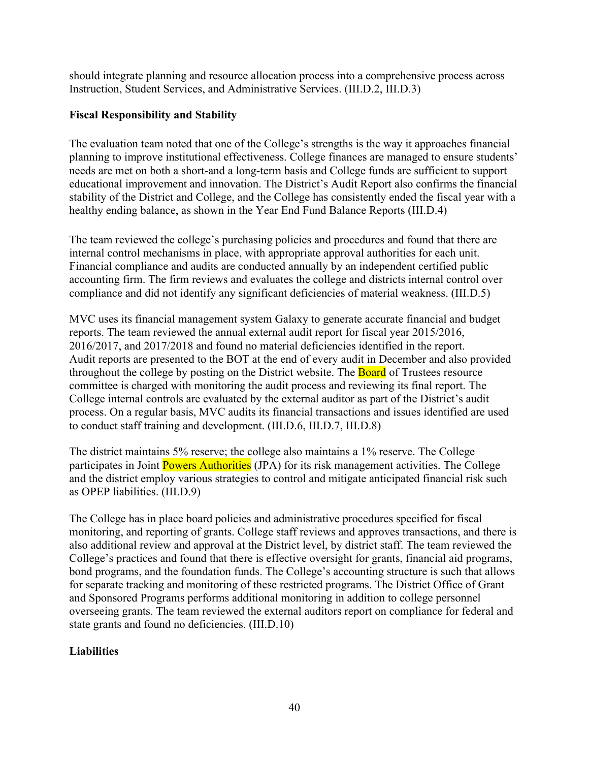should integrate planning and resource allocation process into a comprehensive process across Instruction, Student Services, and Administrative Services. (III.D.2, III.D.3)

**Fiscal Responsibility and Stability**

The evaluation team noted that one of the College's strengths is the way it approaches financial planning to improve institutional effectiveness. College finances are managed to ensure students' needs are met on both a short-and a long-term basis and College funds are sufficient to support educational improvement and innovation. The District's Audit Report also confirms the financial stability of the District and College, and the College has consistently ended the fiscal year with a healthy ending balance, as shown in the Year End Fund Balance Reports (III.D.4)

The team reviewed the college's purchasing policies and procedures and found that there are internal control mechanisms in place, with appropriate approval authorities for each unit. Financial compliance and audits are conducted annually by an independent certified public accounting firm. The firm reviews and evaluates the college and districts internal control over compliance and did not identify any significant deficiencies of material weakness. (III.D.5)

MVC uses its financial management system Galaxy to generate accurate financial and budget reports. The team reviewed the annual external audit report for fiscal year 2015/2016, 2016/2017, and 2017/2018 and found no material deficiencies identified in the report. Audit reports are presented to the BOT at the end of every audit in December and also provided throughout the college by posting on the District website. The Board of Trustees resource committee is charged with monitoring the audit process and reviewing its final report. The College internal controls are evaluated by the external auditor as part of the District's audit process. On a regular basis, MVC audits its financial transactions and issues identified are used to conduct staff training and development. (III.D.6, III.D.7, III.D.8)

The district maintains 5% reserve; the college also maintains a 1% reserve. The College participates in Joint Powers Authorities (JPA) for its risk management activities. The College and the district employ various strategies to control and mitigate anticipated financial risk such as OPEP liabilities. (III.D.9)

The College has in place board policies and administrative procedures specified for fiscal monitoring, and reporting of grants. College staff reviews and approves transactions, and there is also additional review and approval at the District level, by district staff. The team reviewed the College's practices and found that there is effective oversight for grants, financial aid programs, bond programs, and the foundation funds. The College's accounting structure is such that allows for separate tracking and monitoring of these restricted programs. The District Office of Grant and Sponsored Programs performs additional monitoring in addition to college personnel overseeing grants. The team reviewed the external auditors report on compliance for federal and state grants and found no deficiencies. (III.D.10)

**Liabilities**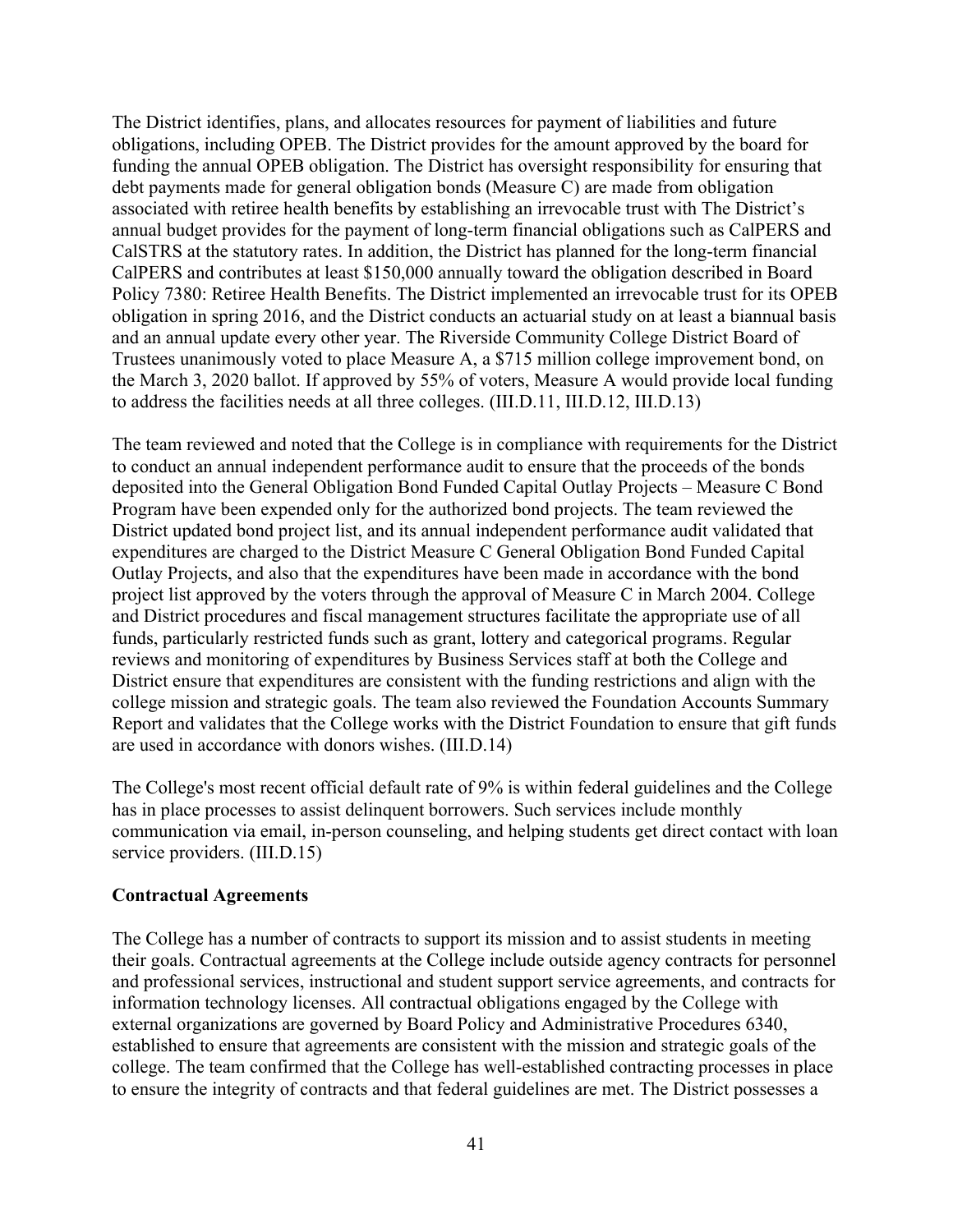The District identifies, plans, and allocates resources for payment of liabilities and future obligations, including OPEB. The District provides for the amount approved by the board for funding the annual OPEB obligation. The District has oversight responsibility for ensuring that debt payments made for general obligation bonds (Measure C) are made from obligation associated with retiree health benefits by establishing an irrevocable trust with The District's annual budget provides for the payment of long-term financial obligations such as CalPERS and CalSTRS at the statutory rates. In addition, the District has planned for the long-term financial CalPERS and contributes at least $150,000 annually toward the obligation described in Board Policy 7380: Retiree Health Benefits. The District implemented an irrevocable trust for its OPEB obligation in spring 2016, and the District conducts an actuarial study on at least a biannual basis and an annual update every other year. The Riverside Community College District Board of Trustees unanimously voted to place Measure A, a $715 million college improvement bond, on the March 3, 2020 ballot. If approved by 55% of voters, Measure A would provide local funding to address the facilities needs at all three colleges. (III.D.11, III.D.12, III.D.13)

The team reviewed and noted that the College is in compliance with requirements for the District to conduct an annual independent performance audit to ensure that the proceeds of the bonds deposited into the General Obligation Bond Funded Capital Outlay Projects – Measure C Bond Program have been expended only for the authorized bond projects. The team reviewed the District updated bond project list, and its annual independent performance audit validated that expenditures are charged to the District Measure C General Obligation Bond Funded Capital Outlay Projects, and also that the expenditures have been made in accordance with the bond project list approved by the voters through the approval of Measure C in March 2004. College and District procedures and fiscal management structures facilitate the appropriate use of all funds, particularly restricted funds such as grant, lottery and categorical programs. Regular reviews and monitoring of expenditures by Business Services staff at both the College and District ensure that expenditures are consistent with the funding restrictions and align with the college mission and strategic goals. The team also reviewed the Foundation Accounts Summary Report and validates that the College works with the District Foundation to ensure that gift funds are used in accordance with donors wishes. (III.D.14)

The College's most recent official default rate of 9% is within federal guidelines and the College has in place processes to assist delinquent borrowers. Such services include monthly communication via email, in-person counseling, and helping students get direct contact with loan service providers. (III.D.15)

**Contractual Agreements**

The College has a number of contracts to support its mission and to assist students in meeting their goals. Contractual agreements at the College include outside agency contracts for personnel and professional services, instructional and student support service agreements, and contracts for information technology licenses. All contractual obligations engaged by the College with external organizations are governed by Board Policy and Administrative Procedures 6340, established to ensure that agreements are consistent with the mission and strategic goals of the college. The team confirmed that the College has well-established contracting processes in place to ensure the integrity of contracts and that federal guidelines are met. The District possesses a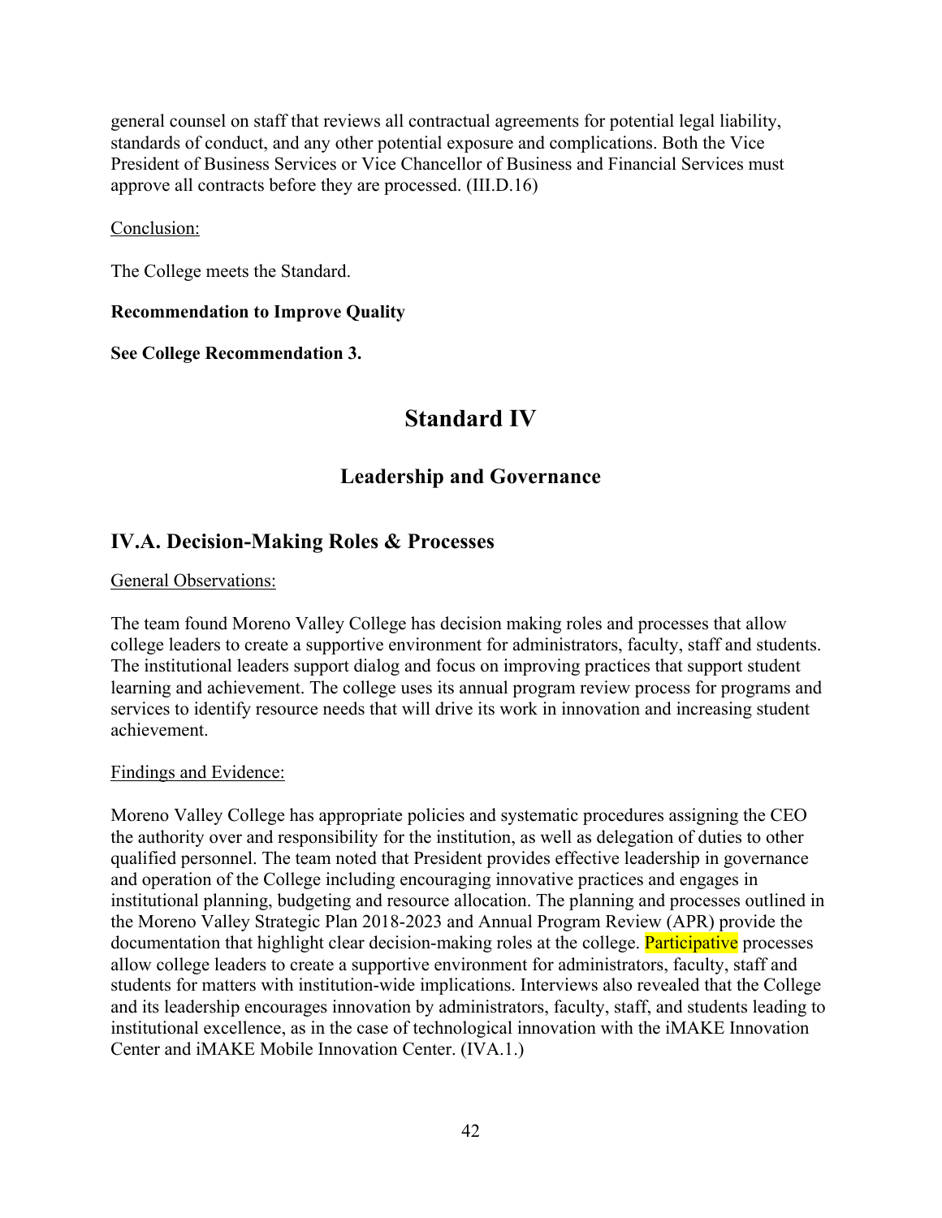general counsel on staff that reviews all contractual agreements for potential legal liability, standards of conduct, and any other potential exposure and complications. Both the Vice President of Business Services or Vice Chancellor of Business and Financial Services must approve all contracts before they are processed. (III.D.16)

Conclusion:

The College meets the Standard.

**Recommendation to Improve Quality**

**See College Recommendation 3.**

# Standard IV

## Leadership and Governance

### IV.A. Decision-Making Roles & Processes

General Observations:

The team found Moreno Valley College has decision making roles and processes that allow college leaders to create a supportive environment for administrators, faculty, staff and students. The institutional leaders support dialog and focus on improving practices that support student learning and achievement. The college uses its annual program review process for programs and services to identify resource needs that will drive its work in innovation and increasing student achievement.

Findings and Evidence:

Moreno Valley College has appropriate policies and systematic procedures assigning the CEO the authority over and responsibility for the institution, as well as delegation of duties to other qualified personnel. The team noted that President provides effective leadership in governance and operation of the College including encouraging innovative practices and engages in institutional planning, budgeting and resource allocation. The planning and processes outlined in the Moreno Valley Strategic Plan 2018-2023 and Annual Program Review (APR) provide the documentation that highlight clear decision-making roles at the college. Participative processes allow college leaders to create a supportive environment for administrators, faculty, staff and students for matters with institution-wide implications. Interviews also revealed that the College and its leadership encourages innovation by administrators, faculty, staff, and students leading to institutional excellence, as in the case of technological innovation with the iMAKE Innovation Center and iMAKE Mobile Innovation Center. (IVA.1.)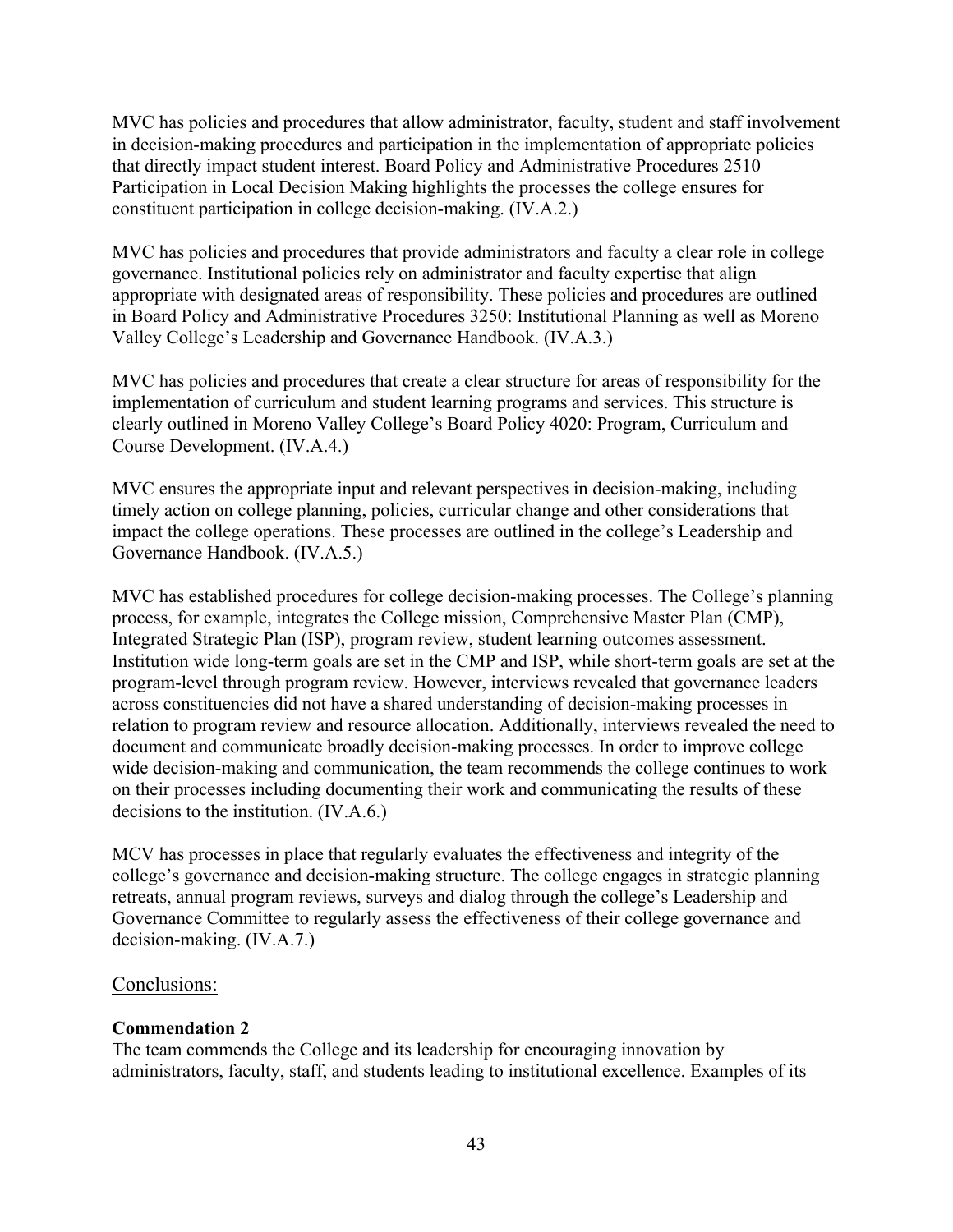MVC has policies and procedures that allow administrator, faculty, student and staff involvement in decision-making procedures and participation in the implementation of appropriate policies that directly impact student interest. Board Policy and Administrative Procedures 2510 Participation in Local Decision Making highlights the processes the college ensures for constituent participation in college decision-making. (IV.A.2.)

MVC has policies and procedures that provide administrators and faculty a clear role in college governance. Institutional policies rely on administrator and faculty expertise that align appropriate with designated areas of responsibility. These policies and procedures are outlined in Board Policy and Administrative Procedures 3250: Institutional Planning as well as Moreno Valley College's Leadership and Governance Handbook. (IV.A.3.)

MVC has policies and procedures that create a clear structure for areas of responsibility for the implementation of curriculum and student learning programs and services. This structure is clearly outlined in Moreno Valley College's Board Policy 4020: Program, Curriculum and Course Development. (IV.A.4.)

MVC ensures the appropriate input and relevant perspectives in decision-making, including timely action on college planning, policies, curricular change and other considerations that impact the college operations. These processes are outlined in the college's Leadership and Governance Handbook. (IV.A.5.)

MVC has established procedures for college decision-making processes. The College's planning process, for example, integrates the College mission, Comprehensive Master Plan (CMP), Integrated Strategic Plan (ISP), program review, student learning outcomes assessment. Institution wide long-term goals are set in the CMP and ISP, while short-term goals are set at the program-level through program review. However, interviews revealed that governance leaders across constituencies did not have a shared understanding of decision-making processes in relation to program review and resource allocation. Additionally, interviews revealed the need to document and communicate broadly decision-making processes. In order to improve college wide decision-making and communication, the team recommends the college continues to work on their processes including documenting their work and communicating the results of these decisions to the institution. (IV.A.6.)

MCV has processes in place that regularly evaluates the effectiveness and integrity of the college's governance and decision-making structure. The college engages in strategic planning retreats, annual program reviews, surveys and dialog through the college's Leadership and Governance Committee to regularly assess the effectiveness of their college governance and decision-making. (IV.A.7.)

## Conclusions:

**Commendation 2**

The team commends the College and its leadership for encouraging innovation by administrators, faculty, staff, and students leading to institutional excellence. Examples of its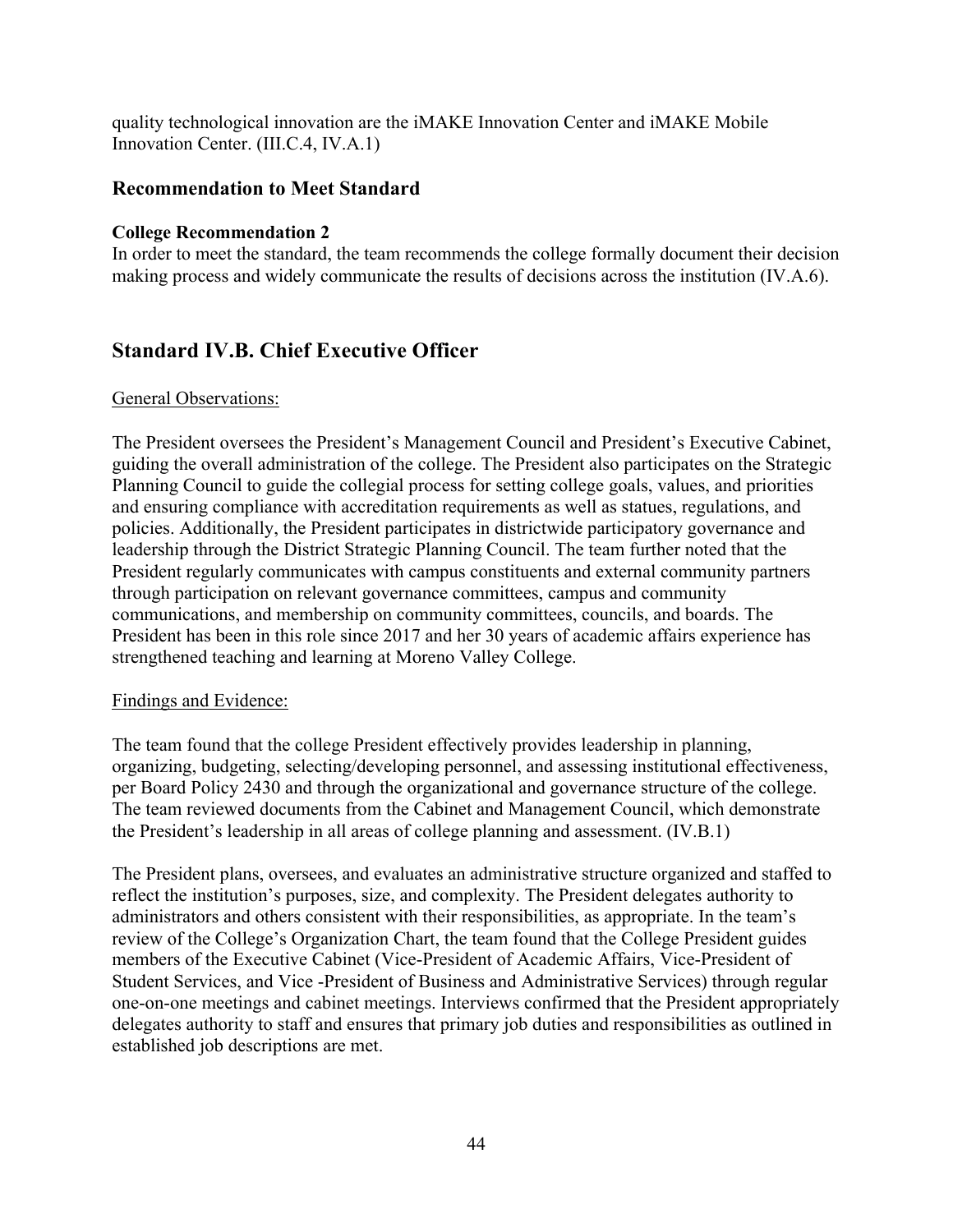quality technological innovation are the iMAKE Innovation Center and iMAKE Mobile Innovation Center. (III.C.4, IV.A.1)

### Recommendation to Meet Standard

**College Recommendation 2**

In order to meet the standard, the team recommends the college formally document their decision making process and widely communicate the results of decisions across the institution (IV.A.6).

## Standard IV.B. Chief Executive Officer

General Observations:

The President oversees the President's Management Council and President's Executive Cabinet, guiding the overall administration of the college. The President also participates on the Strategic Planning Council to guide the collegial process for setting college goals, values, and priorities and ensuring compliance with accreditation requirements as well as statues, regulations, and policies. Additionally, the President participates in districtwide participatory governance and leadership through the District Strategic Planning Council. The team further noted that the President regularly communicates with campus constituents and external community partners through participation on relevant governance committees, campus and community communications, and membership on community committees, councils, and boards. The President has been in this role since 2017 and her 30 years of academic affairs experience has strengthened teaching and learning at Moreno Valley College.

Findings and Evidence:

The team found that the college President effectively provides leadership in planning, organizing, budgeting, selecting/developing personnel, and assessing institutional effectiveness, per Board Policy 2430 and through the organizational and governance structure of the college. The team reviewed documents from the Cabinet and Management Council, which demonstrate the President's leadership in all areas of college planning and assessment. (IV.B.1)

The President plans, oversees, and evaluates an administrative structure organized and staffed to reflect the institution's purposes, size, and complexity. The President delegates authority to administrators and others consistent with their responsibilities, as appropriate. In the team's review of the College's Organization Chart, the team found that the College President guides members of the Executive Cabinet (Vice-President of Academic Affairs, Vice-President of Student Services, and Vice -President of Business and Administrative Services) through regular one-on-one meetings and cabinet meetings. Interviews confirmed that the President appropriately delegates authority to staff and ensures that primary job duties and responsibilities as outlined in established job descriptions are met.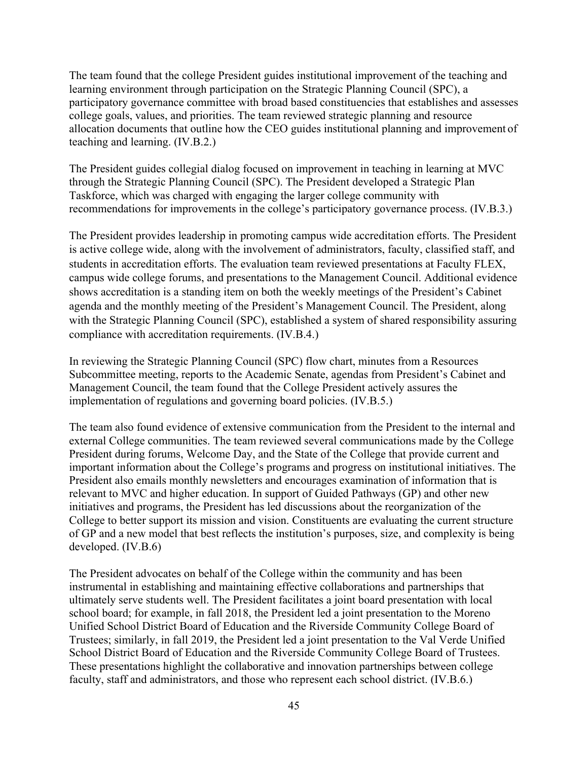The team found that the college President guides institutional improvement of the teaching and learning environment through participation on the Strategic Planning Council (SPC), a participatory governance committee with broad based constituencies that establishes and assesses college goals, values, and priorities. The team reviewed strategic planning and resource allocation documents that outline how the CEO guides institutional planning and improvement of teaching and learning. (IV.B.2.)

The President guides collegial dialog focused on improvement in teaching in learning at MVC through the Strategic Planning Council (SPC). The President developed a Strategic Plan Taskforce, which was charged with engaging the larger college community with recommendations for improvements in the college's participatory governance process. (IV.B.3.)

The President provides leadership in promoting campus wide accreditation efforts. The President is active college wide, along with the involvement of administrators, faculty, classified staff, and students in accreditation efforts. The evaluation team reviewed presentations at Faculty FLEX, campus wide college forums, and presentations to the Management Council. Additional evidence shows accreditation is a standing item on both the weekly meetings of the President's Cabinet agenda and the monthly meeting of the President's Management Council. The President, along with the Strategic Planning Council (SPC), established a system of shared responsibility assuring compliance with accreditation requirements. (IV.B.4.)

In reviewing the Strategic Planning Council (SPC) flow chart, minutes from a Resources Subcommittee meeting, reports to the Academic Senate, agendas from President's Cabinet and Management Council, the team found that the College President actively assures the implementation of regulations and governing board policies. (IV.B.5.)

The team also found evidence of extensive communication from the President to the internal and external College communities. The team reviewed several communications made by the College President during forums, Welcome Day, and the State of the College that provide current and important information about the College's programs and progress on institutional initiatives. The President also emails monthly newsletters and encourages examination of information that is relevant to MVC and higher education. In support of Guided Pathways (GP) and other new initiatives and programs, the President has led discussions about the reorganization of the College to better support its mission and vision. Constituents are evaluating the current structure of GP and a new model that best reflects the institution's purposes, size, and complexity is being developed. (IV.B.6)

The President advocates on behalf of the College within the community and has been instrumental in establishing and maintaining effective collaborations and partnerships that ultimately serve students well. The President facilitates a joint board presentation with local school board; for example, in fall 2018, the President led a joint presentation to the Moreno Unified School District Board of Education and the Riverside Community College Board of Trustees; similarly, in fall 2019, the President led a joint presentation to the Val Verde Unified School District Board of Education and the Riverside Community College Board of Trustees. These presentations highlight the collaborative and innovation partnerships between college faculty, staff and administrators, and those who represent each school district. (IV.B.6.)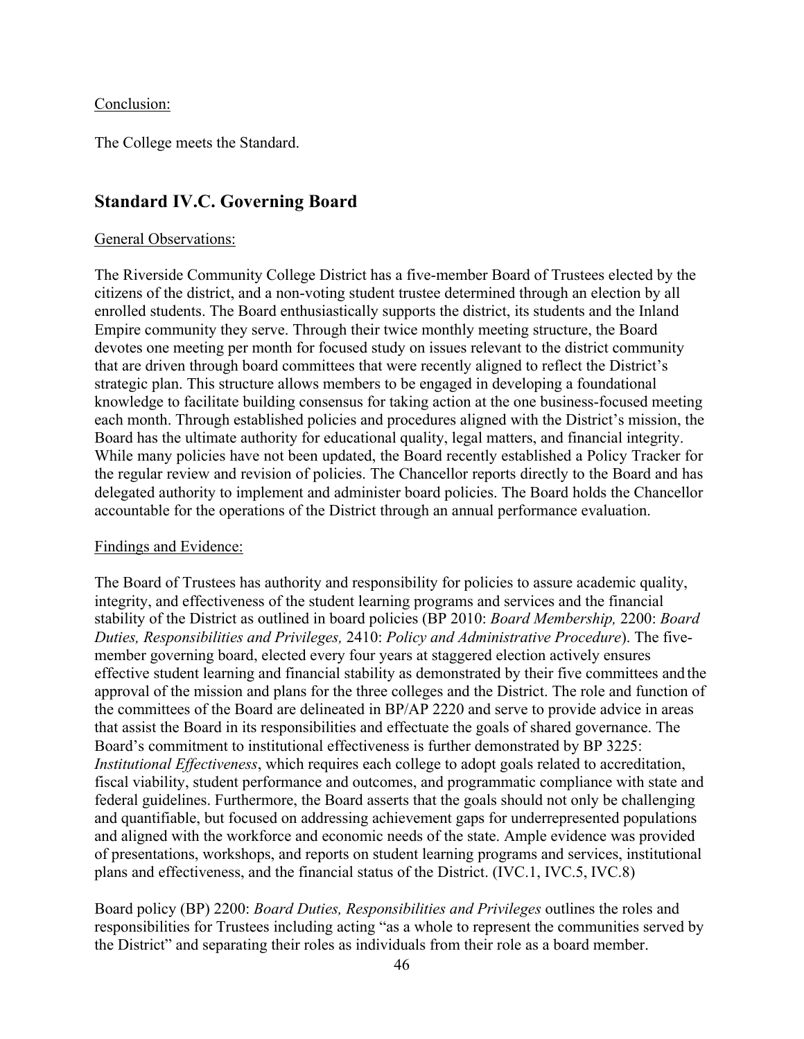Conclusion:

The College meets the Standard.

## Standard IV.C. Governing Board

General Observations:

The Riverside Community College District has a five-member Board of Trustees elected by the citizens of the district, and a non-voting student trustee determined through an election by all enrolled students. The Board enthusiastically supports the district, its students and the Inland Empire community they serve. Through their twice monthly meeting structure, the Board devotes one meeting per month for focused study on issues relevant to the district community that are driven through board committees that were recently aligned to reflect the District's strategic plan. This structure allows members to be engaged in developing a foundational knowledge to facilitate building consensus for taking action at the one business-focused meeting each month. Through established policies and procedures aligned with the District's mission, the Board has the ultimate authority for educational quality, legal matters, and financial integrity. While many policies have not been updated, the Board recently established a Policy Tracker for the regular review and revision of policies. The Chancellor reports directly to the Board and has delegated authority to implement and administer board policies. The Board holds the Chancellor accountable for the operations of the District through an annual performance evaluation.

Findings and Evidence:

The Board of Trustees has authority and responsibility for policies to assure academic quality, integrity, and effectiveness of the student learning programs and services and the financial stability of the District as outlined in board policies (BP 2010: *Board Membership,* 2200: *Board Duties, Responsibilities and Privileges,* 2410: *Policy and Administrative Procedure*). The five-member governing board, elected every four years at staggered election actively ensures effective student learning and financial stability as demonstrated by their five committees and the approval of the mission and plans for the three colleges and the District. The role and function of the committees of the Board are delineated in BP/AP 2220 and serve to provide advice in areas that assist the Board in its responsibilities and effectuate the goals of shared governance. The Board's commitment to institutional effectiveness is further demonstrated by BP 3225: *Institutional Effectiveness*, which requires each college to adopt goals related to accreditation, fiscal viability, student performance and outcomes, and programmatic compliance with state and federal guidelines. Furthermore, the Board asserts that the goals should not only be challenging and quantifiable, but focused on addressing achievement gaps for underrepresented populations and aligned with the workforce and economic needs of the state. Ample evidence was provided of presentations, workshops, and reports on student learning programs and services, institutional plans and effectiveness, and the financial status of the District. (IVC.1, IVC.5, IVC.8)

Board policy (BP) 2200: *Board Duties, Responsibilities and Privileges* outlines the roles and responsibilities for Trustees including acting "as a whole to represent the communities served by the District" and separating their roles as individuals from their role as a board member.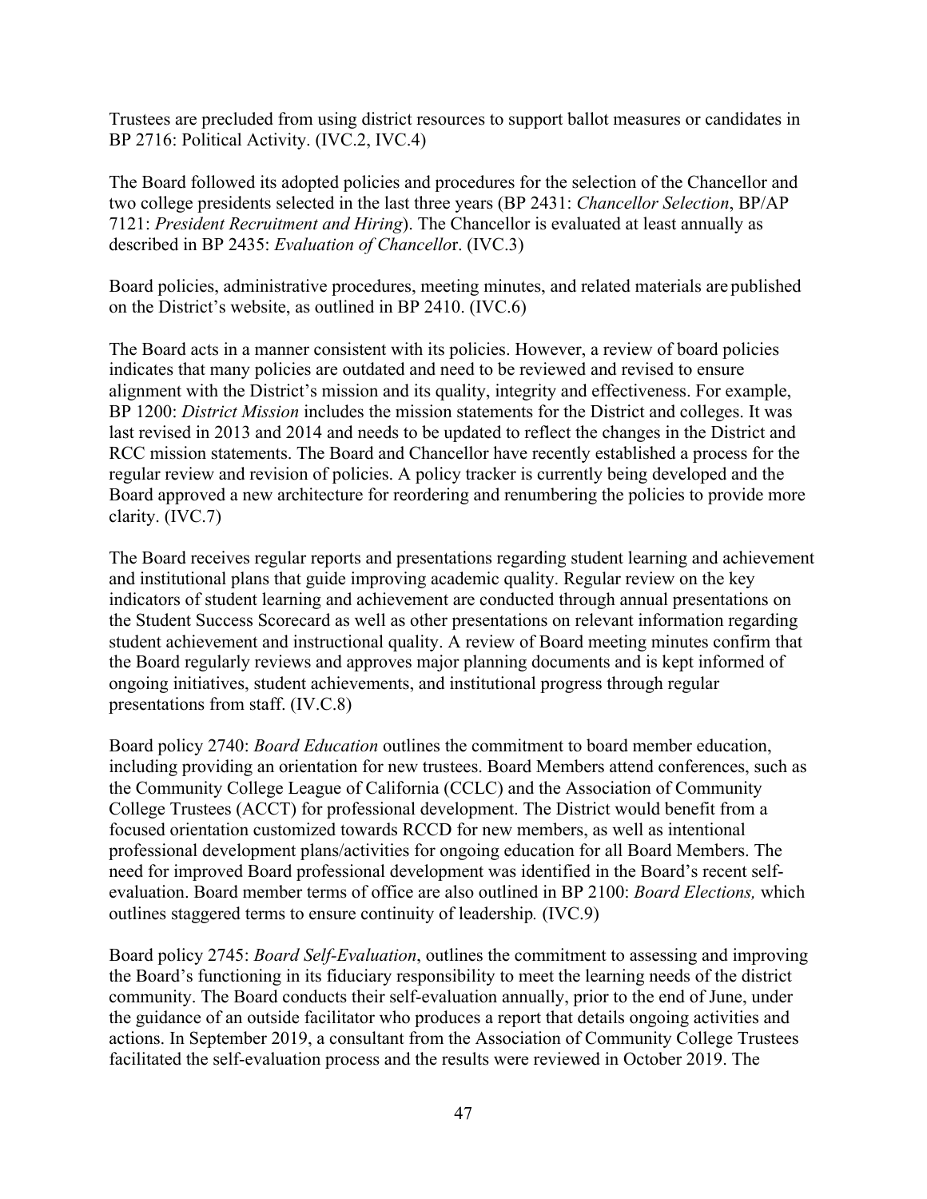Trustees are precluded from using district resources to support ballot measures or candidates in BP 2716: Political Activity. (IVC.2, IVC.4)

The Board followed its adopted policies and procedures for the selection of the Chancellor and two college presidents selected in the last three years (BP 2431: *Chancellor Selection*, BP/AP 7121: *President Recruitment and Hiring*). The Chancellor is evaluated at least annually as described in BP 2435: *Evaluation of Chancellor*. (IVC.3)

Board policies, administrative procedures, meeting minutes, and related materials are published on the District's website, as outlined in BP 2410. (IVC.6)

The Board acts in a manner consistent with its policies. However, a review of board policies indicates that many policies are outdated and need to be reviewed and revised to ensure alignment with the District's mission and its quality, integrity and effectiveness. For example, BP 1200: *District Mission* includes the mission statements for the District and colleges. It was last revised in 2013 and 2014 and needs to be updated to reflect the changes in the District and RCC mission statements. The Board and Chancellor have recently established a process for the regular review and revision of policies. A policy tracker is currently being developed and the Board approved a new architecture for reordering and renumbering the policies to provide more clarity. (IVC.7)

The Board receives regular reports and presentations regarding student learning and achievement and institutional plans that guide improving academic quality. Regular review on the key indicators of student learning and achievement are conducted through annual presentations on the Student Success Scorecard as well as other presentations on relevant information regarding student achievement and instructional quality. A review of Board meeting minutes confirm that the Board regularly reviews and approves major planning documents and is kept informed of ongoing initiatives, student achievements, and institutional progress through regular presentations from staff. (IV.C.8)

Board policy 2740: *Board Education* outlines the commitment to board member education, including providing an orientation for new trustees. Board Members attend conferences, such as the Community College League of California (CCLC) and the Association of Community College Trustees (ACCT) for professional development. The District would benefit from a focused orientation customized towards RCCD for new members, as well as intentional professional development plans/activities for ongoing education for all Board Members. The need for improved Board professional development was identified in the Board's recent self-evaluation. Board member terms of office are also outlined in BP 2100: *Board Elections,* which outlines staggered terms to ensure continuity of leadership*.* (IVC.9)

Board policy 2745: *Board Self-Evaluation*, outlines the commitment to assessing and improving the Board's functioning in its fiduciary responsibility to meet the learning needs of the district community. The Board conducts their self-evaluation annually, prior to the end of June, under the guidance of an outside facilitator who produces a report that details ongoing activities and actions. In September 2019, a consultant from the Association of Community College Trustees facilitated the self-evaluation process and the results were reviewed in October 2019. The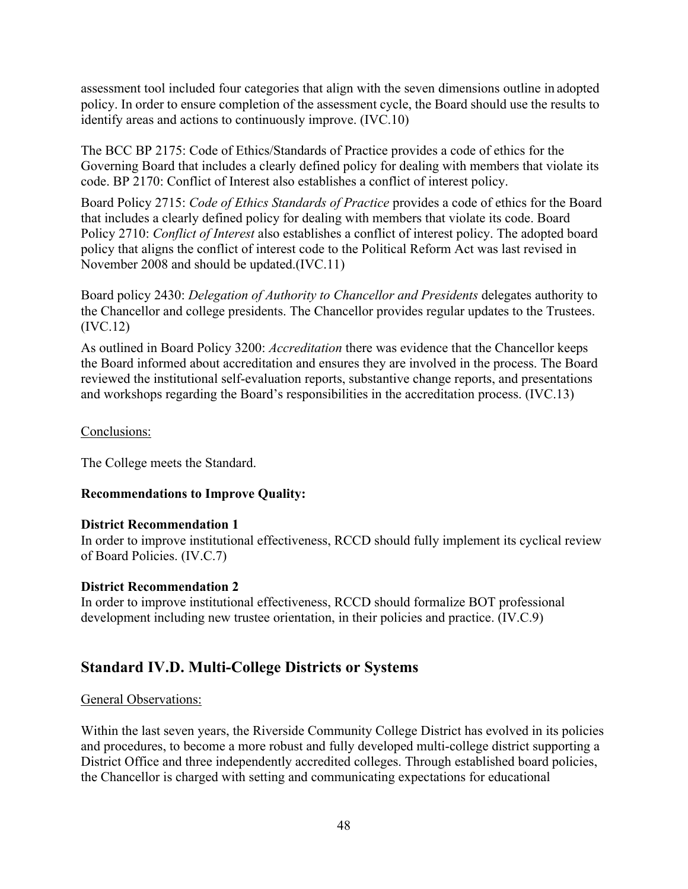assessment tool included four categories that align with the seven dimensions outline in adopted policy. In order to ensure completion of the assessment cycle, the Board should use the results to identify areas and actions to continuously improve. (IVC.10)

The BCC BP 2175: Code of Ethics/Standards of Practice provides a code of ethics for the Governing Board that includes a clearly defined policy for dealing with members that violate its code. BP 2170: Conflict of Interest also establishes a conflict of interest policy.

Board Policy 2715: *Code of Ethics Standards of Practice* provides a code of ethics for the Board that includes a clearly defined policy for dealing with members that violate its code. Board Policy 2710: *Conflict of Interest* also establishes a conflict of interest policy. The adopted board policy that aligns the conflict of interest code to the Political Reform Act was last revised in November 2008 and should be updated.(IVC.11)

Board policy 2430: *Delegation of Authority to Chancellor and Presidents* delegates authority to the Chancellor and college presidents. The Chancellor provides regular updates to the Trustees. (IVC.12)

As outlined in Board Policy 3200: *Accreditation* there was evidence that the Chancellor keeps the Board informed about accreditation and ensures they are involved in the process. The Board reviewed the institutional self-evaluation reports, substantive change reports, and presentations and workshops regarding the Board's responsibilities in the accreditation process. (IVC.13)

Conclusions:

The College meets the Standard.

**Recommendations to Improve Quality:**

**District Recommendation 1**
In order to improve institutional effectiveness, RCCD should fully implement its cyclical review of Board Policies. (IV.C.7)

**District Recommendation 2**
In order to improve institutional effectiveness, RCCD should formalize BOT professional development including new trustee orientation, in their policies and practice. (IV.C.9)

## Standard IV.D. Multi-College Districts or Systems

General Observations:

Within the last seven years, the Riverside Community College District has evolved in its policies and procedures, to become a more robust and fully developed multi-college district supporting a District Office and three independently accredited colleges. Through established board policies, the Chancellor is charged with setting and communicating expectations for educational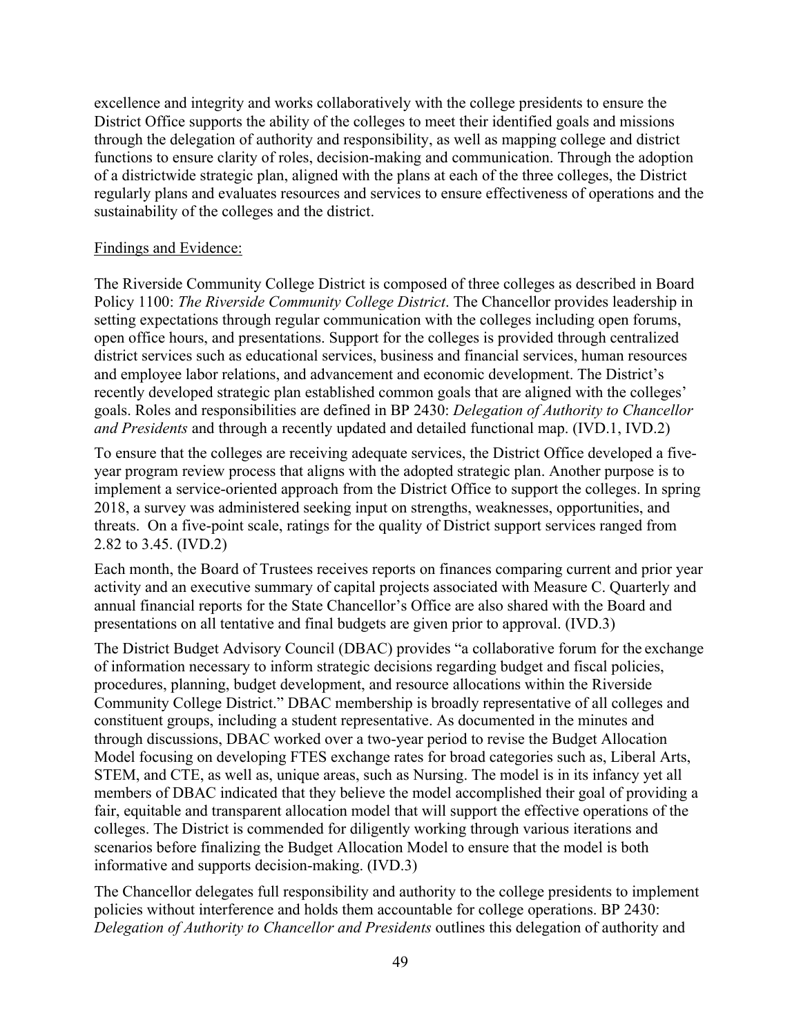excellence and integrity and works collaboratively with the college presidents to ensure the District Office supports the ability of the colleges to meet their identified goals and missions through the delegation of authority and responsibility, as well as mapping college and district functions to ensure clarity of roles, decision-making and communication. Through the adoption of a districtwide strategic plan, aligned with the plans at each of the three colleges, the District regularly plans and evaluates resources and services to ensure effectiveness of operations and the sustainability of the colleges and the district.

<u>Findings and Evidence:</u>

The Riverside Community College District is composed of three colleges as described in Board Policy 1100: *The Riverside Community College District*. The Chancellor provides leadership in setting expectations through regular communication with the colleges including open forums, open office hours, and presentations. Support for the colleges is provided through centralized district services such as educational services, business and financial services, human resources and employee labor relations, and advancement and economic development. The District's recently developed strategic plan established common goals that are aligned with the colleges' goals. Roles and responsibilities are defined in BP 2430: *Delegation of Authority to Chancellor and Presidents* and through a recently updated and detailed functional map. (IVD.1, IVD.2)

To ensure that the colleges are receiving adequate services, the District Office developed a five-year program review process that aligns with the adopted strategic plan. Another purpose is to implement a service-oriented approach from the District Office to support the colleges. In spring 2018, a survey was administered seeking input on strengths, weaknesses, opportunities, and threats. On a five-point scale, ratings for the quality of District support services ranged from 2.82 to 3.45. (IVD.2)

Each month, the Board of Trustees receives reports on finances comparing current and prior year activity and an executive summary of capital projects associated with Measure C. Quarterly and annual financial reports for the State Chancellor's Office are also shared with the Board and presentations on all tentative and final budgets are given prior to approval. (IVD.3)

The District Budget Advisory Council (DBAC) provides "a collaborative forum for the exchange of information necessary to inform strategic decisions regarding budget and fiscal policies, procedures, planning, budget development, and resource allocations within the Riverside Community College District." DBAC membership is broadly representative of all colleges and constituent groups, including a student representative. As documented in the minutes and through discussions, DBAC worked over a two-year period to revise the Budget Allocation Model focusing on developing FTES exchange rates for broad categories such as, Liberal Arts, STEM, and CTE, as well as, unique areas, such as Nursing. The model is in its infancy yet all members of DBAC indicated that they believe the model accomplished their goal of providing a fair, equitable and transparent allocation model that will support the effective operations of the colleges. The District is commended for diligently working through various iterations and scenarios before finalizing the Budget Allocation Model to ensure that the model is both informative and supports decision-making. (IVD.3)

The Chancellor delegates full responsibility and authority to the college presidents to implement policies without interference and holds them accountable for college operations. BP 2430: *Delegation of Authority to Chancellor and Presidents* outlines this delegation of authority and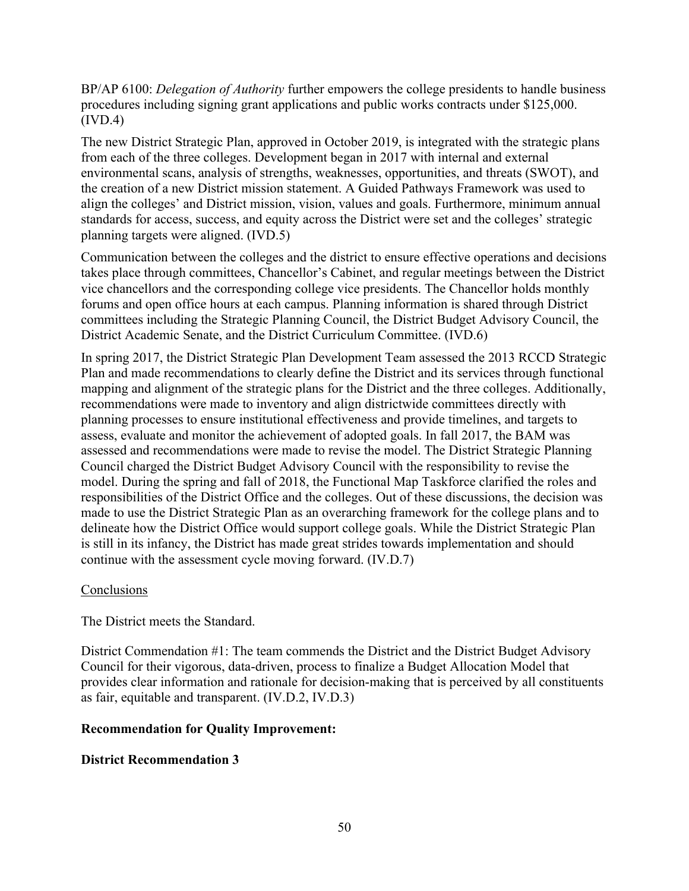BP/AP 6100: *Delegation of Authority* further empowers the college presidents to handle business procedures including signing grant applications and public works contracts under $125,000. (IVD.4)

The new District Strategic Plan, approved in October 2019, is integrated with the strategic plans from each of the three colleges. Development began in 2017 with internal and external environmental scans, analysis of strengths, weaknesses, opportunities, and threats (SWOT), and the creation of a new District mission statement. A Guided Pathways Framework was used to align the colleges' and District mission, vision, values and goals. Furthermore, minimum annual standards for access, success, and equity across the District were set and the colleges' strategic planning targets were aligned. (IVD.5)

Communication between the colleges and the district to ensure effective operations and decisions takes place through committees, Chancellor's Cabinet, and regular meetings between the District vice chancellors and the corresponding college vice presidents. The Chancellor holds monthly forums and open office hours at each campus. Planning information is shared through District committees including the Strategic Planning Council, the District Budget Advisory Council, the District Academic Senate, and the District Curriculum Committee. (IVD.6)

In spring 2017, the District Strategic Plan Development Team assessed the 2013 RCCD Strategic Plan and made recommendations to clearly define the District and its services through functional mapping and alignment of the strategic plans for the District and the three colleges. Additionally, recommendations were made to inventory and align districtwide committees directly with planning processes to ensure institutional effectiveness and provide timelines, and targets to assess, evaluate and monitor the achievement of adopted goals. In fall 2017, the BAM was assessed and recommendations were made to revise the model. The District Strategic Planning Council charged the District Budget Advisory Council with the responsibility to revise the model. During the spring and fall of 2018, the Functional Map Taskforce clarified the roles and responsibilities of the District Office and the colleges. Out of these discussions, the decision was made to use the District Strategic Plan as an overarching framework for the college plans and to delineate how the District Office would support college goals. While the District Strategic Plan is still in its infancy, the District has made great strides towards implementation and should continue with the assessment cycle moving forward. (IV.D.7)

<u>Conclusions</u>

The District meets the Standard.

District Commendation #1: The team commends the District and the District Budget Advisory Council for their vigorous, data-driven, process to finalize a Budget Allocation Model that provides clear information and rationale for decision-making that is perceived by all constituents as fair, equitable and transparent. (IV.D.2, IV.D.3)

**Recommendation for Quality Improvement:**

**District Recommendation 3**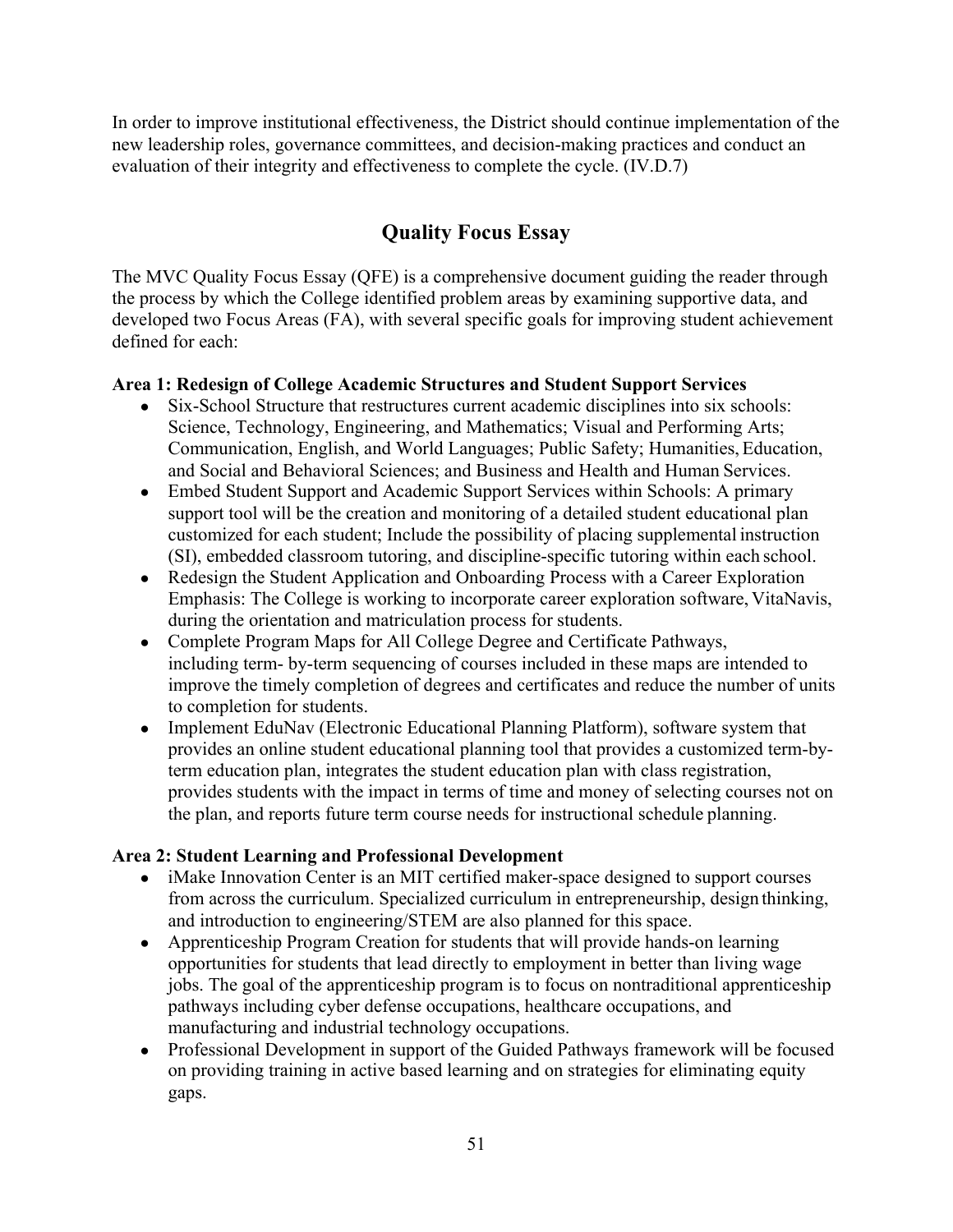In order to improve institutional effectiveness, the District should continue implementation of the new leadership roles, governance committees, and decision-making practices and conduct an evaluation of their integrity and effectiveness to complete the cycle. (IV.D.7)

## Quality Focus Essay

The MVC Quality Focus Essay (QFE) is a comprehensive document guiding the reader through the process by which the College identified problem areas by examining supportive data, and developed two Focus Areas (FA), with several specific goals for improving student achievement defined for each:

**Area 1: Redesign of College Academic Structures and Student Support Services**

- Six-School Structure that restructures current academic disciplines into six schools: Science, Technology, Engineering, and Mathematics; Visual and Performing Arts; Communication, English, and World Languages; Public Safety; Humanities, Education, and Social and Behavioral Sciences; and Business and Health and Human Services.
- Embed Student Support and Academic Support Services within Schools: A primary support tool will be the creation and monitoring of a detailed student educational plan customized for each student; Include the possibility of placing supplemental instruction (SI), embedded classroom tutoring, and discipline-specific tutoring within each school.
- Redesign the Student Application and Onboarding Process with a Career Exploration Emphasis: The College is working to incorporate career exploration software, VitaNavis, during the orientation and matriculation process for students.
- Complete Program Maps for All College Degree and Certificate Pathways, including term- by-term sequencing of courses included in these maps are intended to improve the timely completion of degrees and certificates and reduce the number of units to completion for students.
- Implement EduNav (Electronic Educational Planning Platform), software system that provides an online student educational planning tool that provides a customized term-by-term education plan, integrates the student education plan with class registration, provides students with the impact in terms of time and money of selecting courses not on the plan, and reports future term course needs for instructional schedule planning.

**Area 2: Student Learning and Professional Development**

- iMake Innovation Center is an MIT certified maker-space designed to support courses from across the curriculum. Specialized curriculum in entrepreneurship, design thinking, and introduction to engineering/STEM are also planned for this space.
- Apprenticeship Program Creation for students that will provide hands-on learning opportunities for students that lead directly to employment in better than living wage jobs. The goal of the apprenticeship program is to focus on nontraditional apprenticeship pathways including cyber defense occupations, healthcare occupations, and manufacturing and industrial technology occupations.
- Professional Development in support of the Guided Pathways framework will be focused on providing training in active based learning and on strategies for eliminating equity gaps.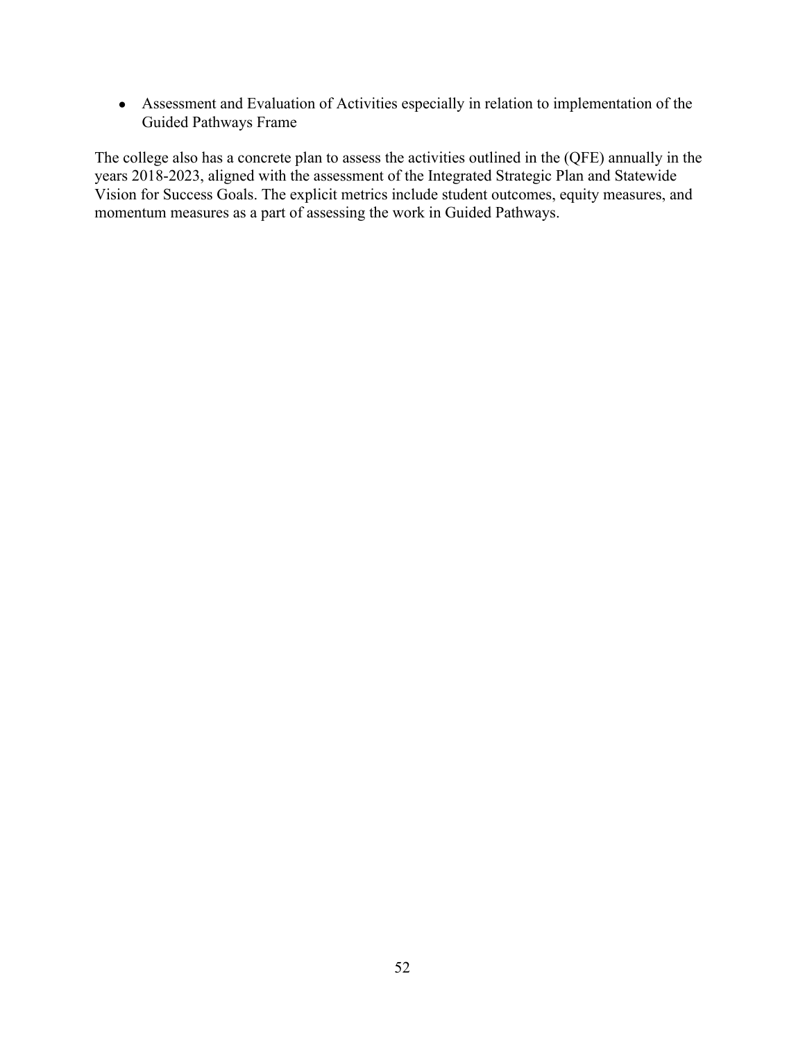- Assessment and Evaluation of Activities especially in relation to implementation of the Guided Pathways Frame

The college also has a concrete plan to assess the activities outlined in the (QFE) annually in the years 2018-2023, aligned with the assessment of the Integrated Strategic Plan and Statewide Vision for Success Goals. The explicit metrics include student outcomes, equity measures, and momentum measures as a part of assessing the work in Guided Pathways.